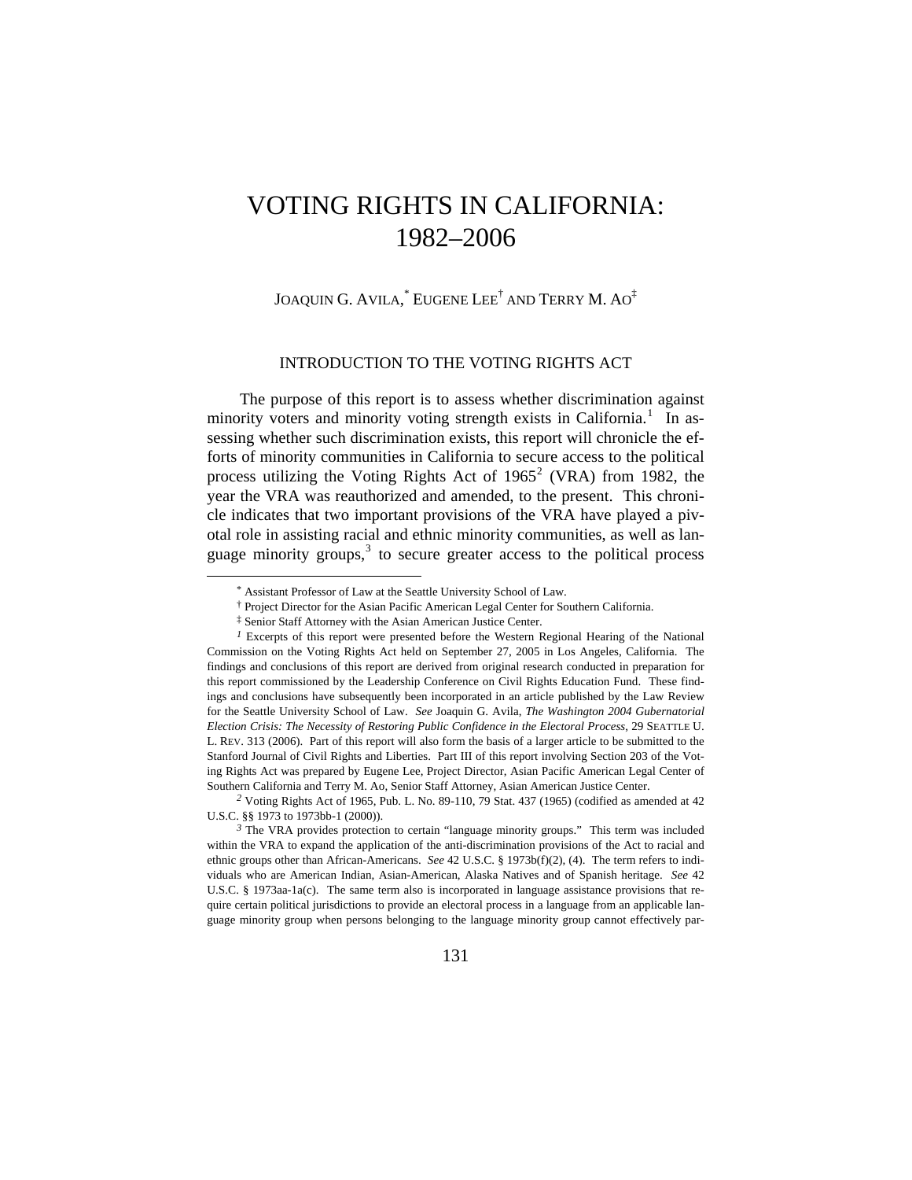# VOTING RIGHTS IN CALIFORNIA: 1982–2006

JOAQUIN G. AVILA,[*] EUGENE LEE[†] AND TERRY M. AO[‡]

## INTRODUCTION TO THE VOTING RIGHTS ACT

The purpose of this report is to assess whether discrimination against minority voters and minority voting strength exists in California.[1] In assessing whether such discrimination exists, this report will chronicle the efforts of minority communities in California to secure access to the political process utilizing the Voting Rights Act of 1965[2] (VRA) from 1982, the year the VRA was reauthorized and amended, to the present. This chronicle indicates that two important provisions of the VRA have played a pivotal role in assisting racial and ethnic minority communities, as well as language minority groups,[3] to secure greater access to the political process

---

[*] Assistant Professor of Law at the Seattle University School of Law.

[†] Project Director for the Asian Pacific American Legal Center for Southern California.

[‡] Senior Staff Attorney with the Asian American Justice Center.

[1] Excerpts of this report were presented before the Western Regional Hearing of the National Commission on the Voting Rights Act held on September 27, 2005 in Los Angeles, California. The findings and conclusions of this report are derived from original research conducted in preparation for this report commissioned by the Leadership Conference on Civil Rights Education Fund. These findings and conclusions have subsequently been incorporated in an article published by the Law Review for the Seattle University School of Law. *See* Joaquin G. Avila, *The Washington 2004 Gubernatorial Election Crisis: The Necessity of Restoring Public Confidence in the Electoral Process*, 29 SEATTLE U. L. REV. 313 (2006). Part of this report will also form the basis of a larger article to be submitted to the Stanford Journal of Civil Rights and Liberties. Part III of this report involving Section 203 of the Voting Rights Act was prepared by Eugene Lee, Project Director, Asian Pacific American Legal Center of Southern California and Terry M. Ao, Senior Staff Attorney, Asian American Justice Center.

[2] Voting Rights Act of 1965, Pub. L. No. 89-110, 79 Stat. 437 (1965) (codified as amended at 42 U.S.C. §§ 1973 to 1973bb-1 (2000)).

[3] The VRA provides protection to certain "language minority groups." This term was included within the VRA to expand the application of the anti-discrimination provisions of the Act to racial and ethnic groups other than African-Americans. *See* 42 U.S.C. § 1973b(f)(2), (4). The term refers to individuals who are American Indian, Asian-American, Alaska Natives and of Spanish heritage. *See* 42 U.S.C. § 1973aa-1a(c). The same term also is incorporated in language assistance provisions that require certain political jurisdictions to provide an electoral process in a language from an applicable language minority group when persons belonging to the language minority group cannot effectively par-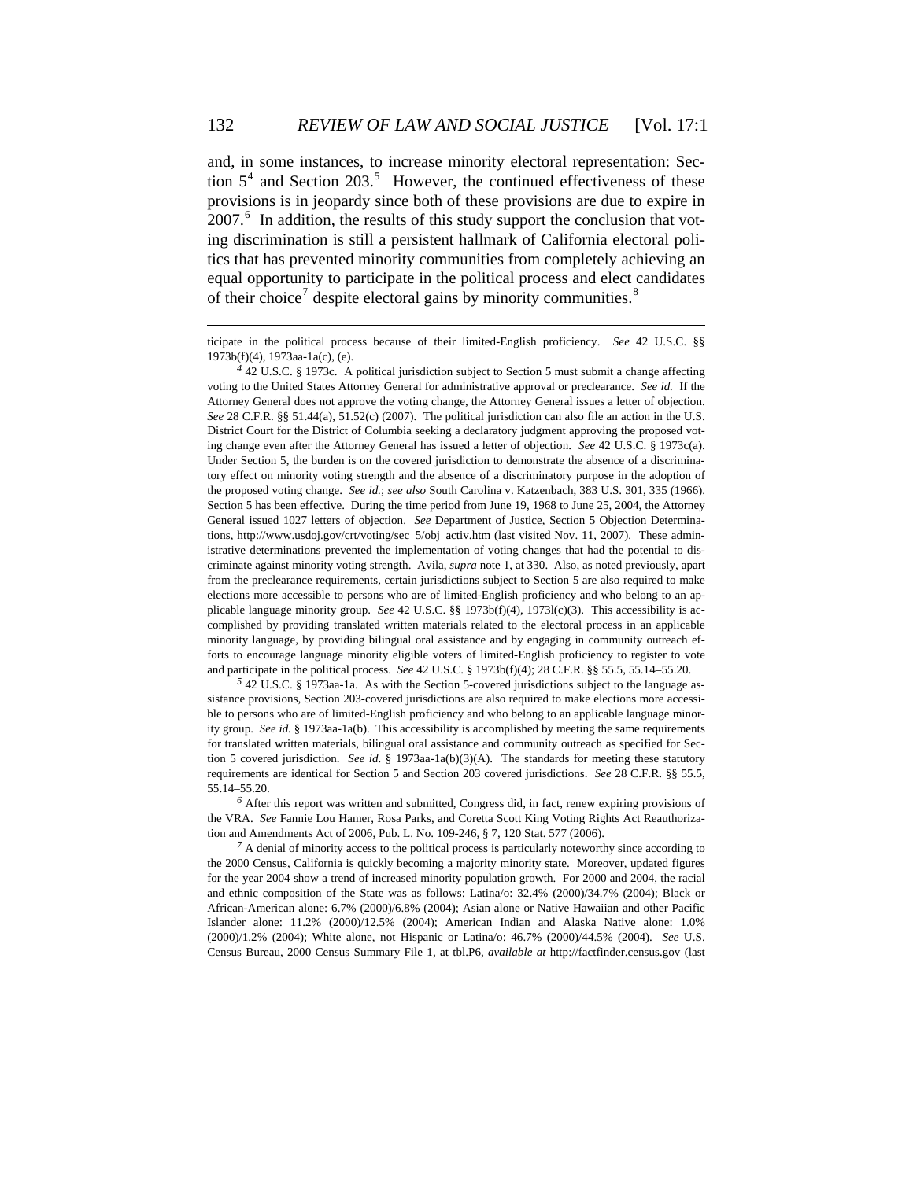and, in some instances, to increase minority electoral representation: Section 5[4] and Section 203.[5] However, the continued effectiveness of these provisions is in jeopardy since both of these provisions are due to expire in 2007.[6] In addition, the results of this study support the conclusion that voting discrimination is still a persistent hallmark of California electoral politics that has prevented minority communities from completely achieving an equal opportunity to participate in the political process and elect candidates of their choice[7] despite electoral gains by minority communities.[8]

---

ticipate in the political process because of their limited-English proficiency. *See* 42 U.S.C. §§ 1973b(f)(4), 1973aa-1a(c), (e).

[4] 42 U.S.C. § 1973c. A political jurisdiction subject to Section 5 must submit a change affecting voting to the United States Attorney General for administrative approval or preclearance. *See id.* If the Attorney General does not approve the voting change, the Attorney General issues a letter of objection. *See* 28 C.F.R. §§ 51.44(a), 51.52(c) (2007). The political jurisdiction can also file an action in the U.S. District Court for the District of Columbia seeking a declaratory judgment approving the proposed voting change even after the Attorney General has issued a letter of objection. *See* 42 U.S.C. § 1973c(a). Under Section 5, the burden is on the covered jurisdiction to demonstrate the absence of a discriminatory effect on minority voting strength and the absence of a discriminatory purpose in the adoption of the proposed voting change. *See id.*; *see also* South Carolina v. Katzenbach, 383 U.S. 301, 335 (1966). Section 5 has been effective. During the time period from June 19, 1968 to June 25, 2004, the Attorney General issued 1027 letters of objection. *See* Department of Justice, Section 5 Objection Determinations, http://www.usdoj.gov/crt/voting/sec_5/obj_activ.htm (last visited Nov. 11, 2007). These administrative determinations prevented the implementation of voting changes that had the potential to discriminate against minority voting strength. Avila, *supra* note 1, at 330. Also, as noted previously, apart from the preclearance requirements, certain jurisdictions subject to Section 5 are also required to make elections more accessible to persons who are of limited-English proficiency and who belong to an applicable language minority group. *See* 42 U.S.C. §§ 1973b(f)(4), 1973l(c)(3). This accessibility is accomplished by providing translated written materials related to the electoral process in an applicable minority language, by providing bilingual oral assistance and by engaging in community outreach efforts to encourage language minority eligible voters of limited-English proficiency to register to vote and participate in the political process. *See* 42 U.S.C. § 1973b(f)(4); 28 C.F.R. §§ 55.5, 55.14–55.20.

[5] 42 U.S.C. § 1973aa-1a. As with the Section 5-covered jurisdictions subject to the language assistance provisions, Section 203-covered jurisdictions are also required to make elections more accessible to persons who are of limited-English proficiency and who belong to an applicable language minority group. *See id.* § 1973aa-1a(b). This accessibility is accomplished by meeting the same requirements for translated written materials, bilingual oral assistance and community outreach as specified for Section 5 covered jurisdiction. *See id.* § 1973aa-1a(b)(3)(A). The standards for meeting these statutory requirements are identical for Section 5 and Section 203 covered jurisdictions. *See* 28 C.F.R. §§ 55.5, 55.14–55.20.

[6] After this report was written and submitted, Congress did, in fact, renew expiring provisions of the VRA. *See* Fannie Lou Hamer, Rosa Parks, and Coretta Scott King Voting Rights Act Reauthorization and Amendments Act of 2006, Pub. L. No. 109-246, § 7, 120 Stat. 577 (2006).

[7] A denial of minority access to the political process is particularly noteworthy since according to the 2000 Census, California is quickly becoming a majority minority state. Moreover, updated figures for the year 2004 show a trend of increased minority population growth. For 2000 and 2004, the racial and ethnic composition of the State was as follows: Latina/o: 32.4% (2000)/34.7% (2004); Black or African-American alone: 6.7% (2000)/6.8% (2004); Asian alone or Native Hawaiian and other Pacific Islander alone: 11.2% (2000)/12.5% (2004); American Indian and Alaska Native alone: 1.0% (2000)/1.2% (2004); White alone, not Hispanic or Latina/o: 46.7% (2000)/44.5% (2004). *See* U.S. Census Bureau, 2000 Census Summary File 1, at tbl.P6, *available at* http://factfinder.census.gov (last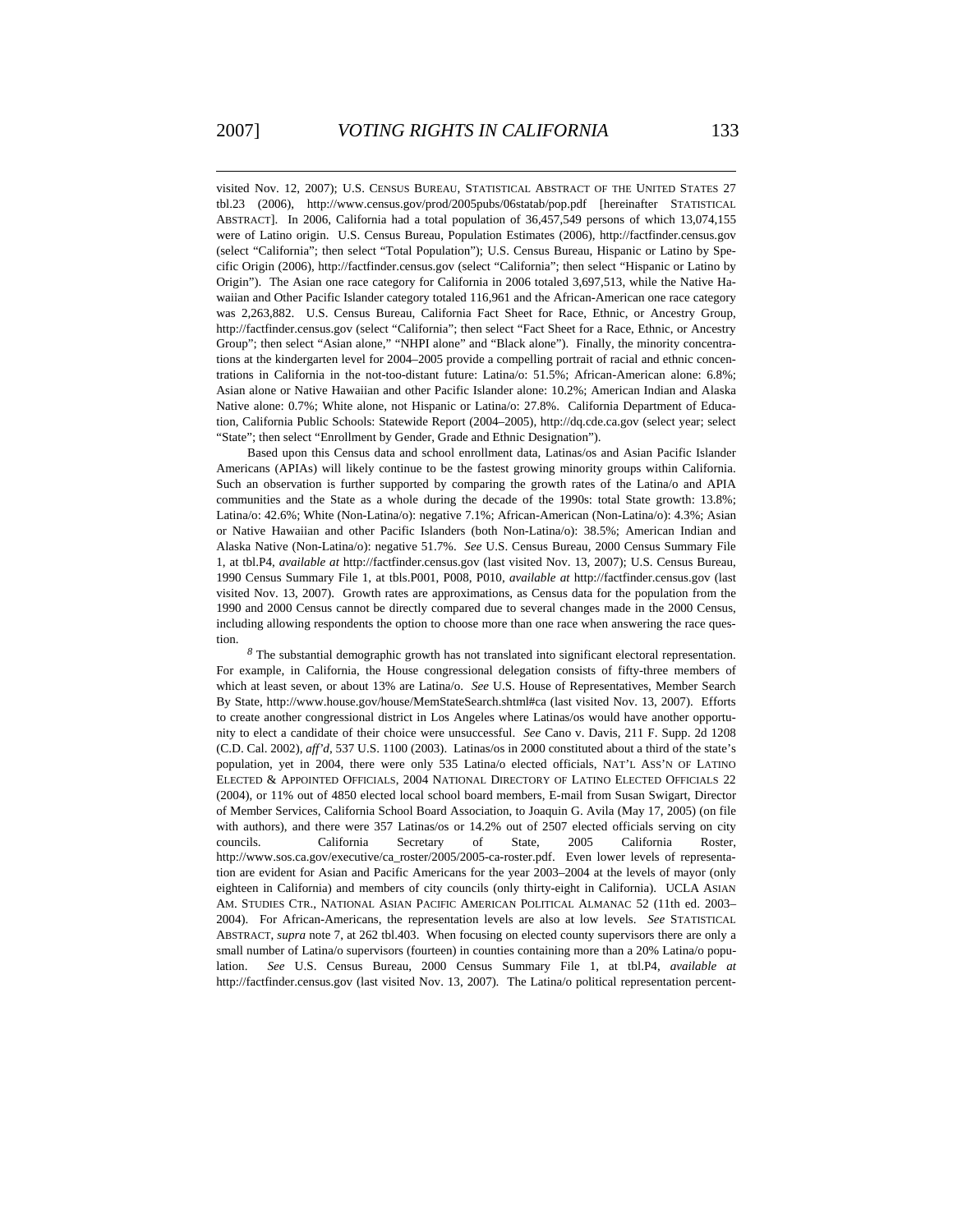visited Nov. 12, 2007); U.S. CENSUS BUREAU, STATISTICAL ABSTRACT OF THE UNITED STATES 27 tbl.23 (2006), http://www.census.gov/prod/2005pubs/06statab/pop.pdf [hereinafter STATISTICAL ABSTRACT]. In 2006, California had a total population of 36,457,549 persons of which 13,074,155 were of Latino origin. U.S. Census Bureau, Population Estimates (2006), http://factfinder.census.gov (select "California"; then select "Total Population"); U.S. Census Bureau, Hispanic or Latino by Specific Origin (2006), http://factfinder.census.gov (select "California"; then select "Hispanic or Latino by Origin"). The Asian one race category for California in 2006 totaled 3,697,513, while the Native Hawaiian and Other Pacific Islander category totaled 116,961 and the African-American one race category was 2,263,882. U.S. Census Bureau, California Fact Sheet for Race, Ethnic, or Ancestry Group, http://factfinder.census.gov (select "California"; then select "Fact Sheet for a Race, Ethnic, or Ancestry Group"; then select "Asian alone," "NHPI alone" and "Black alone"). Finally, the minority concentrations at the kindergarten level for 2004–2005 provide a compelling portrait of racial and ethnic concentrations in California in the not-too-distant future: Latina/o: 51.5%; African-American alone: 6.8%; Asian alone or Native Hawaiian and other Pacific Islander alone: 10.2%; American Indian and Alaska Native alone: 0.7%; White alone, not Hispanic or Latina/o: 27.8%. California Department of Education, California Public Schools: Statewide Report (2004–2005), http://dq.cde.ca.gov (select year; select "State"; then select "Enrollment by Gender, Grade and Ethnic Designation").

Based upon this Census data and school enrollment data, Latinas/os and Asian Pacific Islander Americans (APIAs) will likely continue to be the fastest growing minority groups within California. Such an observation is further supported by comparing the growth rates of the Latina/o and APIA communities and the State as a whole during the decade of the 1990s: total State growth: 13.8%; Latina/o: 42.6%; White (Non-Latina/o): negative 7.1%; African-American (Non-Latina/o): 4.3%; Asian or Native Hawaiian and other Pacific Islanders (both Non-Latina/o): 38.5%; American Indian and Alaska Native (Non-Latina/o): negative 51.7%. *See* U.S. Census Bureau, 2000 Census Summary File 1, at tbl.P4, *available at* http://factfinder.census.gov (last visited Nov. 13, 2007); U.S. Census Bureau, 1990 Census Summary File 1, at tbls.P001, P008, P010, *available at* http://factfinder.census.gov (last visited Nov. 13, 2007). Growth rates are approximations, as Census data for the population from the 1990 and 2000 Census cannot be directly compared due to several changes made in the 2000 Census, including allowing respondents the option to choose more than one race when answering the race question.

[8] The substantial demographic growth has not translated into significant electoral representation. For example, in California, the House congressional delegation consists of fifty-three members of which at least seven, or about 13% are Latina/o. *See* U.S. House of Representatives, Member Search By State, http://www.house.gov/house/MemStateSearch.shtml#ca (last visited Nov. 13, 2007). Efforts to create another congressional district in Los Angeles where Latinas/os would have another opportunity to elect a candidate of their choice were unsuccessful. *See* Cano v. Davis, 211 F. Supp. 2d 1208 (C.D. Cal. 2002), *aff'd*, 537 U.S. 1100 (2003). Latinas/os in 2000 constituted about a third of the state's population, yet in 2004, there were only 535 Latina/o elected officials, NAT'L ASS'N OF LATINO ELECTED & APPOINTED OFFICIALS, 2004 NATIONAL DIRECTORY OF LATINO ELECTED OFFICIALS 22 (2004), or 11% out of 4850 elected local school board members, E-mail from Susan Swigart, Director of Member Services, California School Board Association, to Joaquin G. Avila (May 17, 2005) (on file with authors), and there were 357 Latinas/os or 14.2% out of 2507 elected officials serving on city councils. California Secretary of State, 2005 California Roster, http://www.sos.ca.gov/executive/ca_roster/2005/2005-ca-roster.pdf. Even lower levels of representation are evident for Asian and Pacific Americans for the year 2003–2004 at the levels of mayor (only eighteen in California) and members of city councils (only thirty-eight in California). UCLA ASIAN AM. STUDIES CTR., NATIONAL ASIAN PACIFIC AMERICAN POLITICAL ALMANAC 52 (11th ed. 2003–2004). For African-Americans, the representation levels are also at low levels. *See* STATISTICAL ABSTRACT, *supra* note 7, at 262 tbl.403. When focusing on elected county supervisors there are only a small number of Latina/o supervisors (fourteen) in counties containing more than a 20% Latina/o population. *See* U.S. Census Bureau, 2000 Census Summary File 1, at tbl.P4, *available at* http://factfinder.census.gov (last visited Nov. 13, 2007). The Latina/o political representation percent-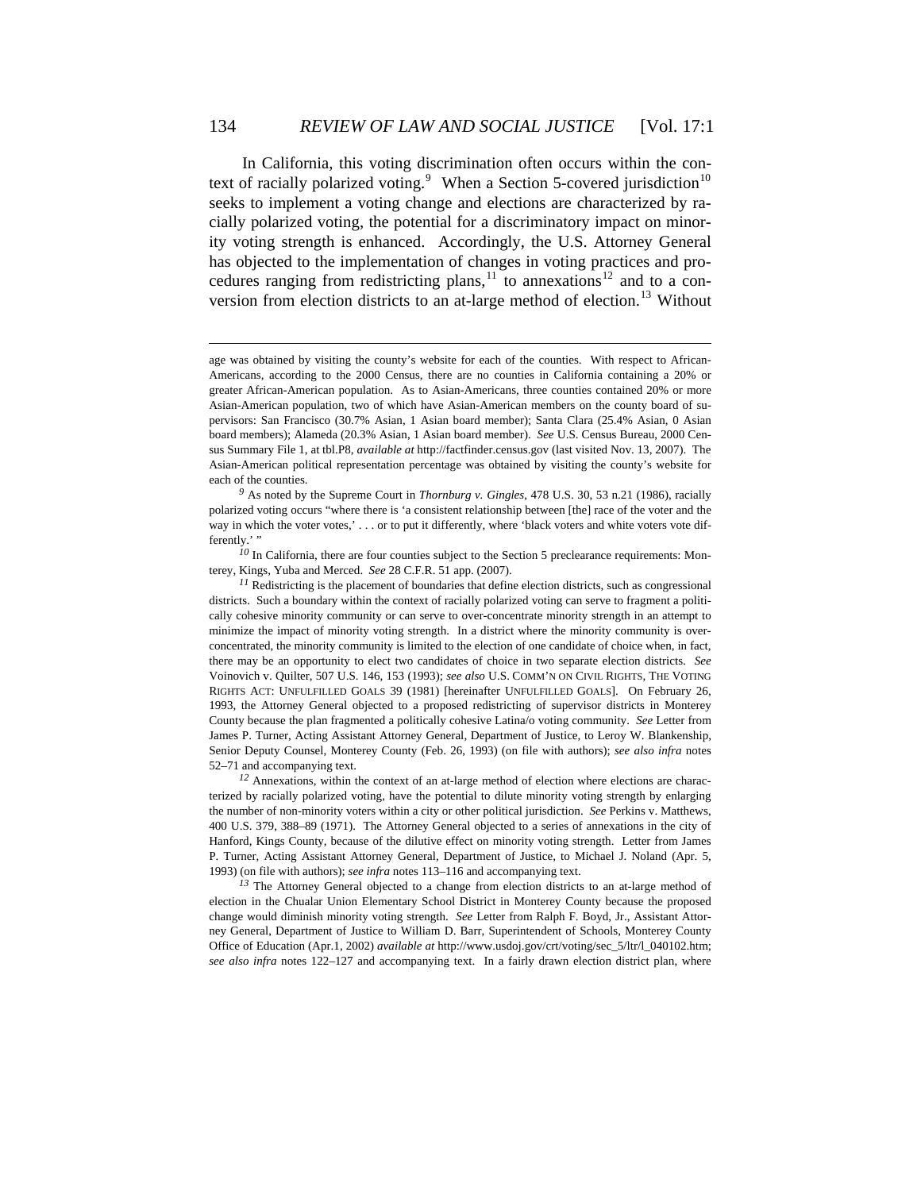In California, this voting discrimination often occurs within the context of racially polarized voting.[9] When a Section 5-covered jurisdiction[10] seeks to implement a voting change and elections are characterized by racially polarized voting, the potential for a discriminatory impact on minority voting strength is enhanced. Accordingly, the U.S. Attorney General has objected to the implementation of changes in voting practices and procedures ranging from redistricting plans,[11] to annexations[12] and to a conversion from election districts to an at-large method of election.[13] Without

---

age was obtained by visiting the county's website for each of the counties. With respect to African-Americans, according to the 2000 Census, there are no counties in California containing a 20% or greater African-American population. As to Asian-Americans, three counties contained 20% or more Asian-American population, two of which have Asian-American members on the county board of supervisors: San Francisco (30.7% Asian, 1 Asian board member); Santa Clara (25.4% Asian, 0 Asian board members); Alameda (20.3% Asian, 1 Asian board member). *See* U.S. Census Bureau, 2000 Census Summary File 1, at tbl.P8, *available at* http://factfinder.census.gov (last visited Nov. 13, 2007). The Asian-American political representation percentage was obtained by visiting the county's website for each of the counties.

[9] As noted by the Supreme Court in *Thornburg v. Gingles*, 478 U.S. 30, 53 n.21 (1986), racially polarized voting occurs "where there is 'a consistent relationship between [the] race of the voter and the way in which the voter votes,' . . . or to put it differently, where 'black voters and white voters vote differently.' "

[10] In California, there are four counties subject to the Section 5 preclearance requirements: Monterey, Kings, Yuba and Merced. *See* 28 C.F.R. 51 app. (2007).

[11] Redistricting is the placement of boundaries that define election districts, such as congressional districts. Such a boundary within the context of racially polarized voting can serve to fragment a politically cohesive minority community or can serve to over-concentrate minority strength in an attempt to minimize the impact of minority voting strength. In a district where the minority community is over-concentrated, the minority community is limited to the election of one candidate of choice when, in fact, there may be an opportunity to elect two candidates of choice in two separate election districts. *See* Voinovich v. Quilter, 507 U.S. 146, 153 (1993); *see also* U.S. COMM'N ON CIVIL RIGHTS, THE VOTING RIGHTS ACT: UNFULFILLED GOALS 39 (1981) [hereinafter UNFULFILLED GOALS]. On February 26, 1993, the Attorney General objected to a proposed redistricting of supervisor districts in Monterey County because the plan fragmented a politically cohesive Latina/o voting community. *See* Letter from James P. Turner, Acting Assistant Attorney General, Department of Justice, to Leroy W. Blankenship, Senior Deputy Counsel, Monterey County (Feb. 26, 1993) (on file with authors); *see also infra* notes 52–71 and accompanying text.

[12] Annexations, within the context of an at-large method of election where elections are characterized by racially polarized voting, have the potential to dilute minority voting strength by enlarging the number of non-minority voters within a city or other political jurisdiction. *See* Perkins v. Matthews, 400 U.S. 379, 388–89 (1971). The Attorney General objected to a series of annexations in the city of Hanford, Kings County, because of the dilutive effect on minority voting strength. Letter from James P. Turner, Acting Assistant Attorney General, Department of Justice, to Michael J. Noland (Apr. 5, 1993) (on file with authors); *see infra* notes 113–116 and accompanying text.

[13] The Attorney General objected to a change from election districts to an at-large method of election in the Chualar Union Elementary School District in Monterey County because the proposed change would diminish minority voting strength. *See* Letter from Ralph F. Boyd, Jr., Assistant Attorney General, Department of Justice to William D. Barr, Superintendent of Schools, Monterey County Office of Education (Apr.1, 2002) *available at* http://www.usdoj.gov/crt/voting/sec_5/ltr/l_040102.htm; *see also infra* notes 122–127 and accompanying text. In a fairly drawn election district plan, where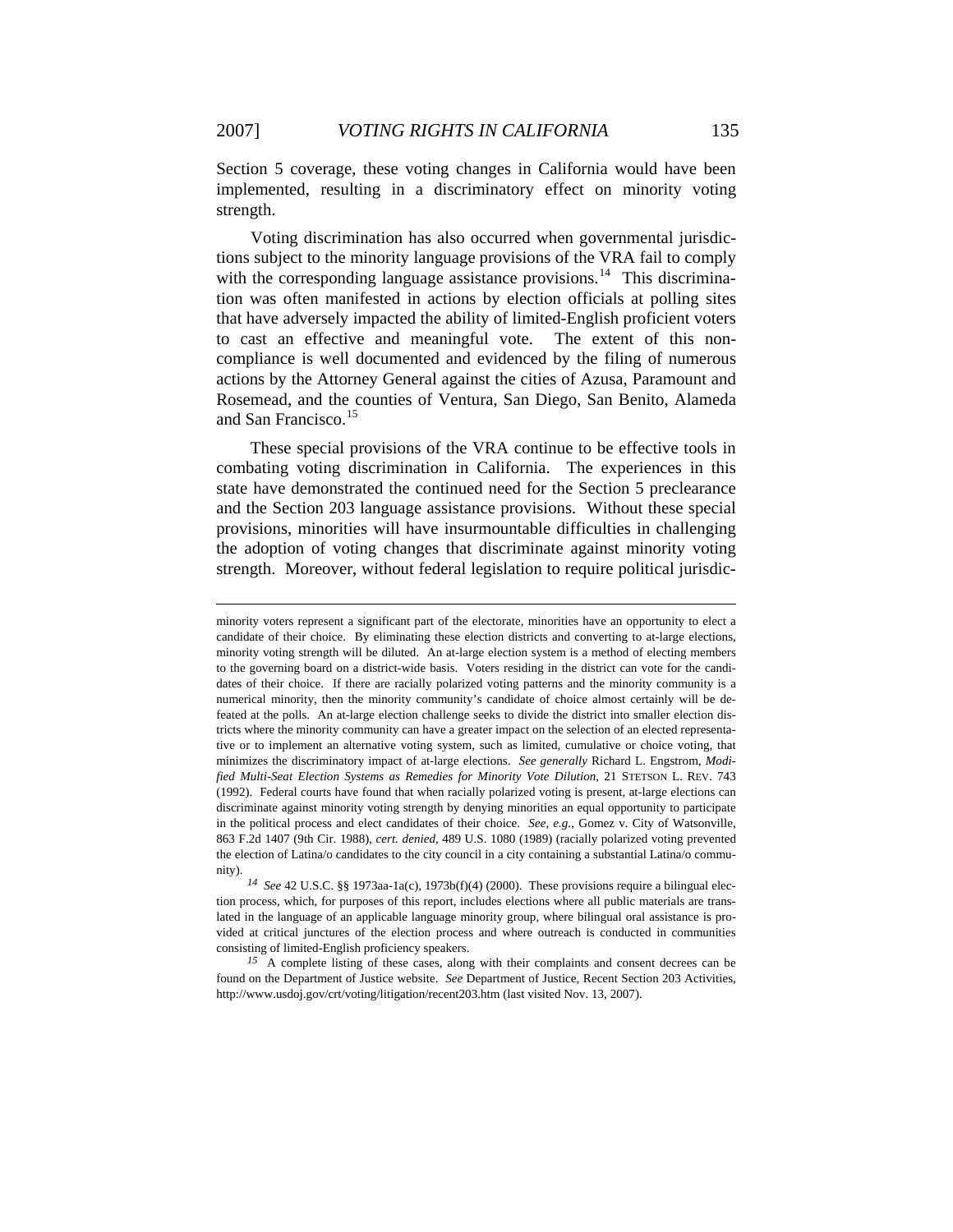Section 5 coverage, these voting changes in California would have been implemented, resulting in a discriminatory effect on minority voting strength.

Voting discrimination has also occurred when governmental jurisdictions subject to the minority language provisions of the VRA fail to comply with the corresponding language assistance provisions.[14] This discrimination was often manifested in actions by election officials at polling sites that have adversely impacted the ability of limited-English proficient voters to cast an effective and meaningful vote. The extent of this noncompliance is well documented and evidenced by the filing of numerous actions by the Attorney General against the cities of Azusa, Paramount and Rosemead, and the counties of Ventura, San Diego, San Benito, Alameda and San Francisco.[15]

These special provisions of the VRA continue to be effective tools in combating voting discrimination in California. The experiences in this state have demonstrated the continued need for the Section 5 preclearance and the Section 203 language assistance provisions. Without these special provisions, minorities will have insurmountable difficulties in challenging the adoption of voting changes that discriminate against minority voting strength. Moreover, without federal legislation to require political jurisdic-

---

minority voters represent a significant part of the electorate, minorities have an opportunity to elect a candidate of their choice. By eliminating these election districts and converting to at-large elections, minority voting strength will be diluted. An at-large election system is a method of electing members to the governing board on a district-wide basis. Voters residing in the district can vote for the candidates of their choice. If there are racially polarized voting patterns and the minority community is a numerical minority, then the minority community's candidate of choice almost certainly will be defeated at the polls. An at-large election challenge seeks to divide the district into smaller election districts where the minority community can have a greater impact on the selection of an elected representative or to implement an alternative voting system, such as limited, cumulative or choice voting, that minimizes the discriminatory impact of at-large elections. *See generally* Richard L. Engstrom, *Modified Multi-Seat Election Systems as Remedies for Minority Vote Dilution*, 21 STETSON L. REV. 743 (1992). Federal courts have found that when racially polarized voting is present, at-large elections can discriminate against minority voting strength by denying minorities an equal opportunity to participate in the political process and elect candidates of their choice. *See, e.g.*, Gomez v. City of Watsonville, 863 F.2d 1407 (9th Cir. 1988), *cert. denied*, 489 U.S. 1080 (1989) (racially polarized voting prevented the election of Latina/o candidates to the city council in a city containing a substantial Latina/o community).

[14] *See* 42 U.S.C. §§ 1973aa-1a(c), 1973b(f)(4) (2000). These provisions require a bilingual election process, which, for purposes of this report, includes elections where all public materials are translated in the language of an applicable language minority group, where bilingual oral assistance is provided at critical junctures of the election process and where outreach is conducted in communities consisting of limited-English proficiency speakers.

[15] A complete listing of these cases, along with their complaints and consent decrees can be found on the Department of Justice website. *See* Department of Justice, Recent Section 203 Activities, http://www.usdoj.gov/crt/voting/litigation/recent203.htm (last visited Nov. 13, 2007).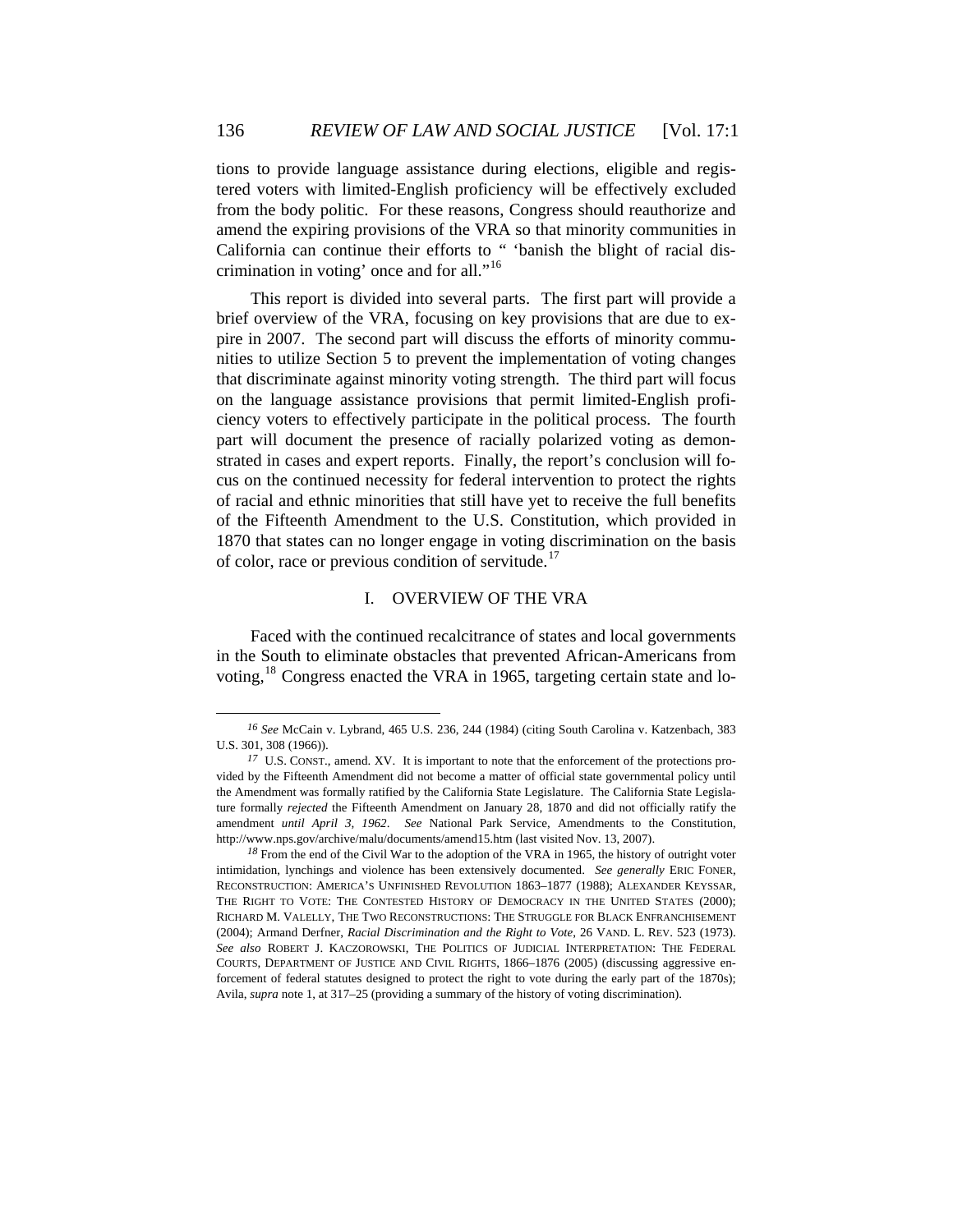tions to provide language assistance during elections, eligible and registered voters with limited-English proficiency will be effectively excluded from the body politic. For these reasons, Congress should reauthorize and amend the expiring provisions of the VRA so that minority communities in California can continue their efforts to " 'banish the blight of racial discrimination in voting' once and for all."[16]

This report is divided into several parts. The first part will provide a brief overview of the VRA, focusing on key provisions that are due to expire in 2007. The second part will discuss the efforts of minority communities to utilize Section 5 to prevent the implementation of voting changes that discriminate against minority voting strength. The third part will focus on the language assistance provisions that permit limited-English proficiency voters to effectively participate in the political process. The fourth part will document the presence of racially polarized voting as demonstrated in cases and expert reports. Finally, the report's conclusion will focus on the continued necessity for federal intervention to protect the rights of racial and ethnic minorities that still have yet to receive the full benefits of the Fifteenth Amendment to the U.S. Constitution, which provided in 1870 that states can no longer engage in voting discrimination on the basis of color, race or previous condition of servitude.[17]

## I. OVERVIEW OF THE VRA

Faced with the continued recalcitrance of states and local governments in the South to eliminate obstacles that prevented African-Americans from voting,[18] Congress enacted the VRA in 1965, targeting certain state and lo-

---

[16] *See* McCain v. Lybrand, 465 U.S. 236, 244 (1984) (citing South Carolina v. Katzenbach, 383 U.S. 301, 308 (1966)).

[17] U.S. CONST., amend. XV. It is important to note that the enforcement of the protections provided by the Fifteenth Amendment did not become a matter of official state governmental policy until the Amendment was formally ratified by the California State Legislature. The California State Legislature formally *rejected* the Fifteenth Amendment on January 28, 1870 and did not officially ratify the amendment *until April 3, 1962*. *See* National Park Service, Amendments to the Constitution, http://www.nps.gov/archive/malu/documents/amend15.htm (last visited Nov. 13, 2007).

[18] From the end of the Civil War to the adoption of the VRA in 1965, the history of outright voter intimidation, lynchings and violence has been extensively documented. *See generally* ERIC FONER, RECONSTRUCTION: AMERICA'S UNFINISHED REVOLUTION 1863–1877 (1988); ALEXANDER KEYSSAR, THE RIGHT TO VOTE: THE CONTESTED HISTORY OF DEMOCRACY IN THE UNITED STATES (2000); RICHARD M. VALELLY, THE TWO RECONSTRUCTIONS: THE STRUGGLE FOR BLACK ENFRANCHISEMENT (2004); Armand Derfner, *Racial Discrimination and the Right to Vote*, 26 VAND. L. REV. 523 (1973). *See also* ROBERT J. KACZOROWSKI, THE POLITICS OF JUDICIAL INTERPRETATION: THE FEDERAL COURTS, DEPARTMENT OF JUSTICE AND CIVIL RIGHTS, 1866–1876 (2005) (discussing aggressive enforcement of federal statutes designed to protect the right to vote during the early part of the 1870s); Avila, *supra* note 1, at 317–25 (providing a summary of the history of voting discrimination).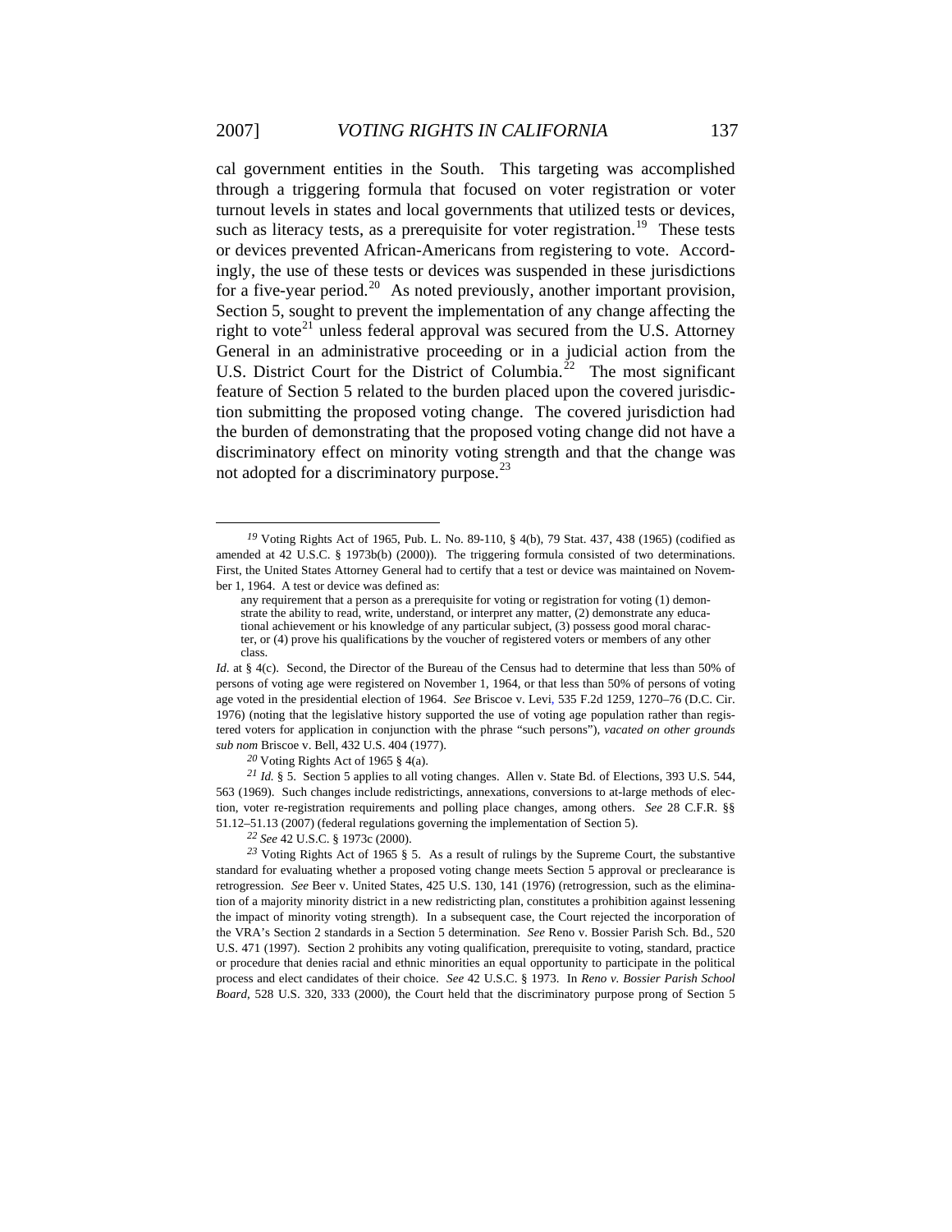cal government entities in the South. This targeting was accomplished through a triggering formula that focused on voter registration or voter turnout levels in states and local governments that utilized tests or devices, such as literacy tests, as a prerequisite for voter registration.[19] These tests or devices prevented African-Americans from registering to vote. Accordingly, the use of these tests or devices was suspended in these jurisdictions for a five-year period.[20] As noted previously, another important provision, Section 5, sought to prevent the implementation of any change affecting the right to vote[21] unless federal approval was secured from the U.S. Attorney General in an administrative proceeding or in a judicial action from the U.S. District Court for the District of Columbia.[22] The most significant feature of Section 5 related to the burden placed upon the covered jurisdiction submitting the proposed voting change. The covered jurisdiction had the burden of demonstrating that the proposed voting change did not have a discriminatory effect on minority voting strength and that the change was not adopted for a discriminatory purpose.[23]

---

[19] Voting Rights Act of 1965, Pub. L. No. 89-110, § 4(b), 79 Stat. 437, 438 (1965) (codified as amended at 42 U.S.C. § 1973b(b) (2000)). The triggering formula consisted of two determinations. First, the United States Attorney General had to certify that a test or device was maintained on November 1, 1964. A test or device was defined as:

> any requirement that a person as a prerequisite for voting or registration for voting (1) demonstrate the ability to read, write, understand, or interpret any matter, (2) demonstrate any educational achievement or his knowledge of any particular subject, (3) possess good moral character, or (4) prove his qualifications by the voucher of registered voters or members of any other class.

*Id.* at § 4(c). Second, the Director of the Bureau of the Census had to determine that less than 50% of persons of voting age were registered on November 1, 1964, or that less than 50% of persons of voting age voted in the presidential election of 1964. *See* Briscoe v. Levi, 535 F.2d 1259, 1270–76 (D.C. Cir. 1976) (noting that the legislative history supported the use of voting age population rather than registered voters for application in conjunction with the phrase "such persons"), *vacated on other grounds sub nom* Briscoe v. Bell, 432 U.S. 404 (1977).

[20] Voting Rights Act of 1965 § 4(a).

[21] *Id.* § 5. Section 5 applies to all voting changes. Allen v. State Bd. of Elections, 393 U.S. 544, 563 (1969). Such changes include redistrictings, annexations, conversions to at-large methods of election, voter re-registration requirements and polling place changes, among others. *See* 28 C.F.R. §§ 51.12–51.13 (2007) (federal regulations governing the implementation of Section 5).

[22] *See* 42 U.S.C. § 1973c (2000).

[23] Voting Rights Act of 1965 § 5. As a result of rulings by the Supreme Court, the substantive standard for evaluating whether a proposed voting change meets Section 5 approval or preclearance is retrogression. *See* Beer v. United States, 425 U.S. 130, 141 (1976) (retrogression, such as the elimination of a majority minority district in a new redistricting plan, constitutes a prohibition against lessening the impact of minority voting strength). In a subsequent case, the Court rejected the incorporation of the VRA's Section 2 standards in a Section 5 determination. *See* Reno v. Bossier Parish Sch. Bd., 520 U.S. 471 (1997). Section 2 prohibits any voting qualification, prerequisite to voting, standard, practice or procedure that denies racial and ethnic minorities an equal opportunity to participate in the political process and elect candidates of their choice. *See* 42 U.S.C. § 1973. In *Reno v. Bossier Parish School Board*, 528 U.S. 320, 333 (2000), the Court held that the discriminatory purpose prong of Section 5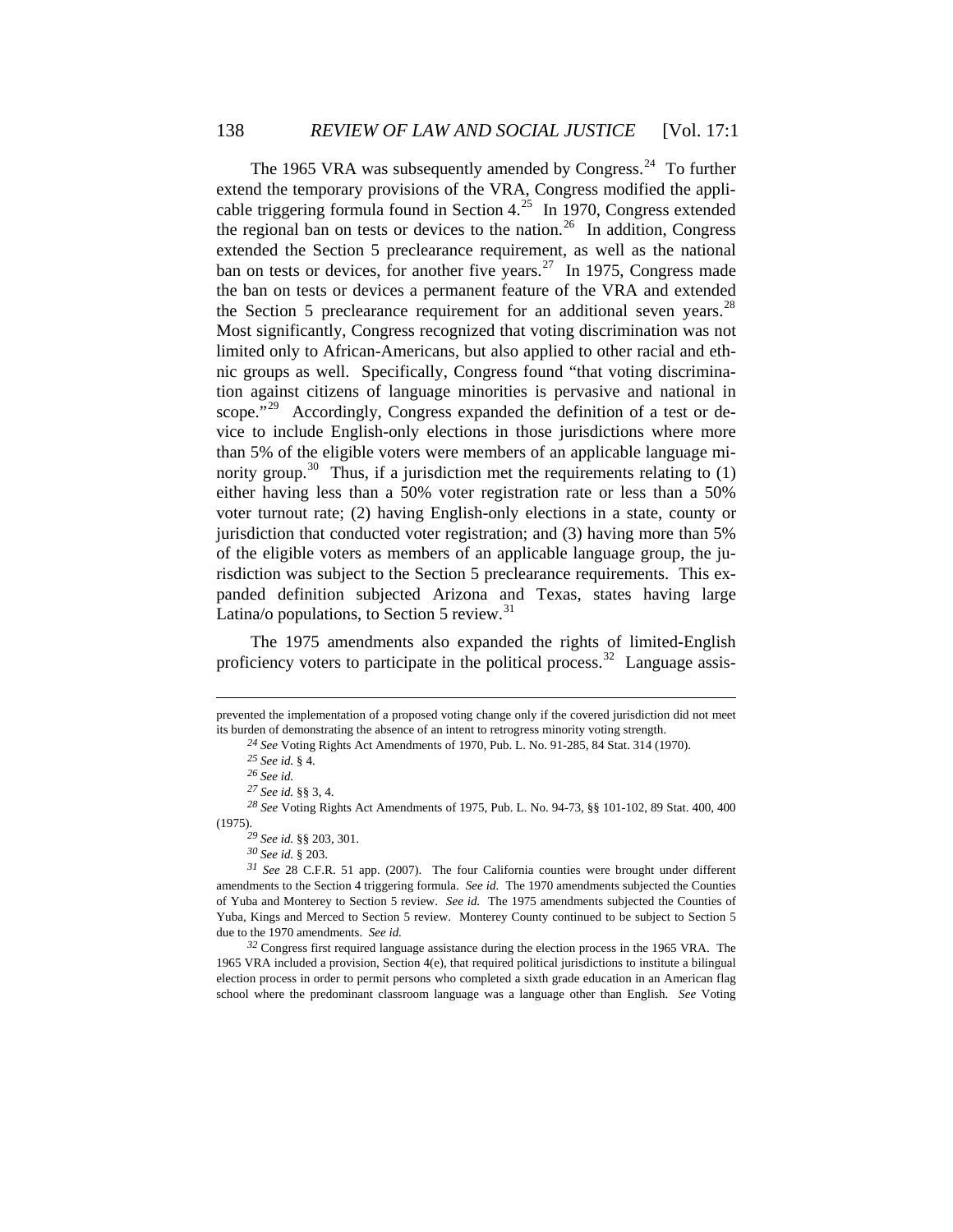The 1965 VRA was subsequently amended by Congress.[24] To further extend the temporary provisions of the VRA, Congress modified the applicable triggering formula found in Section 4.[25] In 1970, Congress extended the regional ban on tests or devices to the nation.[26] In addition, Congress extended the Section 5 preclearance requirement, as well as the national ban on tests or devices, for another five years.[27] In 1975, Congress made the ban on tests or devices a permanent feature of the VRA and extended the Section 5 preclearance requirement for an additional seven years.[28] Most significantly, Congress recognized that voting discrimination was not limited only to African-Americans, but also applied to other racial and ethnic groups as well. Specifically, Congress found "that voting discrimination against citizens of language minorities is pervasive and national in scope."[29] Accordingly, Congress expanded the definition of a test or device to include English-only elections in those jurisdictions where more than 5% of the eligible voters were members of an applicable language minority group.[30] Thus, if a jurisdiction met the requirements relating to (1) either having less than a 50% voter registration rate or less than a 50% voter turnout rate; (2) having English-only elections in a state, county or jurisdiction that conducted voter registration; and (3) having more than 5% of the eligible voters as members of an applicable language group, the jurisdiction was subject to the Section 5 preclearance requirements. This expanded definition subjected Arizona and Texas, states having large Latina/o populations, to Section 5 review.[31]

The 1975 amendments also expanded the rights of limited-English proficiency voters to participate in the political process.[32] Language assis-

---

prevented the implementation of a proposed voting change only if the covered jurisdiction did not meet its burden of demonstrating the absence of an intent to retrogress minority voting strength.

[24] *See* Voting Rights Act Amendments of 1970, Pub. L. No. 91-285, 84 Stat. 314 (1970).

[25] *See id.* § 4.

[26] *See id.*

[27] *See id.* §§ 3, 4.

[28] *See* Voting Rights Act Amendments of 1975, Pub. L. No. 94-73, §§ 101-102, 89 Stat. 400, 400 (1975).

[29] *See id.* §§ 203, 301.

[30] *See id.* § 203.

[31] *See* 28 C.F.R. 51 app. (2007). The four California counties were brought under different amendments to the Section 4 triggering formula. *See id.* The 1970 amendments subjected the Counties of Yuba and Monterey to Section 5 review. *See id.* The 1975 amendments subjected the Counties of Yuba, Kings and Merced to Section 5 review. Monterey County continued to be subject to Section 5 due to the 1970 amendments. *See id.*

[32] Congress first required language assistance during the election process in the 1965 VRA. The 1965 VRA included a provision, Section 4(e), that required political jurisdictions to institute a bilingual election process in order to permit persons who completed a sixth grade education in an American flag school where the predominant classroom language was a language other than English. *See* Voting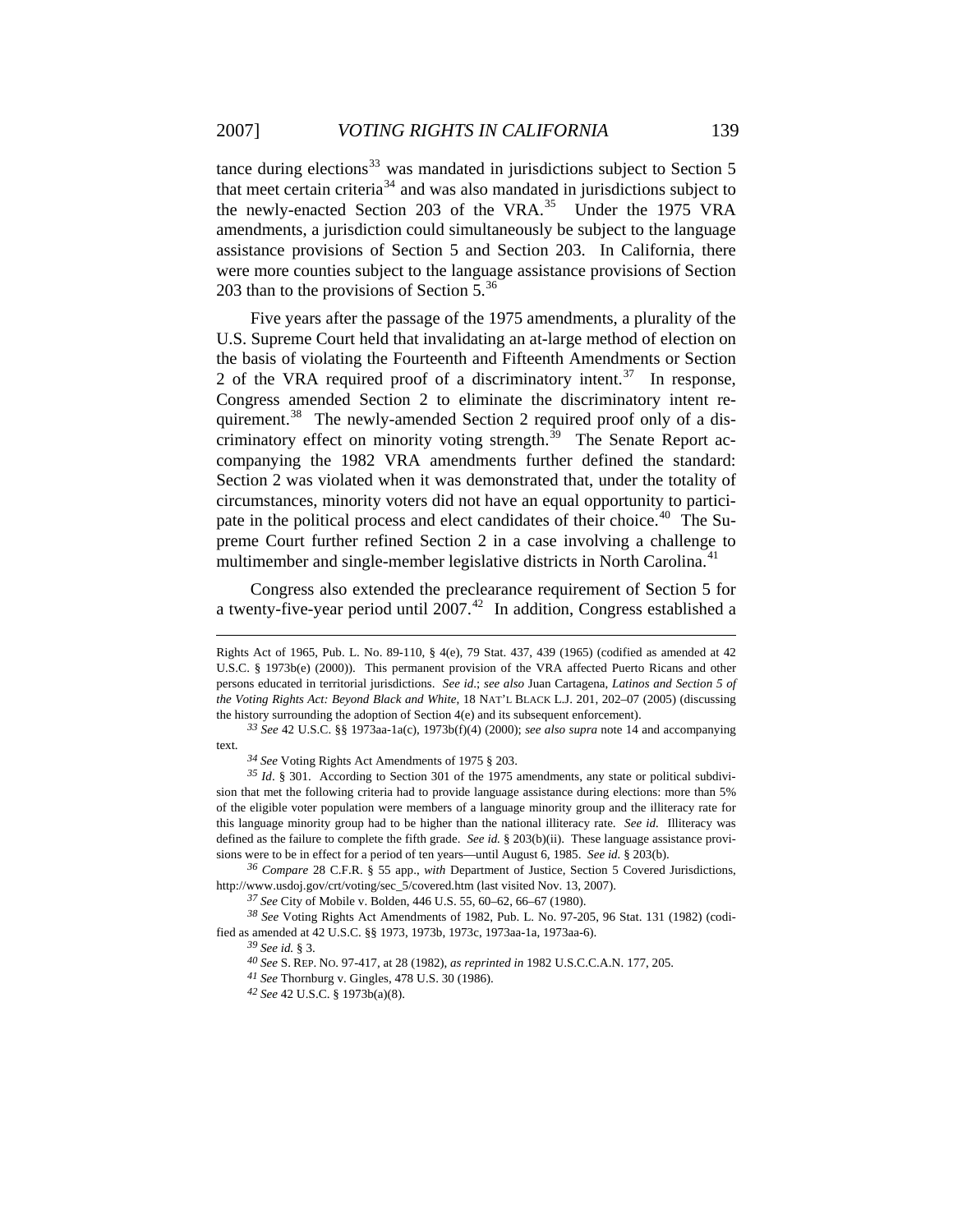tance during elections[33] was mandated in jurisdictions subject to Section 5 that meet certain criteria[34] and was also mandated in jurisdictions subject to the newly-enacted Section 203 of the VRA.[35] Under the 1975 VRA amendments, a jurisdiction could simultaneously be subject to the language assistance provisions of Section 5 and Section 203. In California, there were more counties subject to the language assistance provisions of Section 203 than to the provisions of Section 5.[36]

Five years after the passage of the 1975 amendments, a plurality of the U.S. Supreme Court held that invalidating an at-large method of election on the basis of violating the Fourteenth and Fifteenth Amendments or Section 2 of the VRA required proof of a discriminatory intent.[37] In response, Congress amended Section 2 to eliminate the discriminatory intent requirement.[38] The newly-amended Section 2 required proof only of a discriminatory effect on minority voting strength.[39] The Senate Report accompanying the 1982 VRA amendments further defined the standard: Section 2 was violated when it was demonstrated that, under the totality of circumstances, minority voters did not have an equal opportunity to participate in the political process and elect candidates of their choice.[40] The Supreme Court further refined Section 2 in a case involving a challenge to multimember and single-member legislative districts in North Carolina.[41]

Congress also extended the preclearance requirement of Section 5 for a twenty-five-year period until 2007.[42] In addition, Congress established a

---

Rights Act of 1965, Pub. L. No. 89-110, § 4(e), 79 Stat. 437, 439 (1965) (codified as amended at 42 U.S.C. § 1973b(e) (2000)). This permanent provision of the VRA affected Puerto Ricans and other persons educated in territorial jurisdictions. *See id.*; *see also* Juan Cartagena, *Latinos and Section 5 of the Voting Rights Act: Beyond Black and White*, 18 NAT'L BLACK L.J. 201, 202–07 (2005) (discussing the history surrounding the adoption of Section 4(e) and its subsequent enforcement).

[33] *See* 42 U.S.C. §§ 1973aa-1a(c), 1973b(f)(4) (2000); *see also supra* note 14 and accompanying text.

[34] *See* Voting Rights Act Amendments of 1975 § 203.

[35] *Id*. § 301. According to Section 301 of the 1975 amendments, any state or political subdivision that met the following criteria had to provide language assistance during elections: more than 5% of the eligible voter population were members of a language minority group and the illiteracy rate for this language minority group had to be higher than the national illiteracy rate. *See id.* Illiteracy was defined as the failure to complete the fifth grade. *See id.* § 203(b)(ii). These language assistance provisions were to be in effect for a period of ten years—until August 6, 1985. *See id.* § 203(b).

[36] *Compare* 28 C.F.R. § 55 app., *with* Department of Justice, Section 5 Covered Jurisdictions, http://www.usdoj.gov/crt/voting/sec_5/covered.htm (last visited Nov. 13, 2007).

[37] *See* City of Mobile v. Bolden, 446 U.S. 55, 60–62, 66–67 (1980).

[38] *See* Voting Rights Act Amendments of 1982, Pub. L. No. 97-205, 96 Stat. 131 (1982) (codified as amended at 42 U.S.C. §§ 1973, 1973b, 1973c, 1973aa-1a, 1973aa-6).

[39] *See id.* § 3.

[40] *See* S. REP. NO. 97-417, at 28 (1982), *as reprinted in* 1982 U.S.C.C.A.N. 177, 205.

[41] *See* Thornburg v. Gingles, 478 U.S. 30 (1986).

[42] *See* 42 U.S.C. § 1973b(a)(8).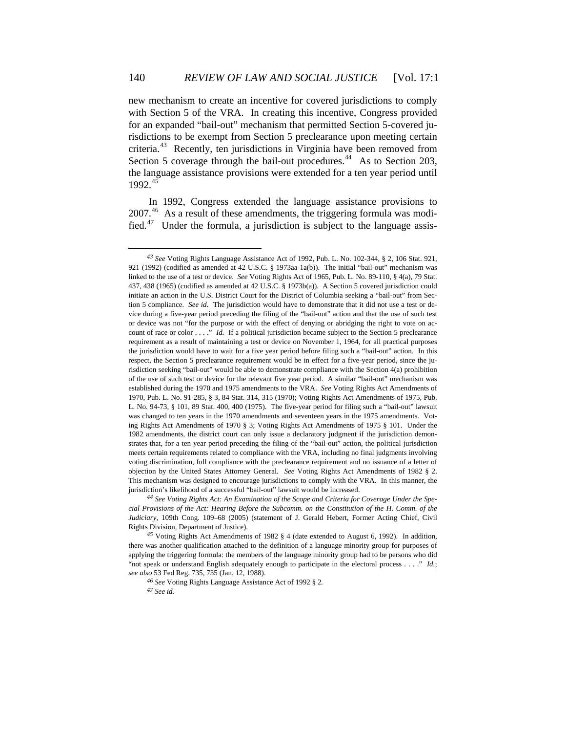new mechanism to create an incentive for covered jurisdictions to comply with Section 5 of the VRA. In creating this incentive, Congress provided for an expanded "bail-out" mechanism that permitted Section 5-covered jurisdictions to be exempt from Section 5 preclearance upon meeting certain criteria.[43] Recently, ten jurisdictions in Virginia have been removed from Section 5 coverage through the bail-out procedures.[44] As to Section 203, the language assistance provisions were extended for a ten year period until 1992.[45]

In 1992, Congress extended the language assistance provisions to 2007.[46] As a result of these amendments, the triggering formula was modified.[47] Under the formula, a jurisdiction is subject to the language assis-

---

[43] *See* Voting Rights Language Assistance Act of 1992, Pub. L. No. 102-344, § 2, 106 Stat. 921, 921 (1992) (codified as amended at 42 U.S.C. § 1973aa-1a(b)). The initial "bail-out" mechanism was linked to the use of a test or device. *See* Voting Rights Act of 1965, Pub. L. No. 89-110, § 4(a), 79 Stat. 437, 438 (1965) (codified as amended at 42 U.S.C. § 1973b(a)). A Section 5 covered jurisdiction could initiate an action in the U.S. District Court for the District of Columbia seeking a "bail-out" from Section 5 compliance. *See id.* The jurisdiction would have to demonstrate that it did not use a test or device during a five-year period preceding the filing of the "bail-out" action and that the use of such test or device was not "for the purpose or with the effect of denying or abridging the right to vote on account of race or color . . . ." *Id.* If a political jurisdiction became subject to the Section 5 preclearance requirement as a result of maintaining a test or device on November 1, 1964, for all practical purposes the jurisdiction would have to wait for a five year period before filing such a "bail-out" action. In this respect, the Section 5 preclearance requirement would be in effect for a five-year period, since the jurisdiction seeking "bail-out" would be able to demonstrate compliance with the Section 4(a) prohibition of the use of such test or device for the relevant five year period. A similar "bail-out" mechanism was established during the 1970 and 1975 amendments to the VRA. *See* Voting Rights Act Amendments of 1970, Pub. L. No. 91-285, § 3, 84 Stat. 314, 315 (1970); Voting Rights Act Amendments of 1975, Pub. L. No. 94-73, § 101, 89 Stat. 400, 400 (1975). The five-year period for filing such a "bail-out" lawsuit was changed to ten years in the 1970 amendments and seventeen years in the 1975 amendments. Voting Rights Act Amendments of 1970 § 3; Voting Rights Act Amendments of 1975 § 101. Under the 1982 amendments, the district court can only issue a declaratory judgment if the jurisdiction demonstrates that, for a ten year period preceding the filing of the "bail-out" action, the political jurisdiction meets certain requirements related to compliance with the VRA, including no final judgments involving voting discrimination, full compliance with the preclearance requirement and no issuance of a letter of objection by the United States Attorney General. *See* Voting Rights Act Amendments of 1982 § 2. This mechanism was designed to encourage jurisdictions to comply with the VRA. In this manner, the jurisdiction's likelihood of a successful "bail-out" lawsuit would be increased.

[44] *See Voting Rights Act: An Examination of the Scope and Criteria for Coverage Under the Special Provisions of the Act: Hearing Before the Subcomm. on the Constitution of the H. Comm. of the Judiciary*, 109th Cong. 109–68 (2005) (statement of J. Gerald Hebert, Former Acting Chief, Civil Rights Division, Department of Justice).

[45] Voting Rights Act Amendments of 1982 § 4 (date extended to August 6, 1992). In addition, there was another qualification attached to the definition of a language minority group for purposes of applying the triggering formula: the members of the language minority group had to be persons who did "not speak or understand English adequately enough to participate in the electoral process . . . ." *Id.*; *see also* 53 Fed Reg. 735, 735 (Jan. 12, 1988).

[46] *See* Voting Rights Language Assistance Act of 1992 § 2.

[47] *See id.*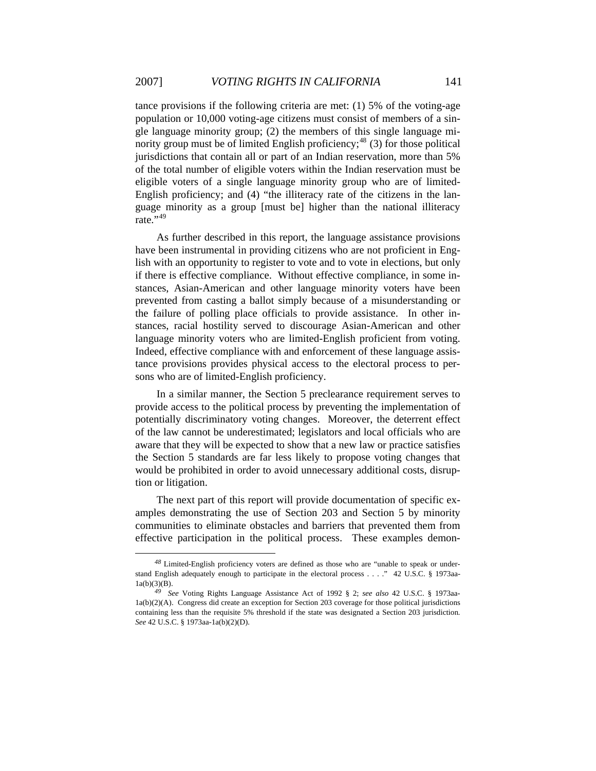tance provisions if the following criteria are met: (1) 5% of the voting-age population or 10,000 voting-age citizens must consist of members of a single language minority group; (2) the members of this single language minority group must be of limited English proficiency;[48] (3) for those political jurisdictions that contain all or part of an Indian reservation, more than 5% of the total number of eligible voters within the Indian reservation must be eligible voters of a single language minority group who are of limited-English proficiency; and (4) "the illiteracy rate of the citizens in the language minority as a group [must be] higher than the national illiteracy rate."[49]

As further described in this report, the language assistance provisions have been instrumental in providing citizens who are not proficient in English with an opportunity to register to vote and to vote in elections, but only if there is effective compliance. Without effective compliance, in some instances, Asian-American and other language minority voters have been prevented from casting a ballot simply because of a misunderstanding or the failure of polling place officials to provide assistance. In other instances, racial hostility served to discourage Asian-American and other language minority voters who are limited-English proficient from voting. Indeed, effective compliance with and enforcement of these language assistance provisions provides physical access to the electoral process to persons who are of limited-English proficiency.

In a similar manner, the Section 5 preclearance requirement serves to provide access to the political process by preventing the implementation of potentially discriminatory voting changes. Moreover, the deterrent effect of the law cannot be underestimated; legislators and local officials who are aware that they will be expected to show that a new law or practice satisfies the Section 5 standards are far less likely to propose voting changes that would be prohibited in order to avoid unnecessary additional costs, disruption or litigation.

The next part of this report will provide documentation of specific examples demonstrating the use of Section 203 and Section 5 by minority communities to eliminate obstacles and barriers that prevented them from effective participation in the political process. These examples demon-

---

[48] Limited-English proficiency voters are defined as those who are "unable to speak or understand English adequately enough to participate in the electoral process . . . ." 42 U.S.C. § 1973aa-1a(b)(3)(B).

[49] *See* Voting Rights Language Assistance Act of 1992 § 2; *see also* 42 U.S.C. § 1973aa-1a(b)(2)(A). Congress did create an exception for Section 203 coverage for those political jurisdictions containing less than the requisite 5% threshold if the state was designated a Section 203 jurisdiction. *See* 42 U.S.C. § 1973aa-1a(b)(2)(D).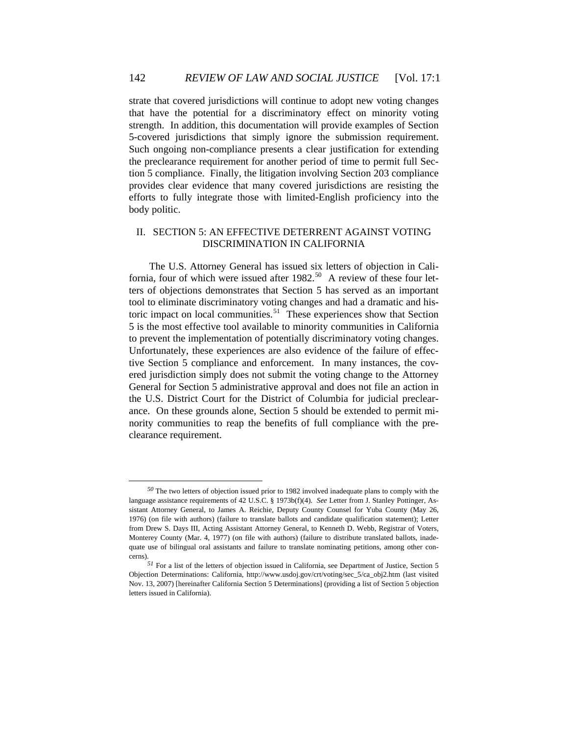strate that covered jurisdictions will continue to adopt new voting changes that have the potential for a discriminatory effect on minority voting strength. In addition, this documentation will provide examples of Section 5-covered jurisdictions that simply ignore the submission requirement. Such ongoing non-compliance presents a clear justification for extending the preclearance requirement for another period of time to permit full Section 5 compliance. Finally, the litigation involving Section 203 compliance provides clear evidence that many covered jurisdictions are resisting the efforts to fully integrate those with limited-English proficiency into the body politic.

## II. SECTION 5: AN EFFECTIVE DETERRENT AGAINST VOTING DISCRIMINATION IN CALIFORNIA

The U.S. Attorney General has issued six letters of objection in California, four of which were issued after 1982.[50] A review of these four letters of objections demonstrates that Section 5 has served as an important tool to eliminate discriminatory voting changes and had a dramatic and historic impact on local communities.[51] These experiences show that Section 5 is the most effective tool available to minority communities in California to prevent the implementation of potentially discriminatory voting changes. Unfortunately, these experiences are also evidence of the failure of effective Section 5 compliance and enforcement. In many instances, the covered jurisdiction simply does not submit the voting change to the Attorney General for Section 5 administrative approval and does not file an action in the U.S. District Court for the District of Columbia for judicial preclearance. On these grounds alone, Section 5 should be extended to permit minority communities to reap the benefits of full compliance with the preclearance requirement.

---

[50] The two letters of objection issued prior to 1982 involved inadequate plans to comply with the language assistance requirements of 42 U.S.C. § 1973b(f)(4). *See* Letter from J. Stanley Pottinger, Assistant Attorney General, to James A. Reichie, Deputy County Counsel for Yuba County (May 26, 1976) (on file with authors) (failure to translate ballots and candidate qualification statement); Letter from Drew S. Days III, Acting Assistant Attorney General, to Kenneth D. Webb, Registrar of Voters, Monterey County (Mar. 4, 1977) (on file with authors) (failure to distribute translated ballots, inadequate use of bilingual oral assistants and failure to translate nominating petitions, among other concerns).

[51] For a list of the letters of objection issued in California, see Department of Justice, Section 5 Objection Determinations: California, http://www.usdoj.gov/crt/voting/sec_5/ca_obj2.htm (last visited Nov. 13, 2007) [hereinafter California Section 5 Determinations] (providing a list of Section 5 objection letters issued in California).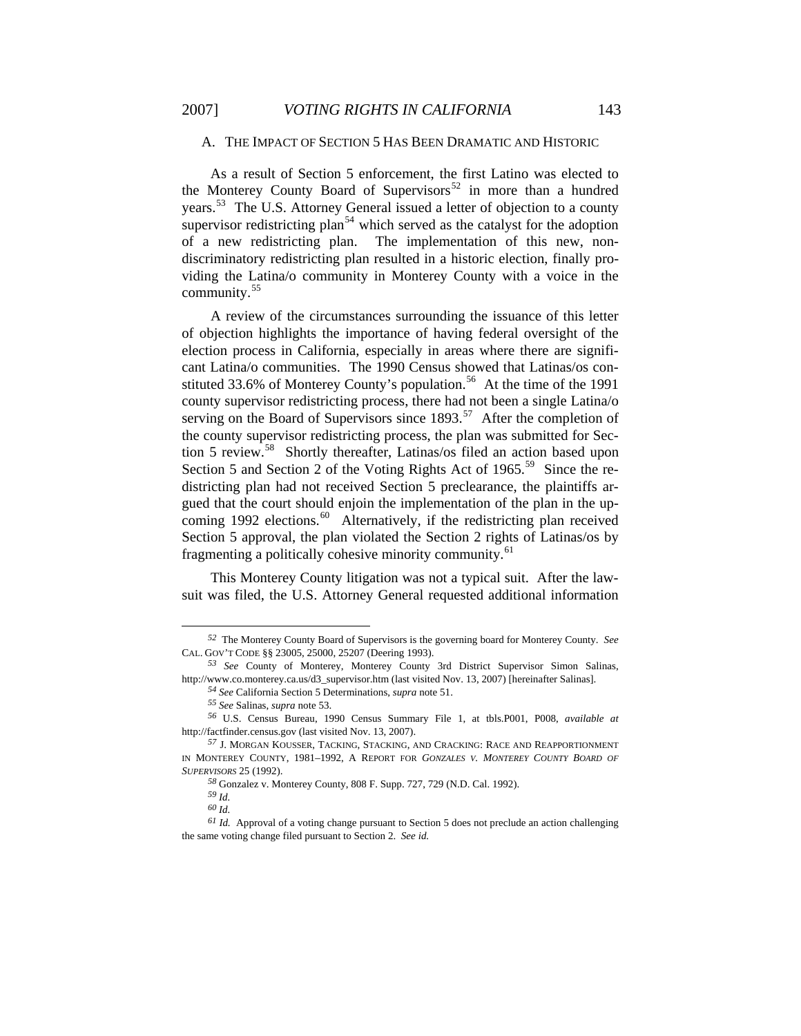### A. THE IMPACT OF SECTION 5 HAS BEEN DRAMATIC AND HISTORIC

As a result of Section 5 enforcement, the first Latino was elected to the Monterey County Board of Supervisors[52] in more than a hundred years.[53] The U.S. Attorney General issued a letter of objection to a county supervisor redistricting plan[54] which served as the catalyst for the adoption of a new redistricting plan. The implementation of this new, non-discriminatory redistricting plan resulted in a historic election, finally providing the Latina/o community in Monterey County with a voice in the community.[55]

A review of the circumstances surrounding the issuance of this letter of objection highlights the importance of having federal oversight of the election process in California, especially in areas where there are significant Latina/o communities. The 1990 Census showed that Latinas/os constituted 33.6% of Monterey County's population.[56] At the time of the 1991 county supervisor redistricting process, there had not been a single Latina/o serving on the Board of Supervisors since 1893.[57] After the completion of the county supervisor redistricting process, the plan was submitted for Section 5 review.[58] Shortly thereafter, Latinas/os filed an action based upon Section 5 and Section 2 of the Voting Rights Act of 1965.[59] Since the redistricting plan had not received Section 5 preclearance, the plaintiffs argued that the court should enjoin the implementation of the plan in the upcoming 1992 elections.[60] Alternatively, if the redistricting plan received Section 5 approval, the plan violated the Section 2 rights of Latinas/os by fragmenting a politically cohesive minority community.[61]

This Monterey County litigation was not a typical suit. After the lawsuit was filed, the U.S. Attorney General requested additional information

---

[52] The Monterey County Board of Supervisors is the governing board for Monterey County. *See* CAL. GOV'T CODE §§ 23005, 25000, 25207 (Deering 1993).

[53] *See* County of Monterey, Monterey County 3rd District Supervisor Simon Salinas, http://www.co.monterey.ca.us/d3_supervisor.htm (last visited Nov. 13, 2007) [hereinafter Salinas].

[54] *See* California Section 5 Determinations, *supra* note 51.

[55] *See* Salinas, *supra* note 53.

[56] U.S. Census Bureau, 1990 Census Summary File 1, at tbls.P001, P008, *available at* http://factfinder.census.gov (last visited Nov. 13, 2007).

[57] J. MORGAN KOUSSER, TACKING, STACKING, AND CRACKING: RACE AND REAPPORTIONMENT IN MONTEREY COUNTY, 1981–1992, A REPORT FOR *GONZALES V. MONTEREY COUNTY BOARD OF SUPERVISORS* 25 (1992).

[58] Gonzalez v. Monterey County, 808 F. Supp. 727, 729 (N.D. Cal. 1992).

[59] *Id.*

[60] *Id.*

[61] *Id.* Approval of a voting change pursuant to Section 5 does not preclude an action challenging the same voting change filed pursuant to Section 2. *See id.*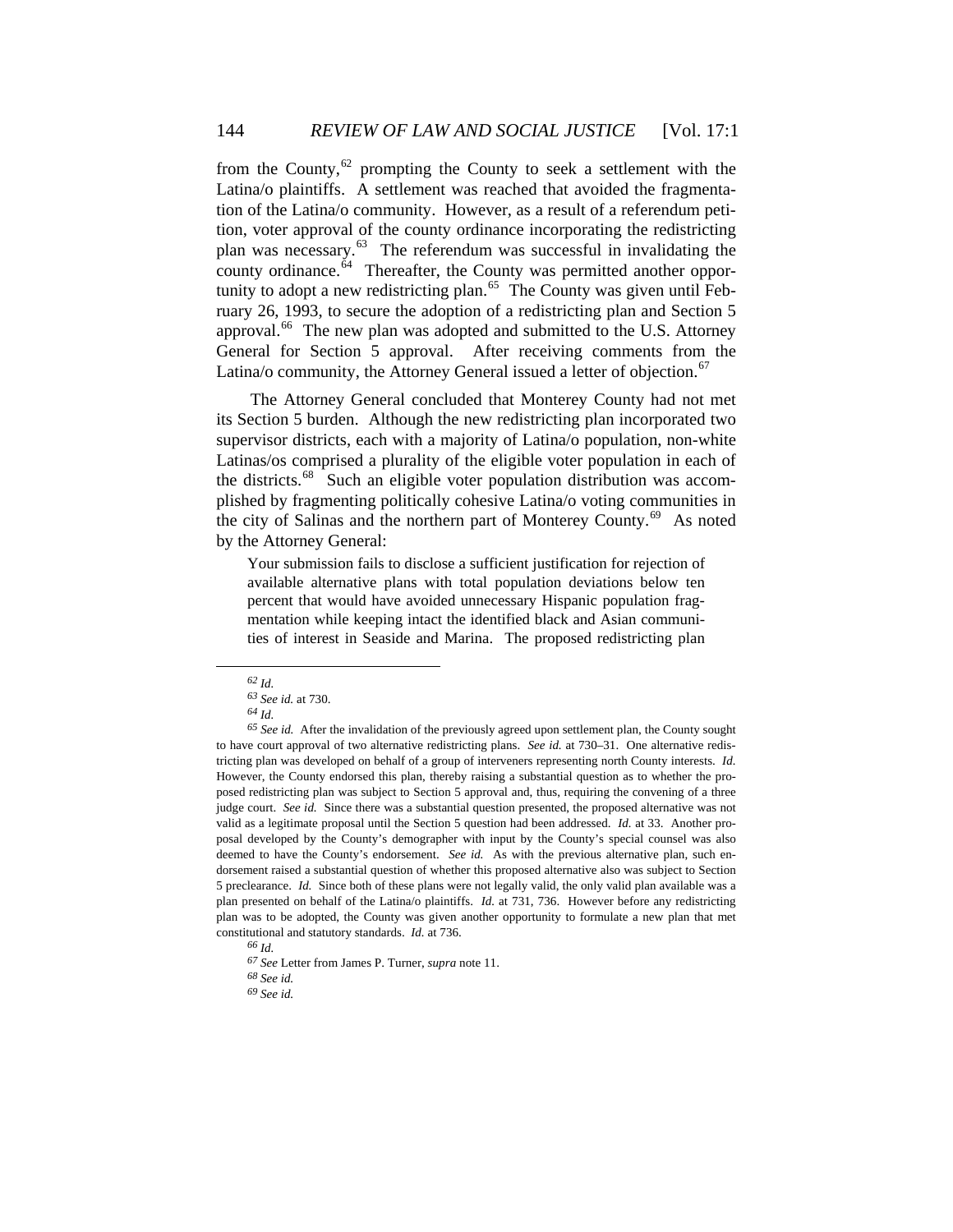from the County,[62] prompting the County to seek a settlement with the Latina/o plaintiffs. A settlement was reached that avoided the fragmentation of the Latina/o community. However, as a result of a referendum petition, voter approval of the county ordinance incorporating the redistricting plan was necessary.[63] The referendum was successful in invalidating the county ordinance.[64] Thereafter, the County was permitted another opportunity to adopt a new redistricting plan.[65] The County was given until February 26, 1993, to secure the adoption of a redistricting plan and Section 5 approval.[66] The new plan was adopted and submitted to the U.S. Attorney General for Section 5 approval. After receiving comments from the Latina/o community, the Attorney General issued a letter of objection.[67]

The Attorney General concluded that Monterey County had not met its Section 5 burden. Although the new redistricting plan incorporated two supervisor districts, each with a majority of Latina/o population, non-white Latinas/os comprised a plurality of the eligible voter population in each of the districts.[68] Such an eligible voter population distribution was accomplished by fragmenting politically cohesive Latina/o voting communities in the city of Salinas and the northern part of Monterey County.[69] As noted by the Attorney General:

> Your submission fails to disclose a sufficient justification for rejection of available alternative plans with total population deviations below ten percent that would have avoided unnecessary Hispanic population fragmentation while keeping intact the identified black and Asian communities of interest in Seaside and Marina. The proposed redistricting plan

---

[62] *Id.*

[63] *See id.* at 730.

[64] *Id.*

[65] *See id.* After the invalidation of the previously agreed upon settlement plan, the County sought to have court approval of two alternative redistricting plans. *See id.* at 730–31. One alternative redistricting plan was developed on behalf of a group of interveners representing north County interests. *Id.* However, the County endorsed this plan, thereby raising a substantial question as to whether the proposed redistricting plan was subject to Section 5 approval and, thus, requiring the convening of a three judge court. *See id.* Since there was a substantial question presented, the proposed alternative was not valid as a legitimate proposal until the Section 5 question had been addressed. *Id.* at 33. Another proposal developed by the County's demographer with input by the County's special counsel was also deemed to have the County's endorsement. *See id.* As with the previous alternative plan, such endorsement raised a substantial question of whether this proposed alternative also was subject to Section 5 preclearance. *Id.* Since both of these plans were not legally valid, the only valid plan available was a plan presented on behalf of the Latina/o plaintiffs. *Id.* at 731, 736. However before any redistricting plan was to be adopted, the County was given another opportunity to formulate a new plan that met constitutional and statutory standards. *Id.* at 736.

[66] *Id.*

[67] *See* Letter from James P. Turner, *supra* note 11.

[68] *See id.*

[69] *See id.*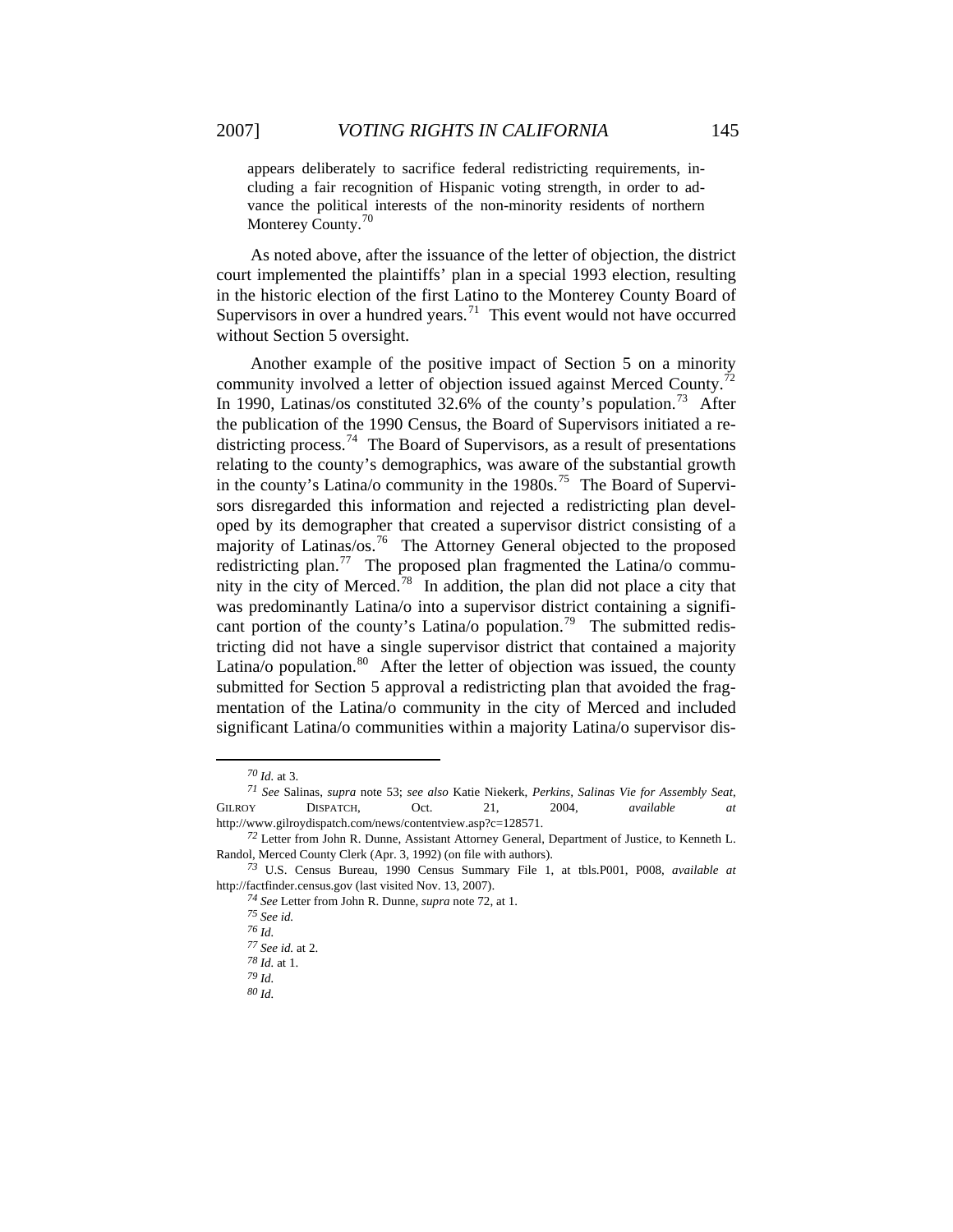> appears deliberately to sacrifice federal redistricting requirements, including a fair recognition of Hispanic voting strength, in order to advance the political interests of the non-minority residents of northern Monterey County.[70]

As noted above, after the issuance of the letter of objection, the district court implemented the plaintiffs' plan in a special 1993 election, resulting in the historic election of the first Latino to the Monterey County Board of Supervisors in over a hundred years.[71] This event would not have occurred without Section 5 oversight.

Another example of the positive impact of Section 5 on a minority community involved a letter of objection issued against Merced County.[72] In 1990, Latinas/os constituted 32.6% of the county's population.[73] After the publication of the 1990 Census, the Board of Supervisors initiated a redistricting process.[74] The Board of Supervisors, as a result of presentations relating to the county's demographics, was aware of the substantial growth in the county's Latina/o community in the 1980s.[75] The Board of Supervisors disregarded this information and rejected a redistricting plan developed by its demographer that created a supervisor district consisting of a majority of Latinas/os.[76] The Attorney General objected to the proposed redistricting plan.[77] The proposed plan fragmented the Latina/o community in the city of Merced.[78] In addition, the plan did not place a city that was predominantly Latina/o into a supervisor district containing a significant portion of the county's Latina/o population.[79] The submitted redistricting did not have a single supervisor district that contained a majority Latina/o population.[80] After the letter of objection was issued, the county submitted for Section 5 approval a redistricting plan that avoided the fragmentation of the Latina/o community in the city of Merced and included significant Latina/o communities within a majority Latina/o supervisor dis-

---

[70] *Id.* at 3.

[71] *See* Salinas, *supra* note 53; *see also* Katie Niekerk, *Perkins, Salinas Vie for Assembly Seat*, GILROY DISPATCH, Oct. 21, 2004, *available at* http://www.gilroydispatch.com/news/contentview.asp?c=128571.

[72] Letter from John R. Dunne, Assistant Attorney General, Department of Justice, to Kenneth L. Randol, Merced County Clerk (Apr. 3, 1992) (on file with authors).

[73] U.S. Census Bureau, 1990 Census Summary File 1, at tbls.P001, P008, *available at* http://factfinder.census.gov (last visited Nov. 13, 2007).

[74] *See* Letter from John R. Dunne, *supra* note 72, at 1.

[75] *See id.*

[76] *Id.*

[77] *See id.* at 2.

[78] *Id.* at 1.

[79] *Id.*

[80] *Id.*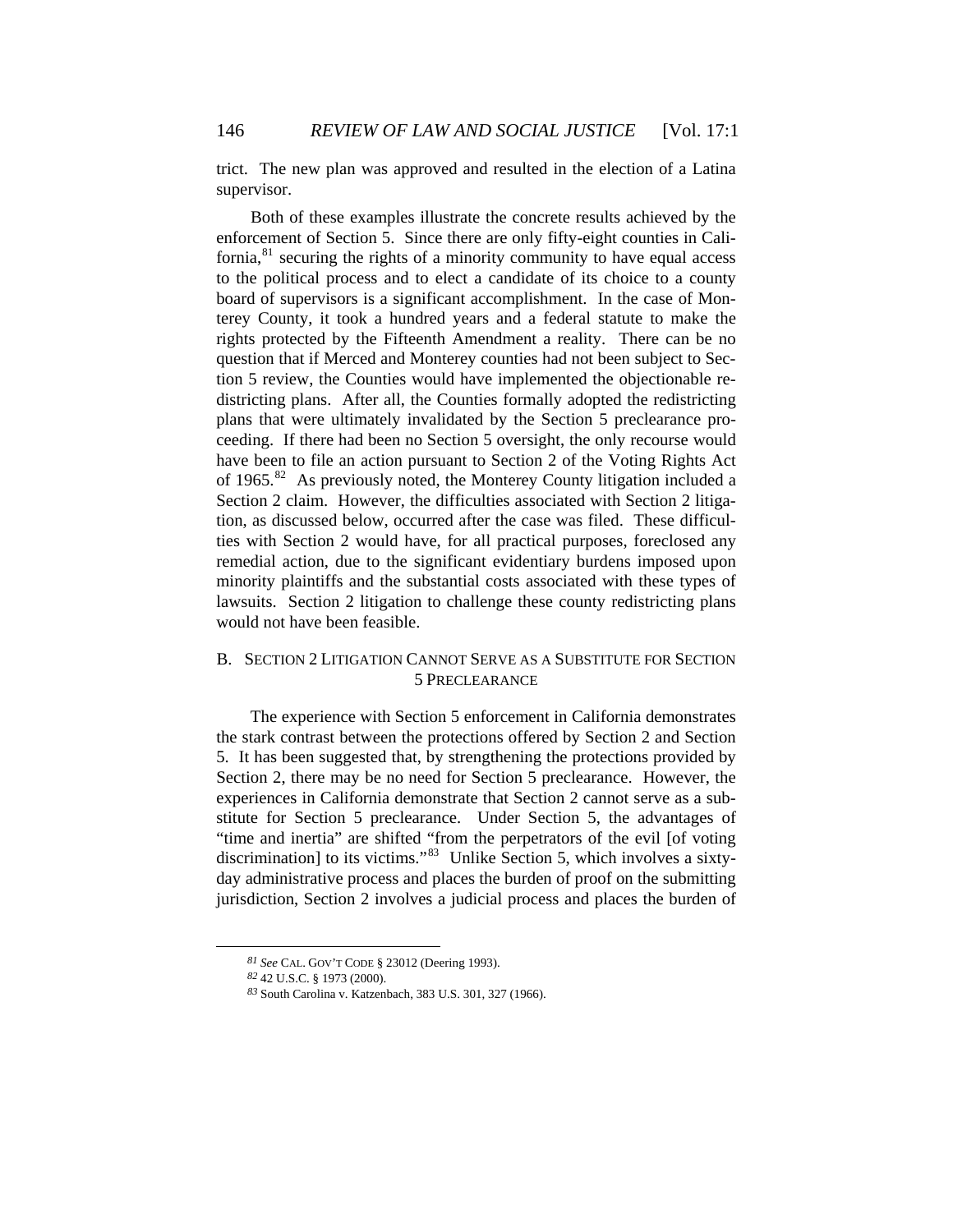trict. The new plan was approved and resulted in the election of a Latina supervisor.

Both of these examples illustrate the concrete results achieved by the enforcement of Section 5. Since there are only fifty-eight counties in California,[81] securing the rights of a minority community to have equal access to the political process and to elect a candidate of its choice to a county board of supervisors is a significant accomplishment. In the case of Monterey County, it took a hundred years and a federal statute to make the rights protected by the Fifteenth Amendment a reality. There can be no question that if Merced and Monterey counties had not been subject to Section 5 review, the Counties would have implemented the objectionable redistricting plans. After all, the Counties formally adopted the redistricting plans that were ultimately invalidated by the Section 5 preclearance proceeding. If there had been no Section 5 oversight, the only recourse would have been to file an action pursuant to Section 2 of the Voting Rights Act of 1965.[82] As previously noted, the Monterey County litigation included a Section 2 claim. However, the difficulties associated with Section 2 litigation, as discussed below, occurred after the case was filed. These difficulties with Section 2 would have, for all practical purposes, foreclosed any remedial action, due to the significant evidentiary burdens imposed upon minority plaintiffs and the substantial costs associated with these types of lawsuits. Section 2 litigation to challenge these county redistricting plans would not have been feasible.

## B. Section 2 Litigation Cannot Serve as a Substitute for Section 5 Preclearance

The experience with Section 5 enforcement in California demonstrates the stark contrast between the protections offered by Section 2 and Section 5. It has been suggested that, by strengthening the protections provided by Section 2, there may be no need for Section 5 preclearance. However, the experiences in California demonstrate that Section 2 cannot serve as a substitute for Section 5 preclearance. Under Section 5, the advantages of "time and inertia" are shifted "from the perpetrators of the evil [of voting discrimination] to its victims."[83] Unlike Section 5, which involves a sixty-day administrative process and places the burden of proof on the submitting jurisdiction, Section 2 involves a judicial process and places the burden of

[81] *See* CAL. GOV'T CODE § 23012 (Deering 1993).

[82] 42 U.S.C. § 1973 (2000).

[83] South Carolina v. Katzenbach, 383 U.S. 301, 327 (1966).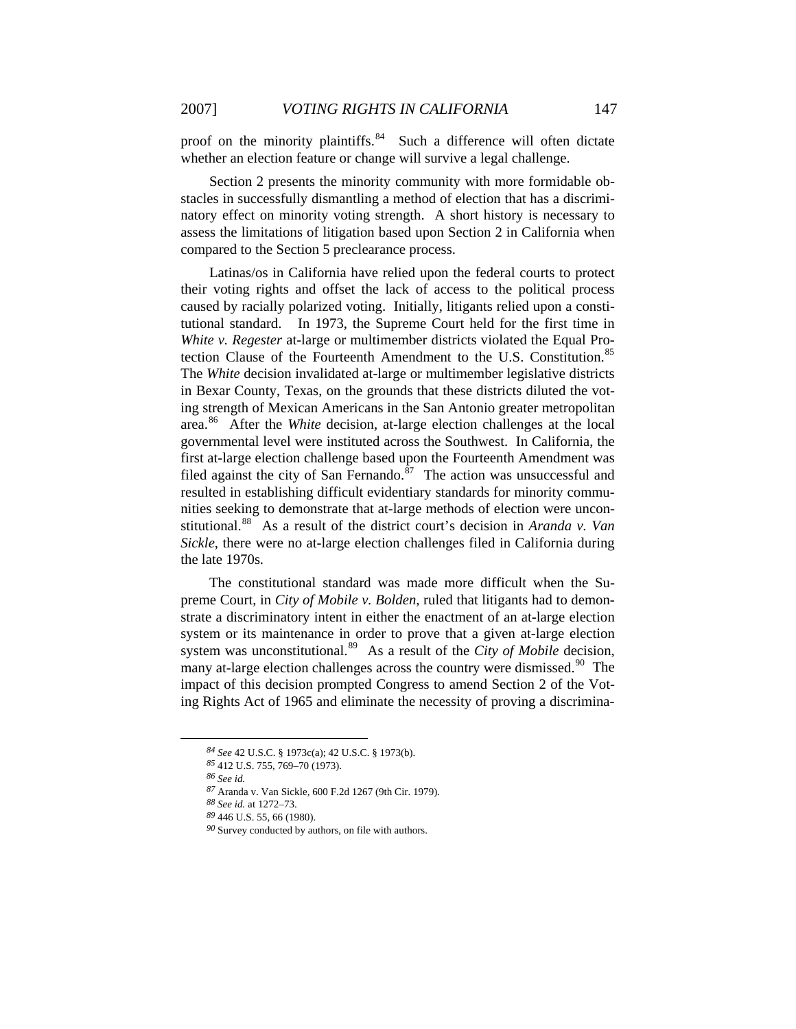proof on the minority plaintiffs.[84] Such a difference will often dictate whether an election feature or change will survive a legal challenge.

Section 2 presents the minority community with more formidable obstacles in successfully dismantling a method of election that has a discriminatory effect on minority voting strength. A short history is necessary to assess the limitations of litigation based upon Section 2 in California when compared to the Section 5 preclearance process.

Latinas/os in California have relied upon the federal courts to protect their voting rights and offset the lack of access to the political process caused by racially polarized voting. Initially, litigants relied upon a constitutional standard. In 1973, the Supreme Court held for the first time in *White v. Regester* at-large or multimember districts violated the Equal Protection Clause of the Fourteenth Amendment to the U.S. Constitution.[85] The *White* decision invalidated at-large or multimember legislative districts in Bexar County, Texas, on the grounds that these districts diluted the voting strength of Mexican Americans in the San Antonio greater metropolitan area.[86] After the *White* decision, at-large election challenges at the local governmental level were instituted across the Southwest. In California, the first at-large election challenge based upon the Fourteenth Amendment was filed against the city of San Fernando.[87] The action was unsuccessful and resulted in establishing difficult evidentiary standards for minority communities seeking to demonstrate that at-large methods of election were unconstitutional.[88] As a result of the district court's decision in *Aranda v. Van Sickle*, there were no at-large election challenges filed in California during the late 1970s.

The constitutional standard was made more difficult when the Supreme Court, in *City of Mobile v. Bolden*, ruled that litigants had to demonstrate a discriminatory intent in either the enactment of an at-large election system or its maintenance in order to prove that a given at-large election system was unconstitutional.[89] As a result of the *City of Mobile* decision, many at-large election challenges across the country were dismissed.[90] The impact of this decision prompted Congress to amend Section 2 of the Voting Rights Act of 1965 and eliminate the necessity of proving a discrimina-

---

[84] *See* 42 U.S.C. § 1973c(a); 42 U.S.C. § 1973(b).

[85] 412 U.S. 755, 769–70 (1973).

[86] *See id.*

[87] Aranda v. Van Sickle, 600 F.2d 1267 (9th Cir. 1979).

[88] *See id.* at 1272–73.

[89] 446 U.S. 55, 66 (1980).

[90] Survey conducted by authors, on file with authors.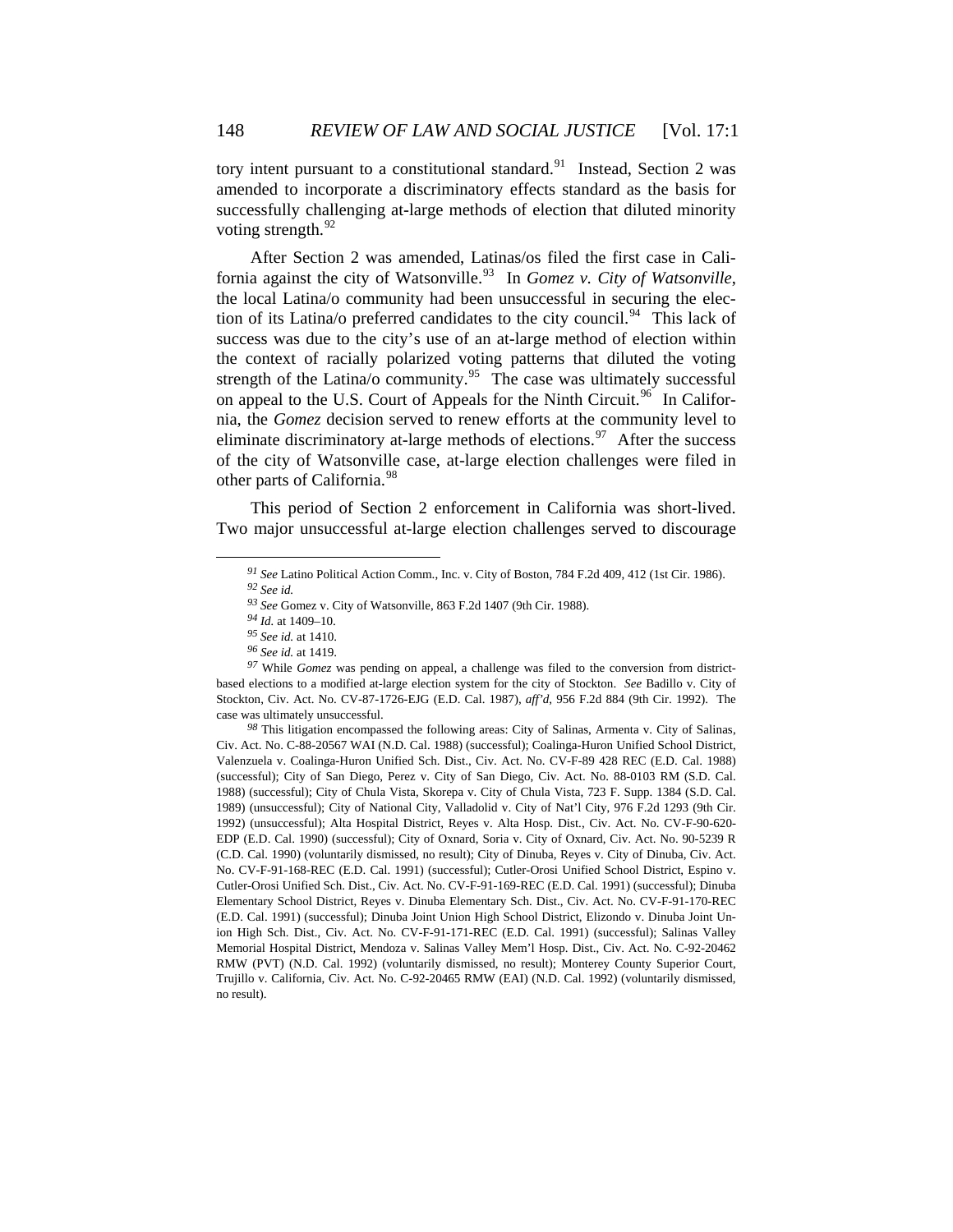tory intent pursuant to a constitutional standard.[91] Instead, Section 2 was amended to incorporate a discriminatory effects standard as the basis for successfully challenging at-large methods of election that diluted minority voting strength.[92]

After Section 2 was amended, Latinas/os filed the first case in California against the city of Watsonville.[93] In *Gomez v. City of Watsonville*, the local Latina/o community had been unsuccessful in securing the election of its Latina/o preferred candidates to the city council.[94] This lack of success was due to the city's use of an at-large method of election within the context of racially polarized voting patterns that diluted the voting strength of the Latina/o community.[95] The case was ultimately successful on appeal to the U.S. Court of Appeals for the Ninth Circuit.[96] In California, the *Gomez* decision served to renew efforts at the community level to eliminate discriminatory at-large methods of elections.[97] After the success of the city of Watsonville case, at-large election challenges were filed in other parts of California.[98]

This period of Section 2 enforcement in California was short-lived. Two major unsuccessful at-large election challenges served to discourage

---

[91] *See* Latino Political Action Comm., Inc. v. City of Boston, 784 F.2d 409, 412 (1st Cir. 1986).

[92] *See id.*

[93] *See* Gomez v. City of Watsonville, 863 F.2d 1407 (9th Cir. 1988).

[94] *Id.* at 1409–10.

[95] *See id.* at 1410.

[96] *See id.* at 1419.

[97] While *Gomez* was pending on appeal, a challenge was filed to the conversion from district-based elections to a modified at-large election system for the city of Stockton. *See* Badillo v. City of Stockton, Civ. Act. No. CV-87-1726-EJG (E.D. Cal. 1987), *aff'd*, 956 F.2d 884 (9th Cir. 1992). The case was ultimately unsuccessful.

[98] This litigation encompassed the following areas: City of Salinas, Armenta v. City of Salinas, Civ. Act. No. C-88-20567 WAI (N.D. Cal. 1988) (successful); Coalinga-Huron Unified School District, Valenzuela v. Coalinga-Huron Unified Sch. Dist., Civ. Act. No. CV-F-89 428 REC (E.D. Cal. 1988) (successful); City of San Diego, Perez v. City of San Diego, Civ. Act. No. 88-0103 RM (S.D. Cal. 1988) (successful); City of Chula Vista, Skorepa v. City of Chula Vista, 723 F. Supp. 1384 (S.D. Cal. 1989) (unsuccessful); City of National City, Valladolid v. City of Nat'l City, 976 F.2d 1293 (9th Cir. 1992) (unsuccessful); Alta Hospital District, Reyes v. Alta Hosp. Dist., Civ. Act. No. CV-F-90-620-EDP (E.D. Cal. 1990) (successful); City of Oxnard, Soria v. City of Oxnard, Civ. Act. No. 90-5239 R (C.D. Cal. 1990) (voluntarily dismissed, no result); City of Dinuba, Reyes v. City of Dinuba, Civ. Act. No. CV-F-91-168-REC (E.D. Cal. 1991) (successful); Cutler-Orosi Unified School District, Espino v. Cutler-Orosi Unified Sch. Dist., Civ. Act. No. CV-F-91-169-REC (E.D. Cal. 1991) (successful); Dinuba Elementary School District, Reyes v. Dinuba Elementary Sch. Dist., Civ. Act. No. CV-F-91-170-REC (E.D. Cal. 1991) (successful); Dinuba Joint Union High School District, Elizondo v. Dinuba Joint Union High Sch. Dist., Civ. Act. No. CV-F-91-171-REC (E.D. Cal. 1991) (successful); Salinas Valley Memorial Hospital District, Mendoza v. Salinas Valley Mem'l Hosp. Dist., Civ. Act. No. C-92-20462 RMW (PVT) (N.D. Cal. 1992) (voluntarily dismissed, no result); Monterey County Superior Court, Trujillo v. California, Civ. Act. No. C-92-20465 RMW (EAI) (N.D. Cal. 1992) (voluntarily dismissed, no result).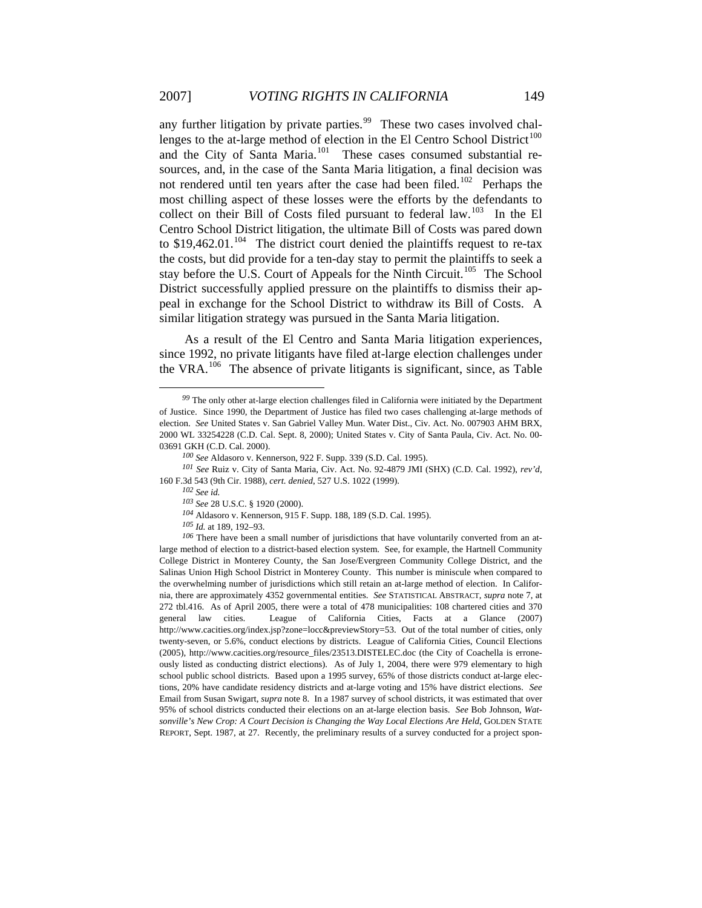any further litigation by private parties.[99] These two cases involved challenges to the at-large method of election in the El Centro School District[100] and the City of Santa Maria.[101] These cases consumed substantial resources, and, in the case of the Santa Maria litigation, a final decision was not rendered until ten years after the case had been filed.[102] Perhaps the most chilling aspect of these losses were the efforts by the defendants to collect on their Bill of Costs filed pursuant to federal law.[103] In the El Centro School District litigation, the ultimate Bill of Costs was pared down to $19,462.01.[104] The district court denied the plaintiffs request to re-tax the costs, but did provide for a ten-day stay to permit the plaintiffs to seek a stay before the U.S. Court of Appeals for the Ninth Circuit.[105] The School District successfully applied pressure on the plaintiffs to dismiss their appeal in exchange for the School District to withdraw its Bill of Costs. A similar litigation strategy was pursued in the Santa Maria litigation.

As a result of the El Centro and Santa Maria litigation experiences, since 1992, no private litigants have filed at-large election challenges under the VRA.[106] The absence of private litigants is significant, since, as Table

---

[99] The only other at-large election challenges filed in California were initiated by the Department of Justice. Since 1990, the Department of Justice has filed two cases challenging at-large methods of election. *See* United States v. San Gabriel Valley Mun. Water Dist., Civ. Act. No. 007903 AHM BRX, 2000 WL 33254228 (C.D. Cal. Sept. 8, 2000); United States v. City of Santa Paula, Civ. Act. No. 00-03691 GKH (C.D. Cal. 2000).

[100] *See* Aldasoro v. Kennerson, 922 F. Supp. 339 (S.D. Cal. 1995).

[101] *See* Ruiz v. City of Santa Maria, Civ. Act. No. 92-4879 JMI (SHX) (C.D. Cal. 1992), *rev'd*, 160 F.3d 543 (9th Cir. 1988), *cert. denied*, 527 U.S. 1022 (1999).

[102] *See id.*

[103] *See* 28 U.S.C. § 1920 (2000).

[104] Aldasoro v. Kennerson, 915 F. Supp. 188, 189 (S.D. Cal. 1995).

[105] *Id.* at 189, 192–93.

[106] There have been a small number of jurisdictions that have voluntarily converted from an at-large method of election to a district-based election system. See, for example, the Hartnell Community College District in Monterey County, the San Jose/Evergreen Community College District, and the Salinas Union High School District in Monterey County. This number is miniscule when compared to the overwhelming number of jurisdictions which still retain an at-large method of election. In California, there are approximately 4352 governmental entities. *See* STATISTICAL ABSTRACT, *supra* note 7, at 272 tbl.416. As of April 2005, there were a total of 478 municipalities: 108 chartered cities and 370 general law cities. League of California Cities, Facts at a Glance (2007) http://www.cacities.org/index.jsp?zone=locc&previewStory=53. Out of the total number of cities, only twenty-seven, or 5.6%, conduct elections by districts. League of California Cities, Council Elections (2005), http://www.cacities.org/resource_files/23513.DISTELEC.doc (the City of Coachella is erroneously listed as conducting district elections). As of July 1, 2004, there were 979 elementary to high school public school districts. Based upon a 1995 survey, 65% of those districts conduct at-large elections, 20% have candidate residency districts and at-large voting and 15% have district elections. *See* Email from Susan Swigart, *supra* note 8. In a 1987 survey of school districts, it was estimated that over 95% of school districts conducted their elections on an at-large election basis. *See* Bob Johnson, *Watsonville's New Crop: A Court Decision is Changing the Way Local Elections Are Held*, GOLDEN STATE REPORT, Sept. 1987, at 27. Recently, the preliminary results of a survey conducted for a project spon-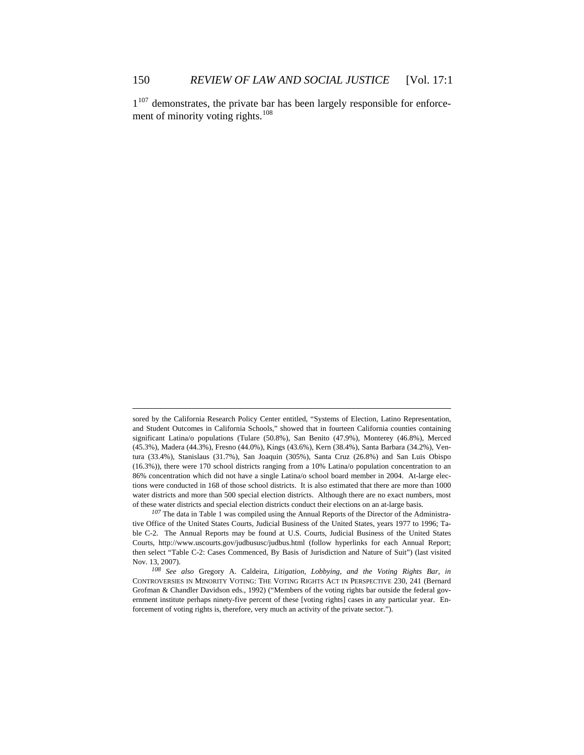1[107] demonstrates, the private bar has been largely responsible for enforcement of minority voting rights.[108]

---

sored by the California Research Policy Center entitled, "Systems of Election, Latino Representation, and Student Outcomes in California Schools," showed that in fourteen California counties containing significant Latina/o populations (Tulare (50.8%), San Benito (47.9%), Monterey (46.8%), Merced (45.3%), Madera (44.3%), Fresno (44.0%), Kings (43.6%), Kern (38.4%), Santa Barbara (34.2%), Ventura (33.4%), Stanislaus (31.7%), San Joaquin (305%), Santa Cruz (26.8%) and San Luis Obispo (16.3%)), there were 170 school districts ranging from a 10% Latina/o population concentration to an 86% concentration which did not have a single Latina/o school board member in 2004. At-large elections were conducted in 168 of those school districts. It is also estimated that there are more than 1000 water districts and more than 500 special election districts. Although there are no exact numbers, most of these water districts and special election districts conduct their elections on an at-large basis.

[107] The data in Table 1 was compiled using the Annual Reports of the Director of the Administrative Office of the United States Courts, Judicial Business of the United States, years 1977 to 1996; Table C-2. The Annual Reports may be found at U.S. Courts, Judicial Business of the United States Courts, http://www.uscourts.gov/judbususc/judbus.html (follow hyperlinks for each Annual Report; then select "Table C-2: Cases Commenced, By Basis of Jurisdiction and Nature of Suit") (last visited Nov. 13, 2007).

[108] *See also* Gregory A. Caldeira, *Litigation, Lobbying, and the Voting Rights Bar*, *in* CONTROVERSIES IN MINORITY VOTING: THE VOTING RIGHTS ACT IN PERSPECTIVE 230, 241 (Bernard Grofman & Chandler Davidson eds., 1992) ("Members of the voting rights bar outside the federal government institute perhaps ninety-five percent of these [voting rights] cases in any particular year. Enforcement of voting rights is, therefore, very much an activity of the private sector.").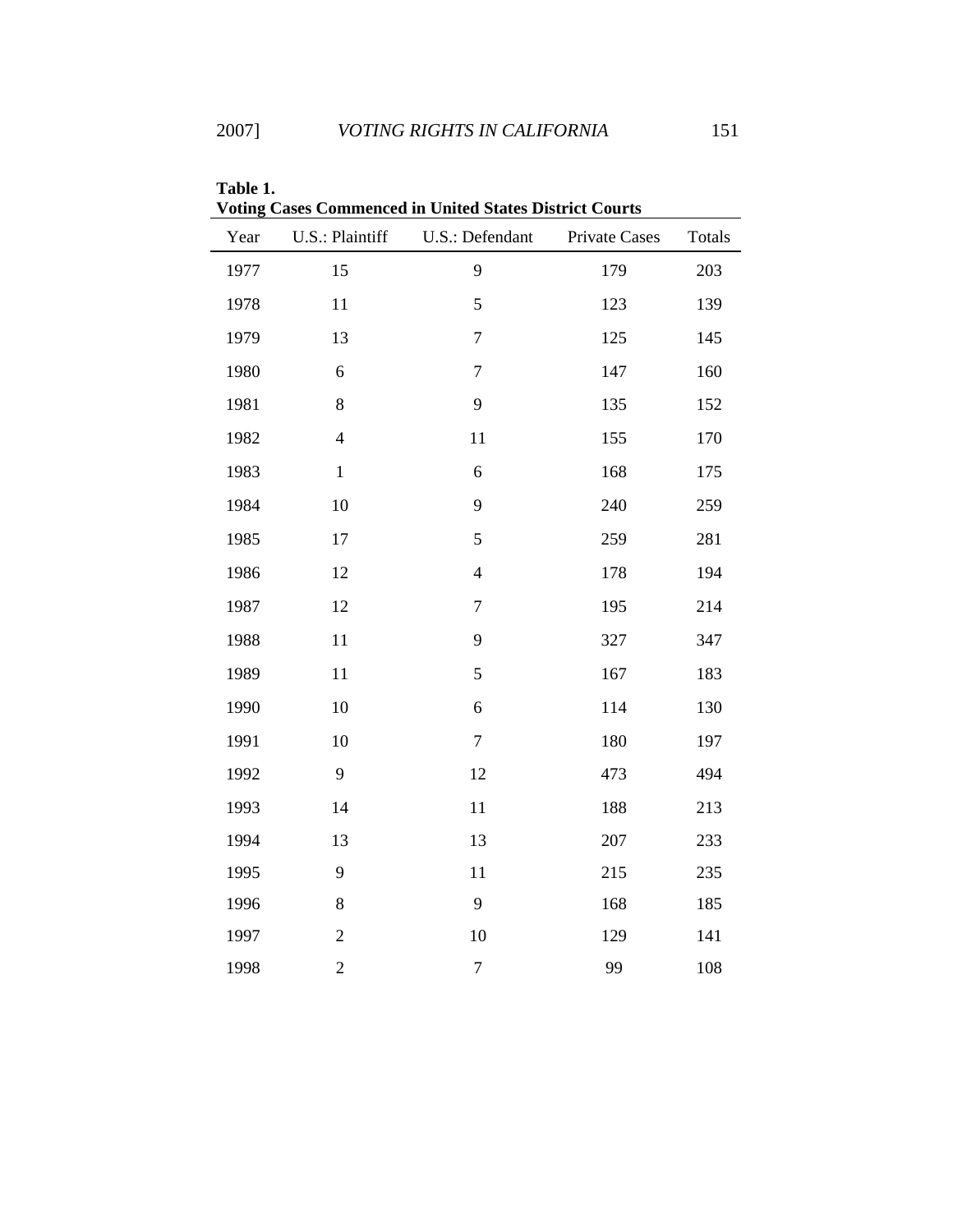**Table 1.**
**Voting Cases Commenced in United States District Courts**

| Year | U.S.: Plaintiff | U.S.: Defendant | Private Cases | Totals |
|---|---|---|---|---|
| 1977 | 15 | 9 | 179 | 203 |
| 1978 | 11 | 5 | 123 | 139 |
| 1979 | 13 | 7 | 125 | 145 |
| 1980 | 6 | 7 | 147 | 160 |
| 1981 | 8 | 9 | 135 | 152 |
| 1982 | 4 | 11 | 155 | 170 |
| 1983 | 1 | 6 | 168 | 175 |
| 1984 | 10 | 9 | 240 | 259 |
| 1985 | 17 | 5 | 259 | 281 |
| 1986 | 12 | 4 | 178 | 194 |
| 1987 | 12 | 7 | 195 | 214 |
| 1988 | 11 | 9 | 327 | 347 |
| 1989 | 11 | 5 | 167 | 183 |
| 1990 | 10 | 6 | 114 | 130 |
| 1991 | 10 | 7 | 180 | 197 |
| 1992 | 9 | 12 | 473 | 494 |
| 1993 | 14 | 11 | 188 | 213 |
| 1994 | 13 | 13 | 207 | 233 |
| 1995 | 9 | 11 | 215 | 235 |
| 1996 | 8 | 9 | 168 | 185 |
| 1997 | 2 | 10 | 129 | 141 |
| 1998 | 2 | 7 | 99 | 108 |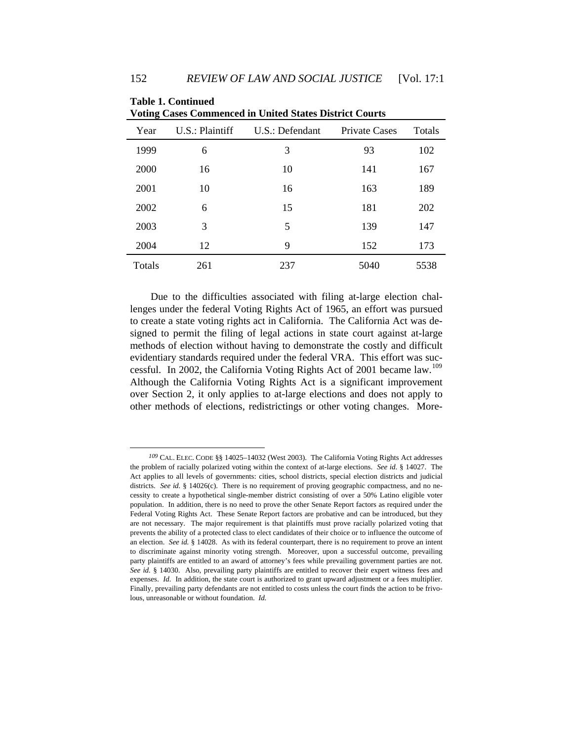**Table 1. Continued**
**Voting Cases Commenced in United States District Courts**

| Year | U.S.: Plaintiff | U.S.: Defendant | Private Cases | Totals |
|---|---|---|---|---|
| 1999 | 6 | 3 | 93 | 102 |
| 2000 | 16 | 10 | 141 | 167 |
| 2001 | 10 | 16 | 163 | 189 |
| 2002 | 6 | 15 | 181 | 202 |
| 2003 | 3 | 5 | 139 | 147 |
| 2004 | 12 | 9 | 152 | 173 |
| Totals | 261 | 237 | 5040 | 5538 |

Due to the difficulties associated with filing at-large election challenges under the federal Voting Rights Act of 1965, an effort was pursued to create a state voting rights act in California. The California Act was designed to permit the filing of legal actions in state court against at-large methods of election without having to demonstrate the costly and difficult evidentiary standards required under the federal VRA. This effort was successful. In 2002, the California Voting Rights Act of 2001 became law.[109] Although the California Voting Rights Act is a significant improvement over Section 2, it only applies to at-large elections and does not apply to other methods of elections, redistrictings or other voting changes. More-

---

[109] CAL. ELEC. CODE §§ 14025–14032 (West 2003). The California Voting Rights Act addresses the problem of racially polarized voting within the context of at-large elections. *See id.* § 14027. The Act applies to all levels of governments: cities, school districts, special election districts and judicial districts. *See id.* § 14026(c). There is no requirement of proving geographic compactness, and no necessity to create a hypothetical single-member district consisting of over a 50% Latino eligible voter population. In addition, there is no need to prove the other Senate Report factors as required under the Federal Voting Rights Act. These Senate Report factors are probative and can be introduced, but they are not necessary. The major requirement is that plaintiffs must prove racially polarized voting that prevents the ability of a protected class to elect candidates of their choice or to influence the outcome of an election. *See id.* § 14028. As with its federal counterpart, there is no requirement to prove an intent to discriminate against minority voting strength. Moreover, upon a successful outcome, prevailing party plaintiffs are entitled to an award of attorney's fees while prevailing government parties are not. *See id.* § 14030. Also, prevailing party plaintiffs are entitled to recover their expert witness fees and expenses. *Id.* In addition, the state court is authorized to grant upward adjustment or a fees multiplier. Finally, prevailing party defendants are not entitled to costs unless the court finds the action to be frivolous, unreasonable or without foundation. *Id.*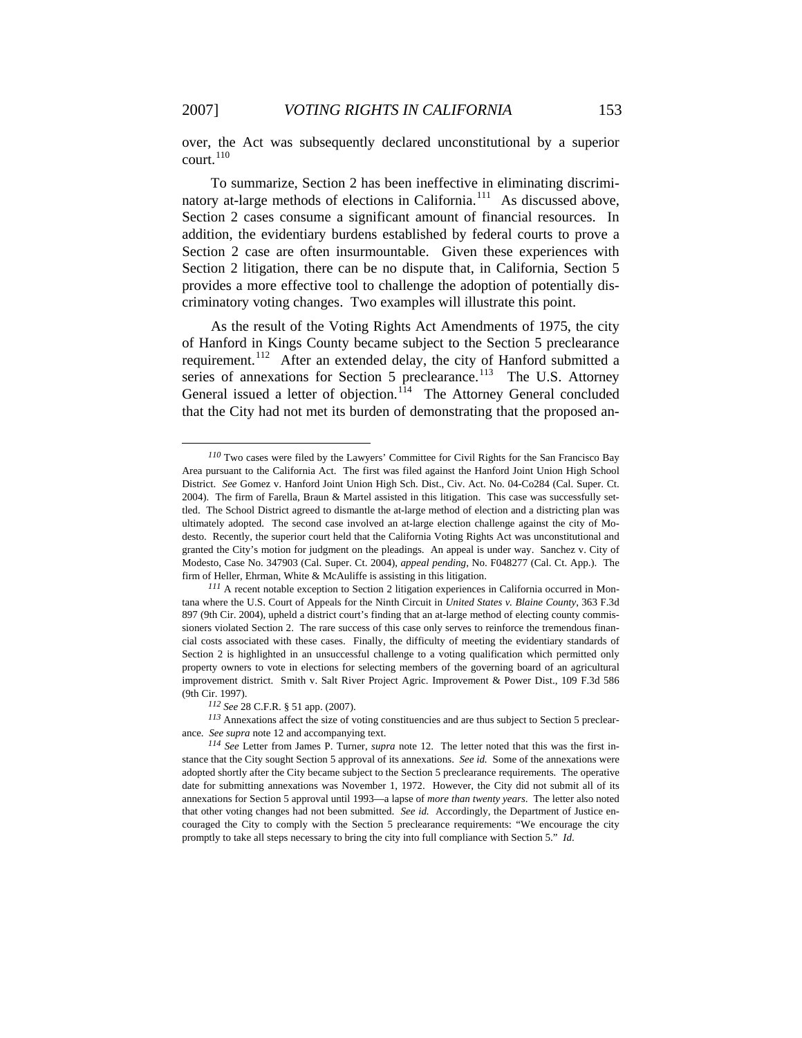over, the Act was subsequently declared unconstitutional by a superior court.[110]

To summarize, Section 2 has been ineffective in eliminating discriminatory at-large methods of elections in California.[111] As discussed above, Section 2 cases consume a significant amount of financial resources. In addition, the evidentiary burdens established by federal courts to prove a Section 2 case are often insurmountable. Given these experiences with Section 2 litigation, there can be no dispute that, in California, Section 5 provides a more effective tool to challenge the adoption of potentially discriminatory voting changes. Two examples will illustrate this point.

As the result of the Voting Rights Act Amendments of 1975, the city of Hanford in Kings County became subject to the Section 5 preclearance requirement.[112] After an extended delay, the city of Hanford submitted a series of annexations for Section 5 preclearance.[113] The U.S. Attorney General issued a letter of objection.[114] The Attorney General concluded that the City had not met its burden of demonstrating that the proposed an-

---

[110] Two cases were filed by the Lawyers' Committee for Civil Rights for the San Francisco Bay Area pursuant to the California Act. The first was filed against the Hanford Joint Union High School District. *See* Gomez v. Hanford Joint Union High Sch. Dist., Civ. Act. No. 04-Co284 (Cal. Super. Ct. 2004). The firm of Farella, Braun & Martel assisted in this litigation. This case was successfully settled. The School District agreed to dismantle the at-large method of election and a districting plan was ultimately adopted. The second case involved an at-large election challenge against the city of Modesto. Recently, the superior court held that the California Voting Rights Act was unconstitutional and granted the City's motion for judgment on the pleadings. An appeal is under way. Sanchez v. City of Modesto, Case No. 347903 (Cal. Super. Ct. 2004), *appeal pending*, No. F048277 (Cal. Ct. App.). The firm of Heller, Ehrman, White & McAuliffe is assisting in this litigation.

[111] A recent notable exception to Section 2 litigation experiences in California occurred in Montana where the U.S. Court of Appeals for the Ninth Circuit in *United States v. Blaine County*, 363 F.3d 897 (9th Cir. 2004), upheld a district court's finding that an at-large method of electing county commissioners violated Section 2. The rare success of this case only serves to reinforce the tremendous financial costs associated with these cases. Finally, the difficulty of meeting the evidentiary standards of Section 2 is highlighted in an unsuccessful challenge to a voting qualification which permitted only property owners to vote in elections for selecting members of the governing board of an agricultural improvement district. Smith v. Salt River Project Agric. Improvement & Power Dist., 109 F.3d 586 (9th Cir. 1997).

[112] *See* 28 C.F.R. § 51 app. (2007).

[113] Annexations affect the size of voting constituencies and are thus subject to Section 5 preclearance. *See supra* note 12 and accompanying text.

[114] *See* Letter from James P. Turner, *supra* note 12. The letter noted that this was the first instance that the City sought Section 5 approval of its annexations. *See id.* Some of the annexations were adopted shortly after the City became subject to the Section 5 preclearance requirements. The operative date for submitting annexations was November 1, 1972. However, the City did not submit all of its annexations for Section 5 approval until 1993—a lapse of *more than twenty years*. The letter also noted that other voting changes had not been submitted. *See id.* Accordingly, the Department of Justice encouraged the City to comply with the Section 5 preclearance requirements: "We encourage the city promptly to take all steps necessary to bring the city into full compliance with Section 5." *Id.*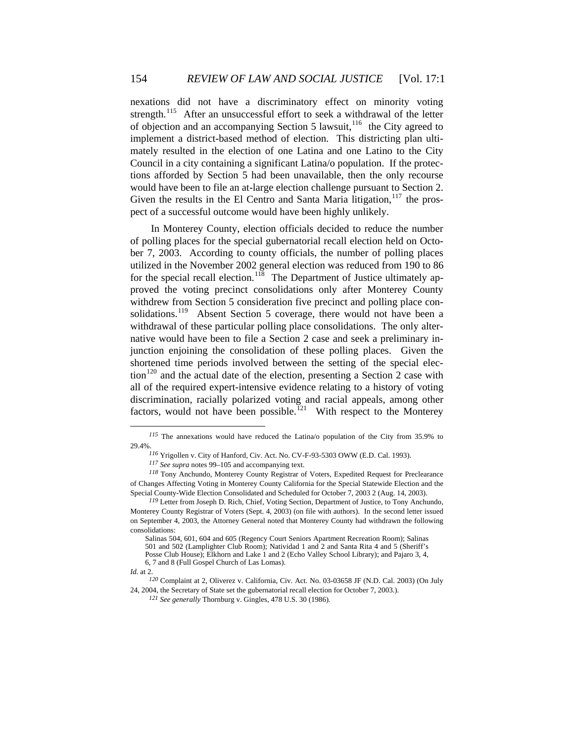nexations did not have a discriminatory effect on minority voting strength.[115] After an unsuccessful effort to seek a withdrawal of the letter of objection and an accompanying Section 5 lawsuit,[116] the City agreed to implement a district-based method of election. This districting plan ultimately resulted in the election of one Latina and one Latino to the City Council in a city containing a significant Latina/o population. If the protections afforded by Section 5 had been unavailable, then the only recourse would have been to file an at-large election challenge pursuant to Section 2. Given the results in the El Centro and Santa Maria litigation,[117] the prospect of a successful outcome would have been highly unlikely.

In Monterey County, election officials decided to reduce the number of polling places for the special gubernatorial recall election held on October 7, 2003. According to county officials, the number of polling places utilized in the November 2002 general election was reduced from 190 to 86 for the special recall election.[118] The Department of Justice ultimately approved the voting precinct consolidations only after Monterey County withdrew from Section 5 consideration five precinct and polling place consolidations.[119] Absent Section 5 coverage, there would not have been a withdrawal of these particular polling place consolidations. The only alternative would have been to file a Section 2 case and seek a preliminary injunction enjoining the consolidation of these polling places. Given the shortened time periods involved between the setting of the special election[120] and the actual date of the election, presenting a Section 2 case with all of the required expert-intensive evidence relating to a history of voting discrimination, racially polarized voting and racial appeals, among other factors, would not have been possible.[121] With respect to the Monterey

---

[115] The annexations would have reduced the Latina/o population of the City from 35.9% to 29.4%.

[116] Yrigollen v. City of Hanford, Civ. Act. No. CV-F-93-5303 OWW (E.D. Cal. 1993).

[117] *See supra* notes 99–105 and accompanying text.

[118] Tony Anchundo, Monterey County Registrar of Voters, Expedited Request for Preclearance of Changes Affecting Voting in Monterey County California for the Special Statewide Election and the Special County-Wide Election Consolidated and Scheduled for October 7, 2003 2 (Aug. 14, 2003).

[119] Letter from Joseph D. Rich, Chief, Voting Section, Department of Justice, to Tony Anchundo, Monterey County Registrar of Voters (Sept. 4, 2003) (on file with authors). In the second letter issued on September 4, 2003, the Attorney General noted that Monterey County had withdrawn the following consolidations:

> Salinas 504, 601, 604 and 605 (Regency Court Seniors Apartment Recreation Room); Salinas 501 and 502 (Lamplighter Club Room); Natividad 1 and 2 and Santa Rita 4 and 5 (Sheriff's Posse Club House); Elkhorn and Lake 1 and 2 (Echo Valley School Library); and Pajaro 3, 4, 6, 7 and 8 (Full Gospel Church of Las Lomas).

*Id.* at 2.

[120] Complaint at 2, Oliverez v. California, Civ. Act. No. 03-03658 JF (N.D. Cal. 2003) (On July 24, 2004, the Secretary of State set the gubernatorial recall election for October 7, 2003.).

[121] *See generally* Thornburg v. Gingles, 478 U.S. 30 (1986).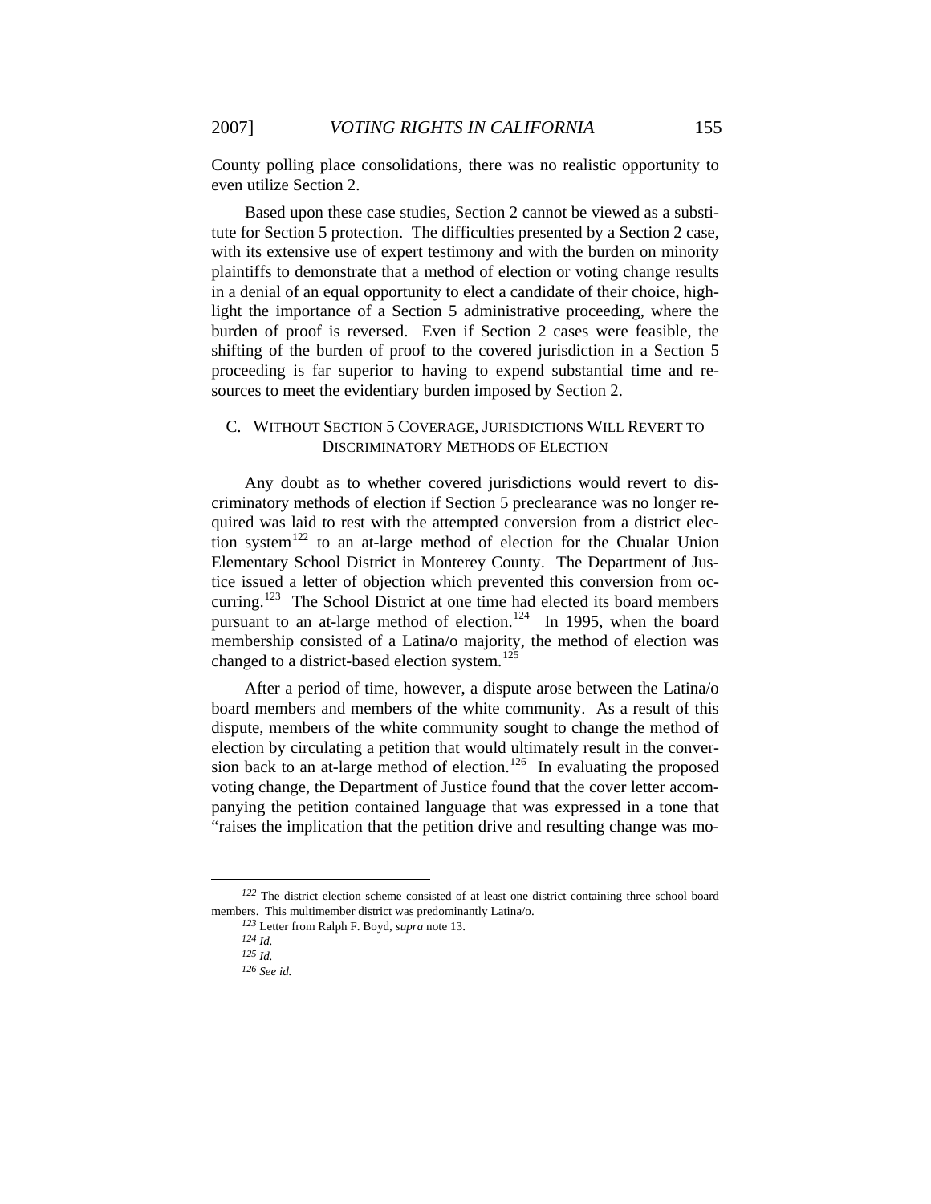County polling place consolidations, there was no realistic opportunity to even utilize Section 2.

Based upon these case studies, Section 2 cannot be viewed as a substitute for Section 5 protection. The difficulties presented by a Section 2 case, with its extensive use of expert testimony and with the burden on minority plaintiffs to demonstrate that a method of election or voting change results in a denial of an equal opportunity to elect a candidate of their choice, highlight the importance of a Section 5 administrative proceeding, where the burden of proof is reversed. Even if Section 2 cases were feasible, the shifting of the burden of proof to the covered jurisdiction in a Section 5 proceeding is far superior to having to expend substantial time and resources to meet the evidentiary burden imposed by Section 2.

### C. Without Section 5 Coverage, Jurisdictions Will Revert to Discriminatory Methods of Election

Any doubt as to whether covered jurisdictions would revert to discriminatory methods of election if Section 5 preclearance was no longer required was laid to rest with the attempted conversion from a district election system[122] to an at-large method of election for the Chualar Union Elementary School District in Monterey County. The Department of Justice issued a letter of objection which prevented this conversion from occurring.[123] The School District at one time had elected its board members pursuant to an at-large method of election.[124] In 1995, when the board membership consisted of a Latina/o majority, the method of election was changed to a district-based election system.[125]

After a period of time, however, a dispute arose between the Latina/o board members and members of the white community. As a result of this dispute, members of the white community sought to change the method of election by circulating a petition that would ultimately result in the conversion back to an at-large method of election.[126] In evaluating the proposed voting change, the Department of Justice found that the cover letter accompanying the petition contained language that was expressed in a tone that "raises the implication that the petition drive and resulting change was mo-

---

[122] The district election scheme consisted of at least one district containing three school board members. This multimember district was predominantly Latina/o.

[123] Letter from Ralph F. Boyd, *supra* note 13.

[124] *Id.*

[125] *Id.*

[126] *See id.*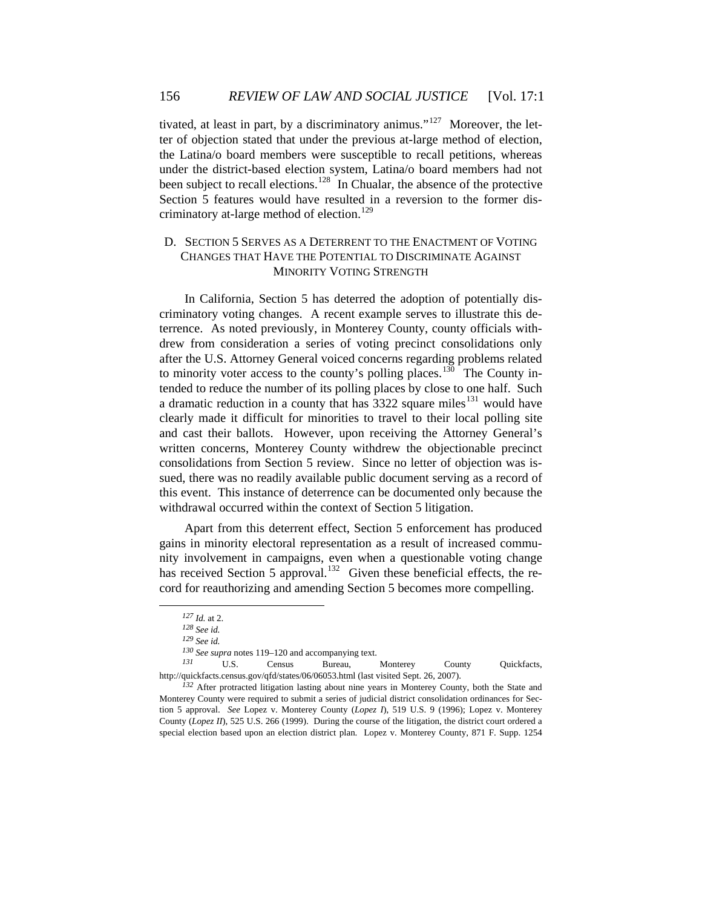tivated, at least in part, by a discriminatory animus."[127] Moreover, the letter of objection stated that under the previous at-large method of election, the Latina/o board members were susceptible to recall petitions, whereas under the district-based election system, Latina/o board members had not been subject to recall elections.[128] In Chualar, the absence of the protective Section 5 features would have resulted in a reversion to the former discriminatory at-large method of election.[129]

### D. Section 5 Serves as a Deterrent to the Enactment of Voting Changes that Have the Potential to Discriminate Against Minority Voting Strength

In California, Section 5 has deterred the adoption of potentially discriminatory voting changes. A recent example serves to illustrate this deterrence. As noted previously, in Monterey County, county officials withdrew from consideration a series of voting precinct consolidations only after the U.S. Attorney General voiced concerns regarding problems related to minority voter access to the county's polling places.[130] The County intended to reduce the number of its polling places by close to one half. Such a dramatic reduction in a county that has 3322 square miles[131] would have clearly made it difficult for minorities to travel to their local polling site and cast their ballots. However, upon receiving the Attorney General's written concerns, Monterey County withdrew the objectionable precinct consolidations from Section 5 review. Since no letter of objection was issued, there was no readily available public document serving as a record of this event. This instance of deterrence can be documented only because the withdrawal occurred within the context of Section 5 litigation.

Apart from this deterrent effect, Section 5 enforcement has produced gains in minority electoral representation as a result of increased community involvement in campaigns, even when a questionable voting change has received Section 5 approval.[132] Given these beneficial effects, the record for reauthorizing and amending Section 5 becomes more compelling.

---

127 *Id.* at 2.

128 *See id.*

129 *See id.*

130 *See supra* notes 119–120 and accompanying text.

131 U.S. Census Bureau, Monterey County Quickfacts, http://quickfacts.census.gov/qfd/states/06/06053.html (last visited Sept. 26, 2007).

132 After protracted litigation lasting about nine years in Monterey County, both the State and Monterey County were required to submit a series of judicial district consolidation ordinances for Section 5 approval. *See* Lopez v. Monterey County (*Lopez I*), 519 U.S. 9 (1996); Lopez v. Monterey County (*Lopez II*), 525 U.S. 266 (1999). During the course of the litigation, the district court ordered a special election based upon an election district plan. Lopez v. Monterey County, 871 F. Supp. 1254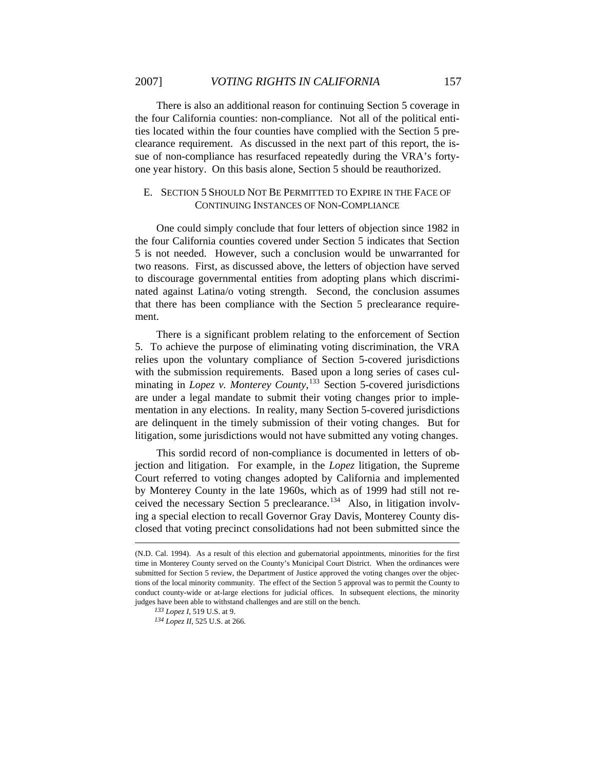There is also an additional reason for continuing Section 5 coverage in the four California counties: non-compliance. Not all of the political entities located within the four counties have complied with the Section 5 preclearance requirement. As discussed in the next part of this report, the issue of non-compliance has resurfaced repeatedly during the VRA's forty-one year history. On this basis alone, Section 5 should be reauthorized.

## E. SECTION 5 SHOULD NOT BE PERMITTED TO EXPIRE IN THE FACE OF CONTINUING INSTANCES OF NON-COMPLIANCE

One could simply conclude that four letters of objection since 1982 in the four California counties covered under Section 5 indicates that Section 5 is not needed. However, such a conclusion would be unwarranted for two reasons. First, as discussed above, the letters of objection have served to discourage governmental entities from adopting plans which discriminated against Latina/o voting strength. Second, the conclusion assumes that there has been compliance with the Section 5 preclearance requirement.

There is a significant problem relating to the enforcement of Section 5. To achieve the purpose of eliminating voting discrimination, the VRA relies upon the voluntary compliance of Section 5-covered jurisdictions with the submission requirements. Based upon a long series of cases culminating in *Lopez v. Monterey County*,[133] Section 5-covered jurisdictions are under a legal mandate to submit their voting changes prior to implementation in any elections. In reality, many Section 5-covered jurisdictions are delinquent in the timely submission of their voting changes. But for litigation, some jurisdictions would not have submitted any voting changes.

This sordid record of non-compliance is documented in letters of objection and litigation. For example, in the *Lopez* litigation, the Supreme Court referred to voting changes adopted by California and implemented by Monterey County in the late 1960s, which as of 1999 had still not received the necessary Section 5 preclearance.[134] Also, in litigation involving a special election to recall Governor Gray Davis, Monterey County disclosed that voting precinct consolidations had not been submitted since the

---

(N.D. Cal. 1994). As a result of this election and gubernatorial appointments, minorities for the first time in Monterey County served on the County's Municipal Court District. When the ordinances were submitted for Section 5 review, the Department of Justice approved the voting changes over the objections of the local minority community. The effect of the Section 5 approval was to permit the County to conduct county-wide or at-large elections for judicial offices. In subsequent elections, the minority judges have been able to withstand challenges and are still on the bench.

[133] *Lopez I*, 519 U.S. at 9.

[134] *Lopez II*, 525 U.S. at 266.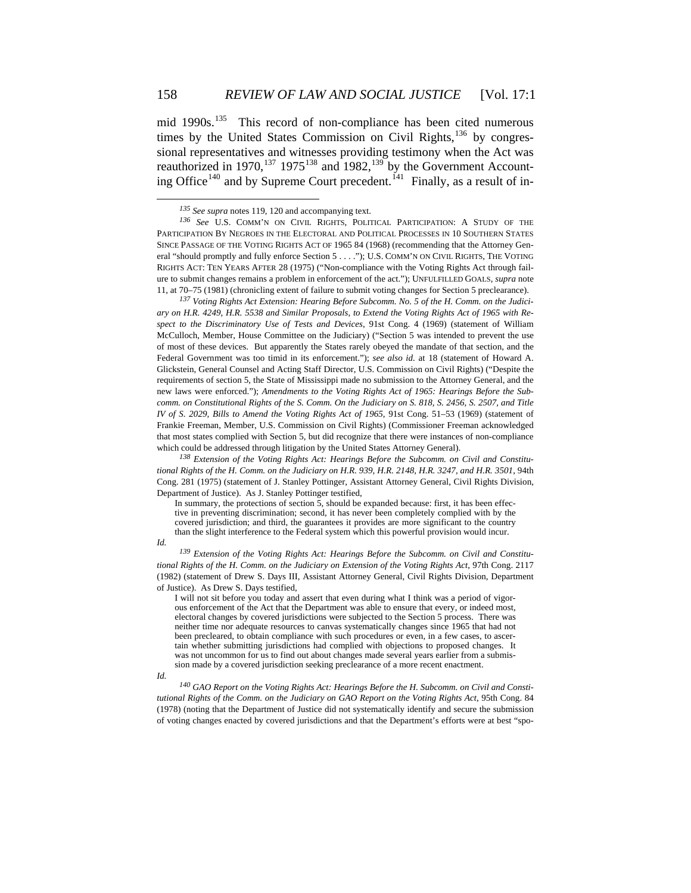mid 1990s.[135] This record of non-compliance has been cited numerous times by the United States Commission on Civil Rights,[136] by congressional representatives and witnesses providing testimony when the Act was reauthorized in 1970,[137] 1975[138] and 1982,[139] by the Government Accounting Office[140] and by Supreme Court precedent.[141] Finally, as a result of in-

---

[135] *See supra* notes 119, 120 and accompanying text.

[136] *See* U.S. COMM'N ON CIVIL RIGHTS, POLITICAL PARTICIPATION: A STUDY OF THE PARTICIPATION BY NEGROES IN THE ELECTORAL AND POLITICAL PROCESSES IN 10 SOUTHERN STATES SINCE PASSAGE OF THE VOTING RIGHTS ACT OF 1965 84 (1968) (recommending that the Attorney General "should promptly and fully enforce Section 5 . . . ."); U.S. COMM'N ON CIVIL RIGHTS, THE VOTING RIGHTS ACT: TEN YEARS AFTER 28 (1975) ("Non-compliance with the Voting Rights Act through failure to submit changes remains a problem in enforcement of the act."); UNFULFILLED GOALS, *supra* note 11, at 70–75 (1981) (chronicling extent of failure to submit voting changes for Section 5 preclearance).

[137] *Voting Rights Act Extension: Hearing Before Subcomm. No. 5 of the H. Comm. on the Judiciary on H.R. 4249, H.R. 5538 and Similar Proposals, to Extend the Voting Rights Act of 1965 with Respect to the Discriminatory Use of Tests and Devices*, 91st Cong. 4 (1969) (statement of William McCulloch, Member, House Committee on the Judiciary) ("Section 5 was intended to prevent the use of most of these devices. But apparently the States rarely obeyed the mandate of that section, and the Federal Government was too timid in its enforcement."); *see also id.* at 18 (statement of Howard A. Glickstein, General Counsel and Acting Staff Director, U.S. Commission on Civil Rights) ("Despite the requirements of section 5, the State of Mississippi made no submission to the Attorney General, and the new laws were enforced."); *Amendments to the Voting Rights Act of 1965: Hearings Before the Subcomm. on Constitutional Rights of the S. Comm. On the Judiciary on S. 818, S. 2456, S. 2507, and Title IV of S. 2029, Bills to Amend the Voting Rights Act of 1965*, 91st Cong. 51–53 (1969) (statement of Frankie Freeman, Member, U.S. Commission on Civil Rights) (Commissioner Freeman acknowledged that most states complied with Section 5, but did recognize that there were instances of non-compliance which could be addressed through litigation by the United States Attorney General).

[138] *Extension of the Voting Rights Act: Hearings Before the Subcomm. on Civil and Constitutional Rights of the H. Comm. on the Judiciary on H.R. 939, H.R. 2148, H.R. 3247, and H.R. 3501*, 94th Cong. 281 (1975) (statement of J. Stanley Pottinger, Assistant Attorney General, Civil Rights Division, Department of Justice). As J. Stanley Pottinger testified,

> In summary, the protections of section 5, should be expanded because: first, it has been effective in preventing discrimination; second, it has never been completely complied with by the covered jurisdiction; and third, the guarantees it provides are more significant to the country than the slight interference to the Federal system which this powerful provision would incur.

*Id.*

[139] *Extension of the Voting Rights Act: Hearings Before the Subcomm. on Civil and Constitutional Rights of the H. Comm. on the Judiciary on Extension of the Voting Rights Act*, 97th Cong. 2117 (1982) (statement of Drew S. Days III, Assistant Attorney General, Civil Rights Division, Department of Justice). As Drew S. Days testified,

> I will not sit before you today and assert that even during what I think was a period of vigorous enforcement of the Act that the Department was able to ensure that every, or indeed most, electoral changes by covered jurisdictions were subjected to the Section 5 process. There was neither time nor adequate resources to canvas systematically changes since 1965 that had not been precleared, to obtain compliance with such procedures or even, in a few cases, to ascertain whether submitting jurisdictions had complied with objections to proposed changes. It was not uncommon for us to find out about changes made several years earlier from a submission made by a covered jurisdiction seeking preclearance of a more recent enactment.

*Id.*

[140] *GAO Report on the Voting Rights Act: Hearings Before the H. Subcomm. on Civil and Constitutional Rights of the Comm. on the Judiciary on GAO Report on the Voting Rights Act*, 95th Cong. 84 (1978) (noting that the Department of Justice did not systematically identify and secure the submission of voting changes enacted by covered jurisdictions and that the Department's efforts were at best "spo-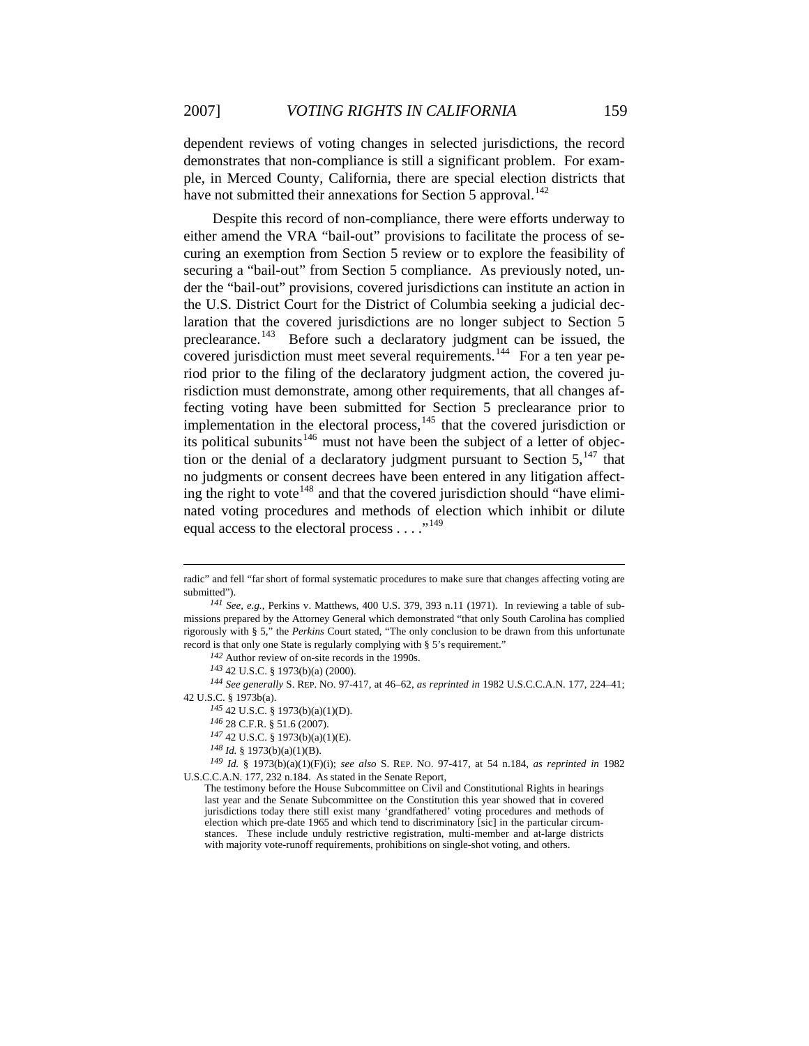dependent reviews of voting changes in selected jurisdictions, the record demonstrates that non-compliance is still a significant problem. For example, in Merced County, California, there are special election districts that have not submitted their annexations for Section 5 approval.[142]

Despite this record of non-compliance, there were efforts underway to either amend the VRA "bail-out" provisions to facilitate the process of securing an exemption from Section 5 review or to explore the feasibility of securing a "bail-out" from Section 5 compliance. As previously noted, under the "bail-out" provisions, covered jurisdictions can institute an action in the U.S. District Court for the District of Columbia seeking a judicial declaration that the covered jurisdictions are no longer subject to Section 5 preclearance.[143] Before such a declaratory judgment can be issued, the covered jurisdiction must meet several requirements.[144] For a ten year period prior to the filing of the declaratory judgment action, the covered jurisdiction must demonstrate, among other requirements, that all changes affecting voting have been submitted for Section 5 preclearance prior to implementation in the electoral process,[145] that the covered jurisdiction or its political subunits[146] must not have been the subject of a letter of objection or the denial of a declaratory judgment pursuant to Section 5,[147] that no judgments or consent decrees have been entered in any litigation affecting the right to vote[148] and that the covered jurisdiction should "have eliminated voting procedures and methods of election which inhibit or dilute equal access to the electoral process . . . ."[149]

---

radic" and fell "far short of formal systematic procedures to make sure that changes affecting voting are submitted").

[141] *See, e.g.*, Perkins v. Matthews, 400 U.S. 379, 393 n.11 (1971). In reviewing a table of submissions prepared by the Attorney General which demonstrated "that only South Carolina has complied rigorously with § 5," the *Perkins* Court stated, "The only conclusion to be drawn from this unfortunate record is that only one State is regularly complying with § 5's requirement."

[142] Author review of on-site records in the 1990s.

[143] 42 U.S.C. § 1973(b)(a) (2000).

[144] *See generally* S. REP. NO. 97-417, at 46–62, *as reprinted in* 1982 U.S.C.C.A.N. 177, 224–41; 42 U.S.C. § 1973b(a).

[145] 42 U.S.C. § 1973(b)(a)(1)(D).

[146] 28 C.F.R. § 51.6 (2007).

[147] 42 U.S.C. § 1973(b)(a)(1)(E).

[148] *Id.* § 1973(b)(a)(1)(B).

[149] *Id.* § 1973(b)(a)(1)(F)(i); *see also* S. REP. NO. 97-417, at 54 n.184, *as reprinted in* 1982 U.S.C.C.A.N. 177, 232 n.184. As stated in the Senate Report,

> The testimony before the House Subcommittee on Civil and Constitutional Rights in hearings last year and the Senate Subcommittee on the Constitution this year showed that in covered jurisdictions today there still exist many 'grandfathered' voting procedures and methods of election which pre-date 1965 and which tend to discriminatory [sic] in the particular circumstances. These include unduly restrictive registration, multi-member and at-large districts with majority vote-runoff requirements, prohibitions on single-shot voting, and others.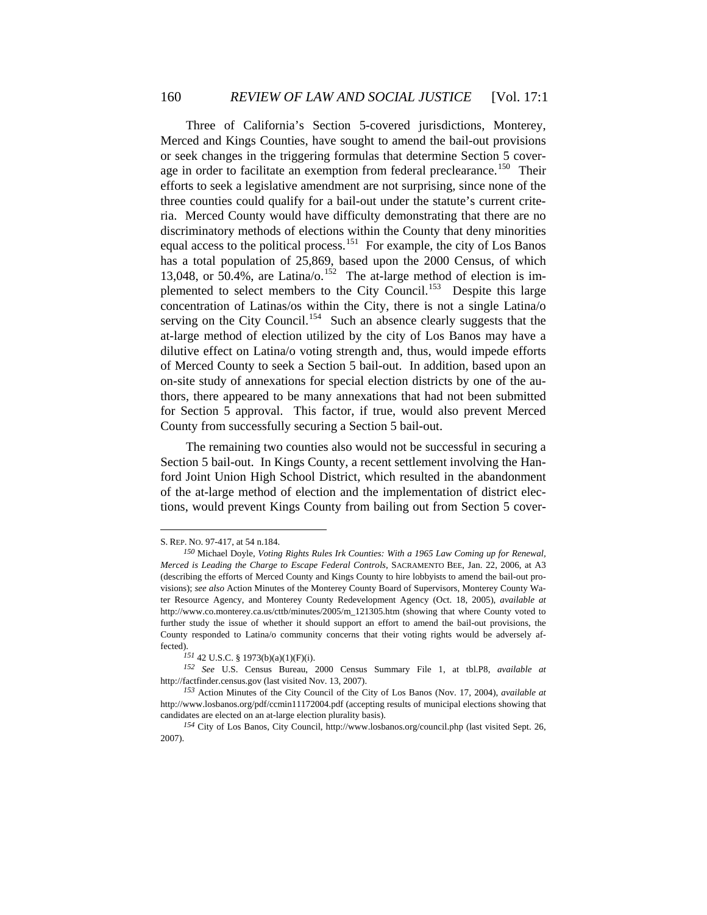Three of California's Section 5-covered jurisdictions, Monterey, Merced and Kings Counties, have sought to amend the bail-out provisions or seek changes in the triggering formulas that determine Section 5 coverage in order to facilitate an exemption from federal preclearance.[150] Their efforts to seek a legislative amendment are not surprising, since none of the three counties could qualify for a bail-out under the statute's current criteria. Merced County would have difficulty demonstrating that there are no discriminatory methods of elections within the County that deny minorities equal access to the political process.[151] For example, the city of Los Banos has a total population of 25,869, based upon the 2000 Census, of which 13,048, or 50.4%, are Latina/o.[152] The at-large method of election is implemented to select members to the City Council.[153] Despite this large concentration of Latinas/os within the City, there is not a single Latina/o serving on the City Council.[154] Such an absence clearly suggests that the at-large method of election utilized by the city of Los Banos may have a dilutive effect on Latina/o voting strength and, thus, would impede efforts of Merced County to seek a Section 5 bail-out. In addition, based upon an on-site study of annexations for special election districts by one of the authors, there appeared to be many annexations that had not been submitted for Section 5 approval. This factor, if true, would also prevent Merced County from successfully securing a Section 5 bail-out.

The remaining two counties also would not be successful in securing a Section 5 bail-out. In Kings County, a recent settlement involving the Hanford Joint Union High School District, which resulted in the abandonment of the at-large method of election and the implementation of district elections, would prevent Kings County from bailing out from Section 5 cover-

---

S. REP. NO. 97-417, at 54 n.184.

[150] Michael Doyle, *Voting Rights Rules Irk Counties: With a 1965 Law Coming up for Renewal, Merced is Leading the Charge to Escape Federal Controls*, SACRAMENTO BEE, Jan. 22, 2006, at A3 (describing the efforts of Merced County and Kings County to hire lobbyists to amend the bail-out provisions); *see also* Action Minutes of the Monterey County Board of Supervisors, Monterey County Water Resource Agency, and Monterey County Redevelopment Agency (Oct. 18, 2005), *available at* http://www.co.monterey.ca.us/cttb/minutes/2005/m_121305.htm (showing that where County voted to further study the issue of whether it should support an effort to amend the bail-out provisions, the County responded to Latina/o community concerns that their voting rights would be adversely affected).

[151] 42 U.S.C. § 1973(b)(a)(1)(F)(i).

[152] *See* U.S. Census Bureau, 2000 Census Summary File 1, at tbl.P8, *available at* http://factfinder.census.gov (last visited Nov. 13, 2007).

[153] Action Minutes of the City Council of the City of Los Banos (Nov. 17, 2004), *available at* http://www.losbanos.org/pdf/ccmin11172004.pdf (accepting results of municipal elections showing that candidates are elected on an at-large election plurality basis).

[154] City of Los Banos, City Council, http://www.losbanos.org/council.php (last visited Sept. 26, 2007).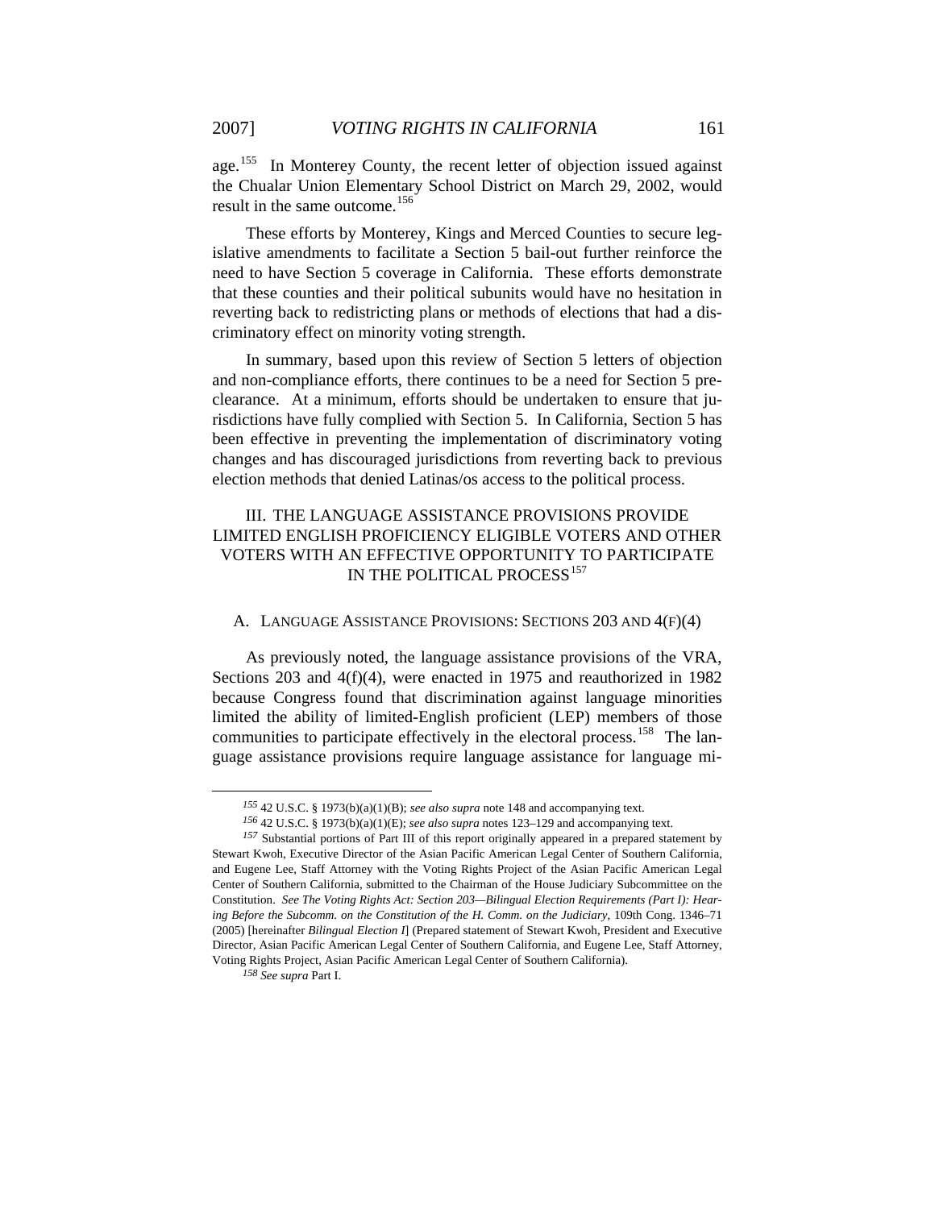age.[155] In Monterey County, the recent letter of objection issued against the Chualar Union Elementary School District on March 29, 2002, would result in the same outcome.[156]

These efforts by Monterey, Kings and Merced Counties to secure legislative amendments to facilitate a Section 5 bail-out further reinforce the need to have Section 5 coverage in California. These efforts demonstrate that these counties and their political subunits would have no hesitation in reverting back to redistricting plans or methods of elections that had a discriminatory effect on minority voting strength.

In summary, based upon this review of Section 5 letters of objection and non-compliance efforts, there continues to be a need for Section 5 preclearance. At a minimum, efforts should be undertaken to ensure that jurisdictions have fully complied with Section 5. In California, Section 5 has been effective in preventing the implementation of discriminatory voting changes and has discouraged jurisdictions from reverting back to previous election methods that denied Latinas/os access to the political process.

## III. THE LANGUAGE ASSISTANCE PROVISIONS PROVIDE LIMITED ENGLISH PROFICIENCY ELIGIBLE VOTERS AND OTHER VOTERS WITH AN EFFECTIVE OPPORTUNITY TO PARTICIPATE IN THE POLITICAL PROCESS[157]

### A. LANGUAGE ASSISTANCE PROVISIONS: SECTIONS 203 AND 4(F)(4)

As previously noted, the language assistance provisions of the VRA, Sections 203 and 4(f)(4), were enacted in 1975 and reauthorized in 1982 because Congress found that discrimination against language minorities limited the ability of limited-English proficient (LEP) members of those communities to participate effectively in the electoral process.[158] The language assistance provisions require language assistance for language mi-

---

[155] 42 U.S.C. § 1973(b)(a)(1)(B); *see also supra* note 148 and accompanying text.

[156] 42 U.S.C. § 1973(b)(a)(1)(E); *see also supra* notes 123–129 and accompanying text.

[157] Substantial portions of Part III of this report originally appeared in a prepared statement by Stewart Kwoh, Executive Director of the Asian Pacific American Legal Center of Southern California, and Eugene Lee, Staff Attorney with the Voting Rights Project of the Asian Pacific American Legal Center of Southern California, submitted to the Chairman of the House Judiciary Subcommittee on the Constitution. *See The Voting Rights Act: Section 203—Bilingual Election Requirements (Part I): Hearing Before the Subcomm. on the Constitution of the H. Comm. on the Judiciary*, 109th Cong. 1346–71 (2005) [hereinafter *Bilingual Election I*] (Prepared statement of Stewart Kwoh, President and Executive Director, Asian Pacific American Legal Center of Southern California, and Eugene Lee, Staff Attorney, Voting Rights Project, Asian Pacific American Legal Center of Southern California).

[158] *See supra* Part I.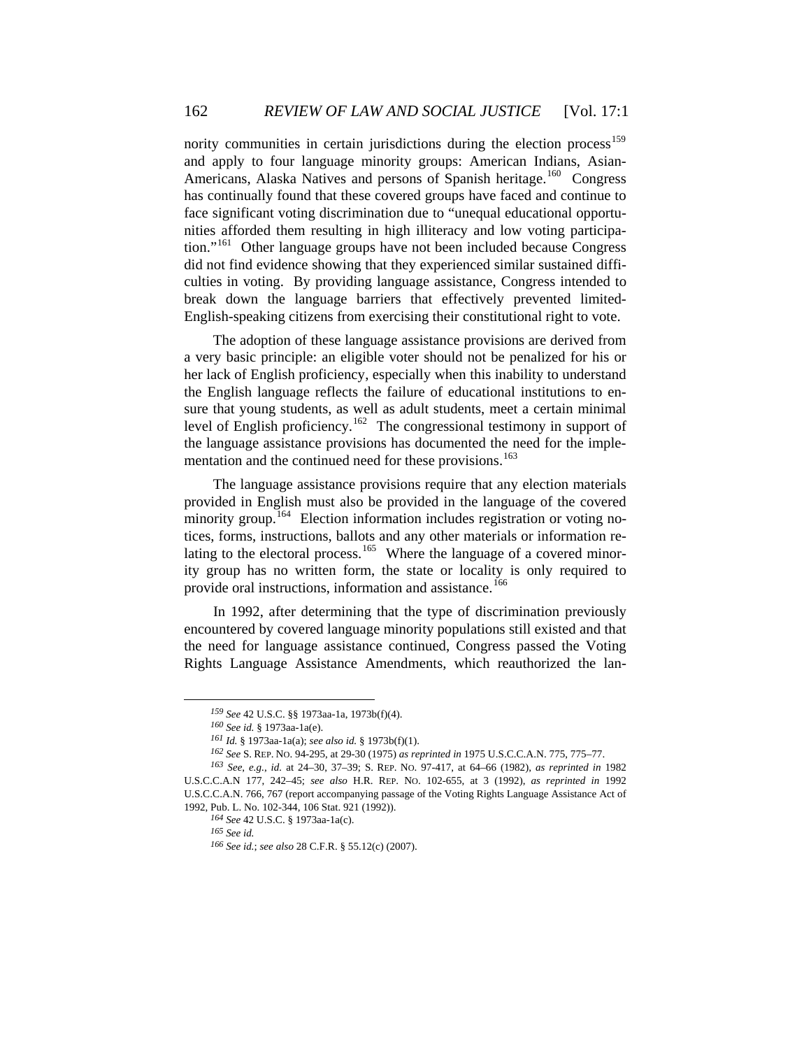nority communities in certain jurisdictions during the election process[159] and apply to four language minority groups: American Indians, Asian-Americans, Alaska Natives and persons of Spanish heritage.[160] Congress has continually found that these covered groups have faced and continue to face significant voting discrimination due to "unequal educational opportunities afforded them resulting in high illiteracy and low voting participation."[161] Other language groups have not been included because Congress did not find evidence showing that they experienced similar sustained difficulties in voting. By providing language assistance, Congress intended to break down the language barriers that effectively prevented limited-English-speaking citizens from exercising their constitutional right to vote.

The adoption of these language assistance provisions are derived from a very basic principle: an eligible voter should not be penalized for his or her lack of English proficiency, especially when this inability to understand the English language reflects the failure of educational institutions to ensure that young students, as well as adult students, meet a certain minimal level of English proficiency.[162] The congressional testimony in support of the language assistance provisions has documented the need for the implementation and the continued need for these provisions.[163]

The language assistance provisions require that any election materials provided in English must also be provided in the language of the covered minority group.[164] Election information includes registration or voting notices, forms, instructions, ballots and any other materials or information relating to the electoral process.[165] Where the language of a covered minority group has no written form, the state or locality is only required to provide oral instructions, information and assistance.[166]

In 1992, after determining that the type of discrimination previously encountered by covered language minority populations still existed and that the need for language assistance continued, Congress passed the Voting Rights Language Assistance Amendments, which reauthorized the lan-

---

[159] *See* 42 U.S.C. §§ 1973aa-1a, 1973b(f)(4).

[160] *See id.* § 1973aa-1a(e).

[161] *Id.* § 1973aa-1a(a); *see also id.* § 1973b(f)(1).

[162] *See* S. REP. NO. 94-295, at 29-30 (1975) *as reprinted in* 1975 U.S.C.C.A.N. 775, 775–77.

[163] *See, e.g.*, *id.* at 24–30, 37–39; S. REP. NO. 97-417, at 64–66 (1982), *as reprinted in* 1982 U.S.C.C.A.N 177, 242–45; *see also* H.R. REP. NO. 102-655, at 3 (1992), *as reprinted in* 1992 U.S.C.C.A.N. 766, 767 (report accompanying passage of the Voting Rights Language Assistance Act of 1992, Pub. L. No. 102-344, 106 Stat. 921 (1992)).

[164] *See* 42 U.S.C. § 1973aa-1a(c).

[165] *See id.*

[166] *See id.*; *see also* 28 C.F.R. § 55.12(c) (2007).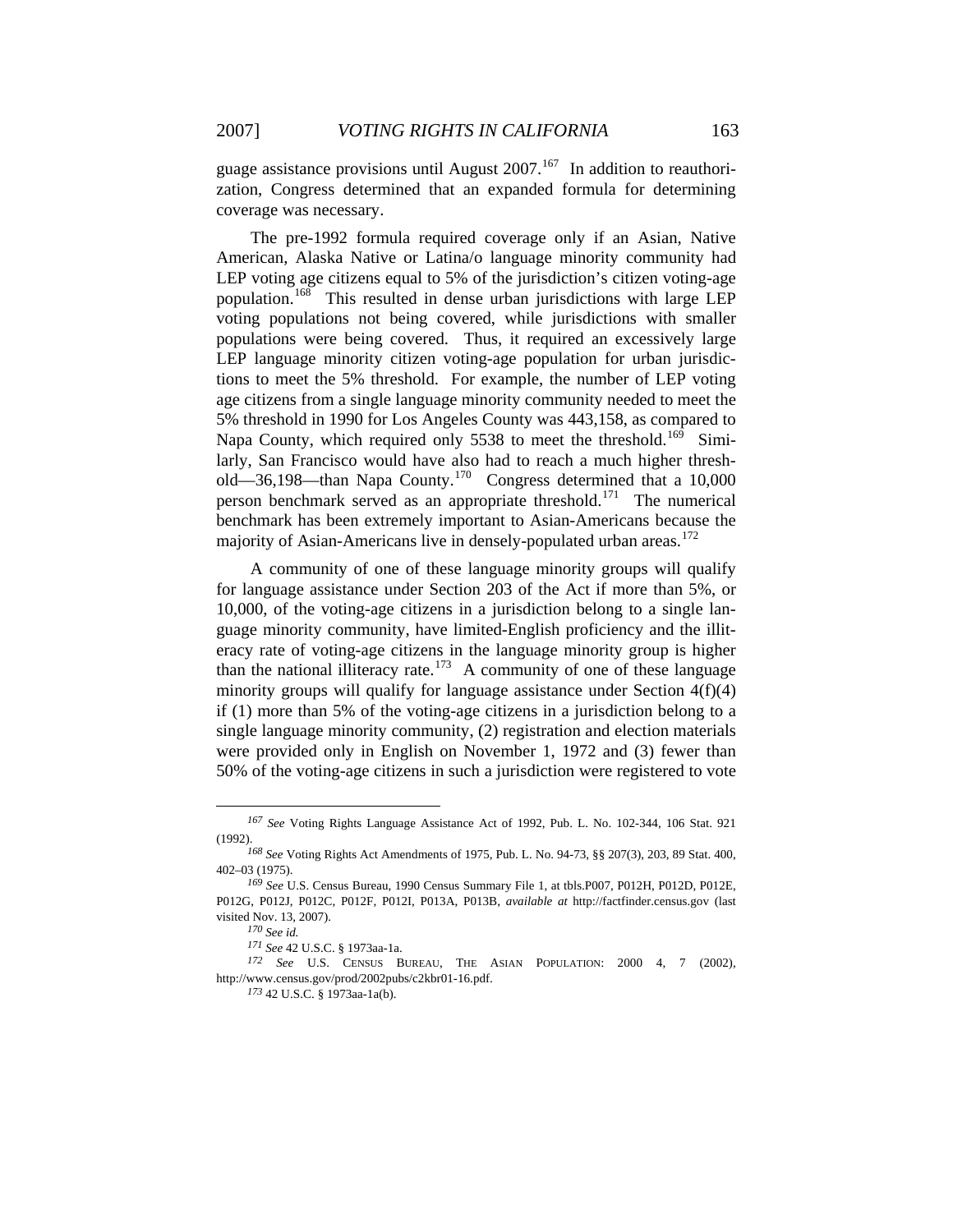guage assistance provisions until August 2007.[167] In addition to reauthorization, Congress determined that an expanded formula for determining coverage was necessary.

The pre-1992 formula required coverage only if an Asian, Native American, Alaska Native or Latina/o language minority community had LEP voting age citizens equal to 5% of the jurisdiction's citizen voting-age population.[168] This resulted in dense urban jurisdictions with large LEP voting populations not being covered, while jurisdictions with smaller populations were being covered. Thus, it required an excessively large LEP language minority citizen voting-age population for urban jurisdictions to meet the 5% threshold. For example, the number of LEP voting age citizens from a single language minority community needed to meet the 5% threshold in 1990 for Los Angeles County was 443,158, as compared to Napa County, which required only 5538 to meet the threshold.[169] Similarly, San Francisco would have also had to reach a much higher threshold—36,198—than Napa County.[170] Congress determined that a 10,000 person benchmark served as an appropriate threshold.[171] The numerical benchmark has been extremely important to Asian-Americans because the majority of Asian-Americans live in densely-populated urban areas.[172]

A community of one of these language minority groups will qualify for language assistance under Section 203 of the Act if more than 5%, or 10,000, of the voting-age citizens in a jurisdiction belong to a single language minority community, have limited-English proficiency and the illiteracy rate of voting-age citizens in the language minority group is higher than the national illiteracy rate.[173] A community of one of these language minority groups will qualify for language assistance under Section 4(f)(4) if (1) more than 5% of the voting-age citizens in a jurisdiction belong to a single language minority community, (2) registration and election materials were provided only in English on November 1, 1972 and (3) fewer than 50% of the voting-age citizens in such a jurisdiction were registered to vote

---

[167] *See* Voting Rights Language Assistance Act of 1992, Pub. L. No. 102-344, 106 Stat. 921 (1992).

[168] *See* Voting Rights Act Amendments of 1975, Pub. L. No. 94-73, §§ 207(3), 203, 89 Stat. 400, 402–03 (1975).

[169] *See* U.S. Census Bureau, 1990 Census Summary File 1, at tbls.P007, P012H, P012D, P012E, P012G, P012J, P012C, P012F, P012I, P013A, P013B, *available at* http://factfinder.census.gov (last visited Nov. 13, 2007).

[170] *See id.*

[171] *See* 42 U.S.C. § 1973aa-1a.

[172] *See* U.S. CENSUS BUREAU, THE ASIAN POPULATION: 2000 4, 7 (2002), http://www.census.gov/prod/2002pubs/c2kbr01-16.pdf.

[173] 42 U.S.C. § 1973aa-1a(b).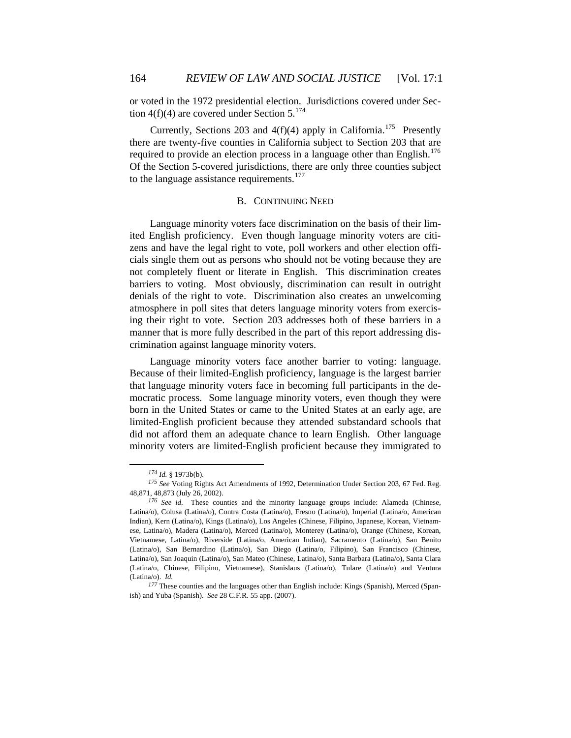or voted in the 1972 presidential election. Jurisdictions covered under Section 4(f)(4) are covered under Section 5.[174]

Currently, Sections 203 and 4(f)(4) apply in California.[175] Presently there are twenty-five counties in California subject to Section 203 that are required to provide an election process in a language other than English.[176] Of the Section 5-covered jurisdictions, there are only three counties subject to the language assistance requirements.[177]

### B. Continuing Need

Language minority voters face discrimination on the basis of their limited English proficiency. Even though language minority voters are citizens and have the legal right to vote, poll workers and other election officials single them out as persons who should not be voting because they are not completely fluent or literate in English. This discrimination creates barriers to voting. Most obviously, discrimination can result in outright denials of the right to vote. Discrimination also creates an unwelcoming atmosphere in poll sites that deters language minority voters from exercising their right to vote. Section 203 addresses both of these barriers in a manner that is more fully described in the part of this report addressing discrimination against language minority voters.

Language minority voters face another barrier to voting: language. Because of their limited-English proficiency, language is the largest barrier that language minority voters face in becoming full participants in the democratic process. Some language minority voters, even though they were born in the United States or came to the United States at an early age, are limited-English proficient because they attended substandard schools that did not afford them an adequate chance to learn English. Other language minority voters are limited-English proficient because they immigrated to

---

[174] *Id.* § 1973b(b).

[175] *See* Voting Rights Act Amendments of 1992, Determination Under Section 203, 67 Fed. Reg. 48,871, 48,873 (July 26, 2002).

[176] *See id.* These counties and the minority language groups include: Alameda (Chinese, Latina/o), Colusa (Latina/o), Contra Costa (Latina/o), Fresno (Latina/o), Imperial (Latina/o, American Indian), Kern (Latina/o), Kings (Latina/o), Los Angeles (Chinese, Filipino, Japanese, Korean, Vietnamese, Latina/o), Madera (Latina/o), Merced (Latina/o), Monterey (Latina/o), Orange (Chinese, Korean, Vietnamese, Latina/o), Riverside (Latina/o, American Indian), Sacramento (Latina/o), San Benito (Latina/o), San Bernardino (Latina/o), San Diego (Latina/o, Filipino), San Francisco (Chinese, Latina/o), San Joaquin (Latina/o), San Mateo (Chinese, Latina/o), Santa Barbara (Latina/o), Santa Clara (Latina/o, Chinese, Filipino, Vietnamese), Stanislaus (Latina/o), Tulare (Latina/o) and Ventura (Latina/o). *Id.*

[177] These counties and the languages other than English include: Kings (Spanish), Merced (Spanish) and Yuba (Spanish). *See* 28 C.F.R. 55 app. (2007).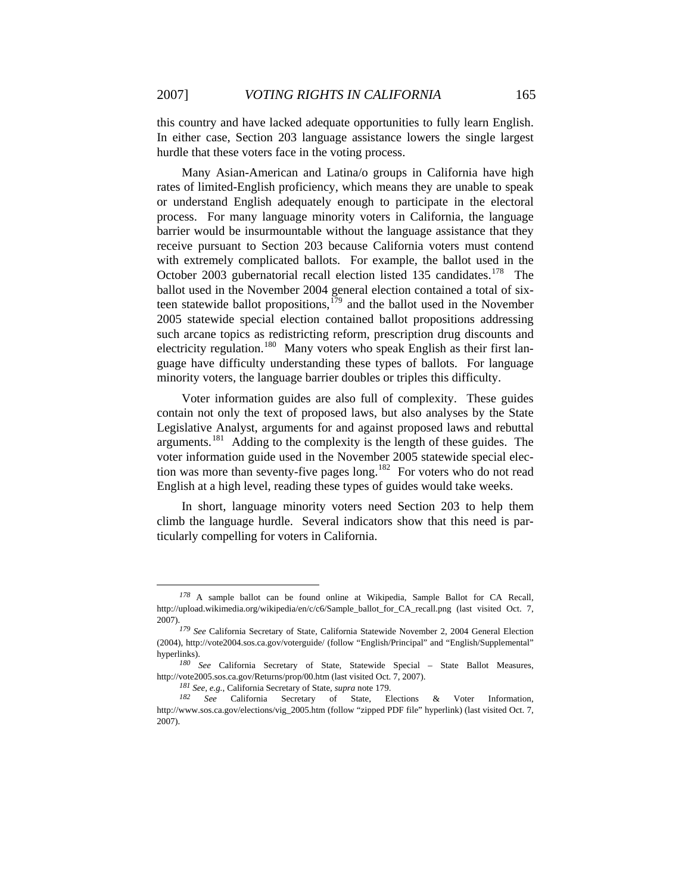this country and have lacked adequate opportunities to fully learn English. In either case, Section 203 language assistance lowers the single largest hurdle that these voters face in the voting process.

Many Asian-American and Latina/o groups in California have high rates of limited-English proficiency, which means they are unable to speak or understand English adequately enough to participate in the electoral process. For many language minority voters in California, the language barrier would be insurmountable without the language assistance that they receive pursuant to Section 203 because California voters must contend with extremely complicated ballots. For example, the ballot used in the October 2003 gubernatorial recall election listed 135 candidates.[178] The ballot used in the November 2004 general election contained a total of sixteen statewide ballot propositions,[179] and the ballot used in the November 2005 statewide special election contained ballot propositions addressing such arcane topics as redistricting reform, prescription drug discounts and electricity regulation.[180] Many voters who speak English as their first language have difficulty understanding these types of ballots. For language minority voters, the language barrier doubles or triples this difficulty.

Voter information guides are also full of complexity. These guides contain not only the text of proposed laws, but also analyses by the State Legislative Analyst, arguments for and against proposed laws and rebuttal arguments.[181] Adding to the complexity is the length of these guides. The voter information guide used in the November 2005 statewide special election was more than seventy-five pages long.[182] For voters who do not read English at a high level, reading these types of guides would take weeks.

In short, language minority voters need Section 203 to help them climb the language hurdle. Several indicators show that this need is particularly compelling for voters in California.

---

[178] A sample ballot can be found online at Wikipedia, Sample Ballot for CA Recall, http://upload.wikimedia.org/wikipedia/en/c/c6/Sample_ballot_for_CA_recall.png (last visited Oct. 7, 2007).

[179] *See* California Secretary of State, California Statewide November 2, 2004 General Election (2004), http://vote2004.sos.ca.gov/voterguide/ (follow "English/Principal" and "English/Supplemental" hyperlinks).

[180] *See* California Secretary of State, Statewide Special – State Ballot Measures, http://vote2005.sos.ca.gov/Returns/prop/00.htm (last visited Oct. 7, 2007).

[181] *See, e.g.*, California Secretary of State, *supra* note 179.

[182] *See* California Secretary of State, Elections & Voter Information, http://www.sos.ca.gov/elections/vig_2005.htm (follow "zipped PDF file" hyperlink) (last visited Oct. 7, 2007).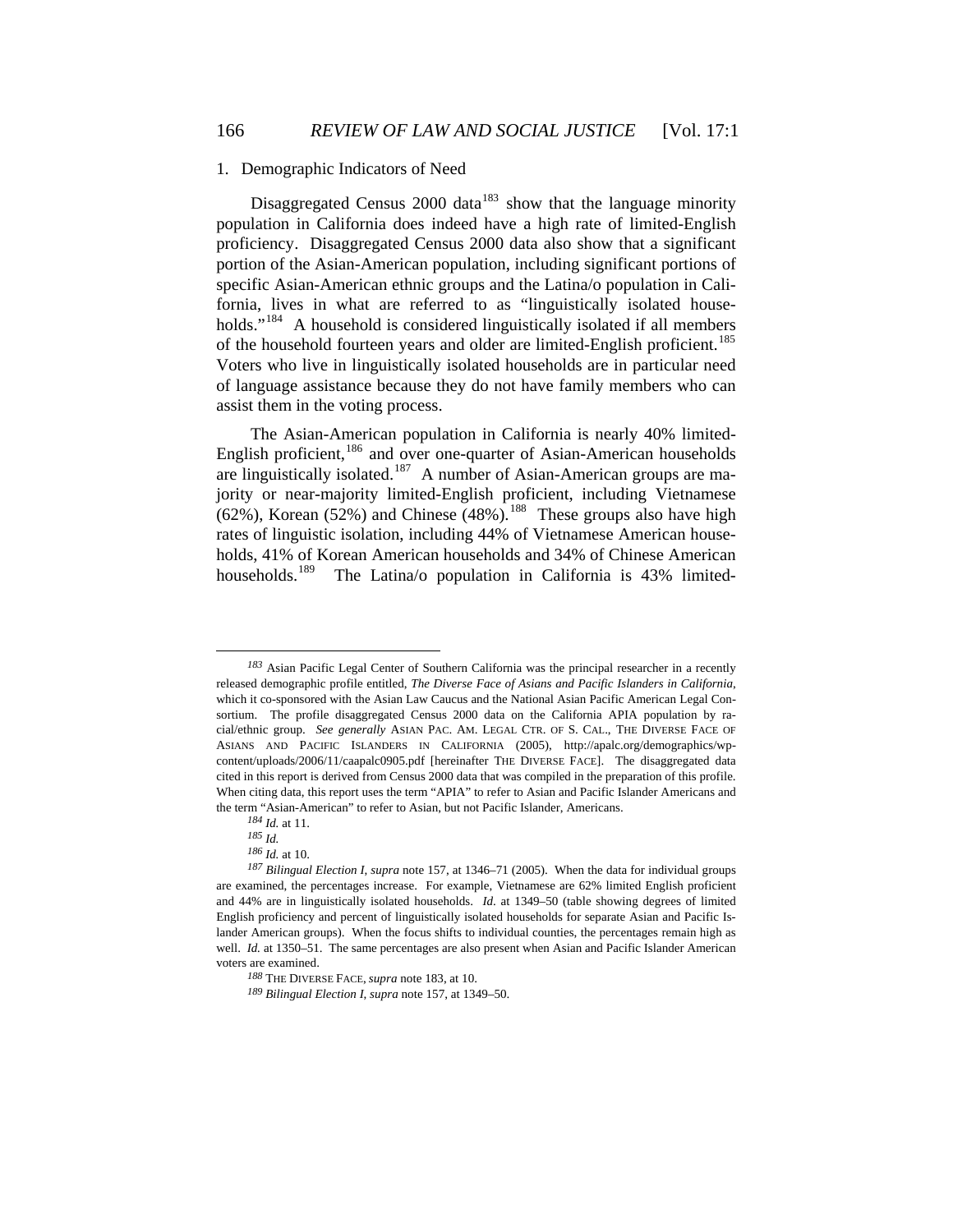### 1. Demographic Indicators of Need

Disaggregated Census 2000 data[183] show that the language minority population in California does indeed have a high rate of limited-English proficiency. Disaggregated Census 2000 data also show that a significant portion of the Asian-American population, including significant portions of specific Asian-American ethnic groups and the Latina/o population in California, lives in what are referred to as "linguistically isolated households."[184] A household is considered linguistically isolated if all members of the household fourteen years and older are limited-English proficient.[185] Voters who live in linguistically isolated households are in particular need of language assistance because they do not have family members who can assist them in the voting process.

The Asian-American population in California is nearly 40% limited-English proficient,[186] and over one-quarter of Asian-American households are linguistically isolated.[187] A number of Asian-American groups are majority or near-majority limited-English proficient, including Vietnamese (62%), Korean (52%) and Chinese (48%).[188] These groups also have high rates of linguistic isolation, including 44% of Vietnamese American households, 41% of Korean American households and 34% of Chinese American households.[189] The Latina/o population in California is 43% limited-

---

[183] Asian Pacific Legal Center of Southern California was the principal researcher in a recently released demographic profile entitled, *The Diverse Face of Asians and Pacific Islanders in California*, which it co-sponsored with the Asian Law Caucus and the National Asian Pacific American Legal Consortium. The profile disaggregated Census 2000 data on the California APIA population by racial/ethnic group. *See generally* ASIAN PAC. AM. LEGAL CTR. OF S. CAL., THE DIVERSE FACE OF ASIANS AND PACIFIC ISLANDERS IN CALIFORNIA (2005), http://apalc.org/demographics/wp-content/uploads/2006/11/caapalc0905.pdf [hereinafter THE DIVERSE FACE]. The disaggregated data cited in this report is derived from Census 2000 data that was compiled in the preparation of this profile. When citing data, this report uses the term "APIA" to refer to Asian and Pacific Islander Americans and the term "Asian-American" to refer to Asian, but not Pacific Islander, Americans.

[184] *Id.* at 11.

[185] *Id.*

[186] *Id.* at 10.

[187] *Bilingual Election I*, *supra* note 157, at 1346–71 (2005). When the data for individual groups are examined, the percentages increase. For example, Vietnamese are 62% limited English proficient and 44% are in linguistically isolated households. *Id.* at 1349–50 (table showing degrees of limited English proficiency and percent of linguistically isolated households for separate Asian and Pacific Islander American groups). When the focus shifts to individual counties, the percentages remain high as well. *Id.* at 1350–51. The same percentages are also present when Asian and Pacific Islander American voters are examined.

[188] THE DIVERSE FACE, *supra* note 183, at 10.

[189] *Bilingual Election I*, *supra* note 157, at 1349–50.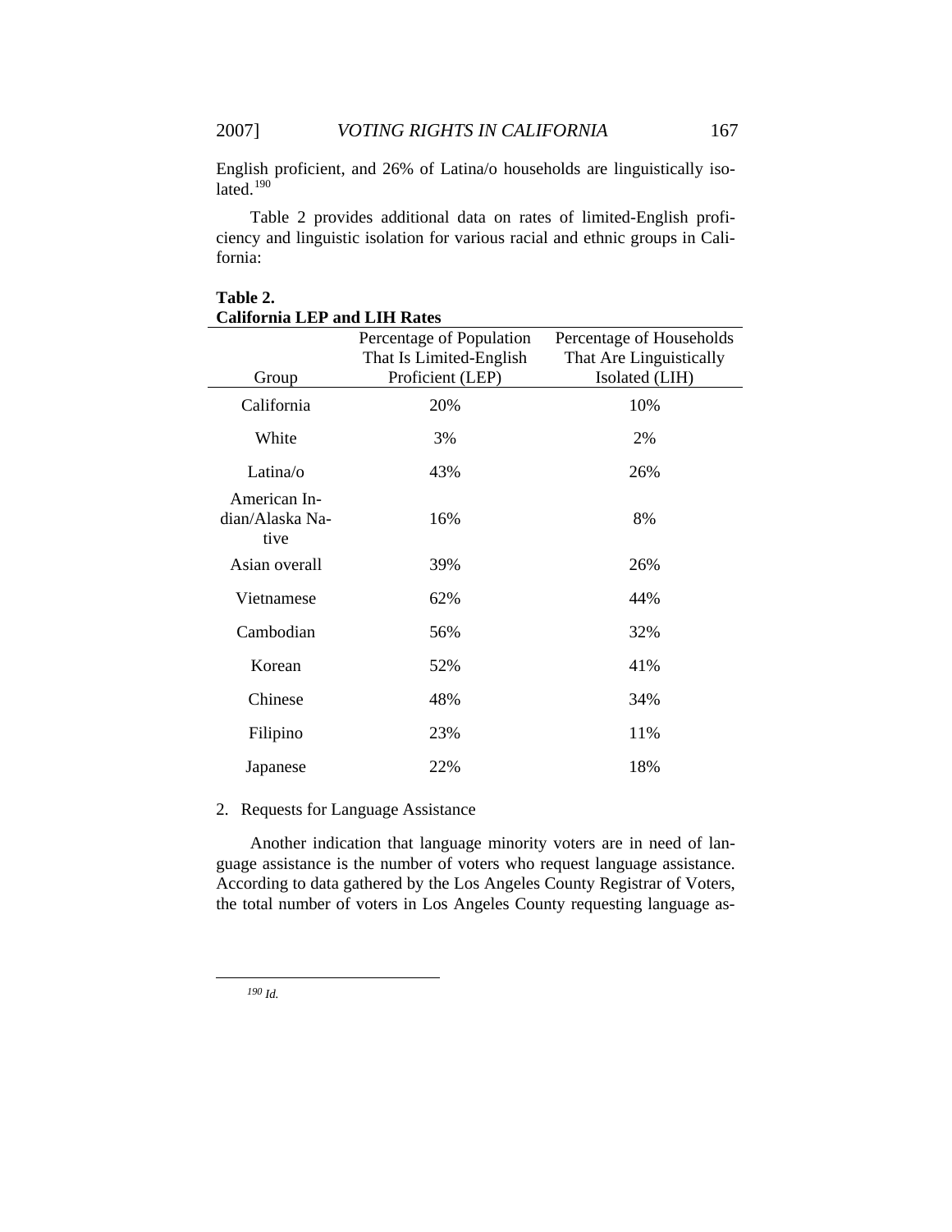English proficient, and 26% of Latina/o households are linguistically isolated.[190]

Table 2 provides additional data on rates of limited-English proficiency and linguistic isolation for various racial and ethnic groups in California:

**Table 2.**
**California LEP and LIH Rates**

| Group | Percentage of Population That Is Limited-English Proficient (LEP) | Percentage of Households That Are Linguistically Isolated (LIH) |
|---|---|---|
| California | 20% | 10% |
| White | 3% | 2% |
| Latina/o | 43% | 26% |
| American Indian/Alaska Native | 16% | 8% |
| Asian overall | 39% | 26% |
| Vietnamese | 62% | 44% |
| Cambodian | 56% | 32% |
| Korean | 52% | 41% |
| Chinese | 48% | 34% |
| Filipino | 23% | 11% |
| Japanese | 22% | 18% |

2. Requests for Language Assistance

Another indication that language minority voters are in need of language assistance is the number of voters who request language assistance. According to data gathered by the Los Angeles County Registrar of Voters, the total number of voters in Los Angeles County requesting language as-

[190] *Id.*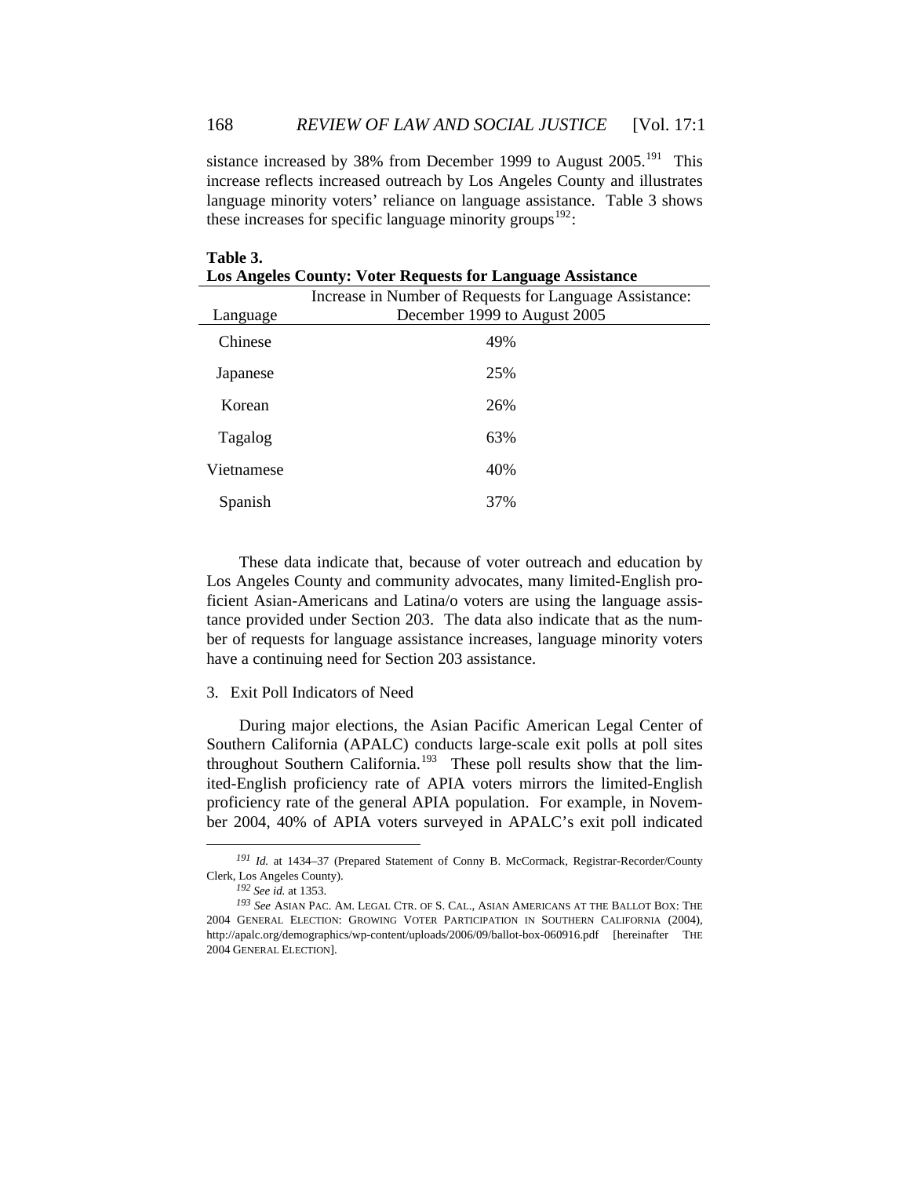sistance increased by 38% from December 1999 to August 2005.[191] This increase reflects increased outreach by Los Angeles County and illustrates language minority voters' reliance on language assistance. Table 3 shows these increases for specific language minority groups[192]:

**Table 3.**
**Los Angeles County: Voter Requests for Language Assistance**

| Language | Increase in Number of Requests for Language Assistance: December 1999 to August 2005 |
|---|---|
| Chinese | 49% |
| Japanese | 25% |
| Korean | 26% |
| Tagalog | 63% |
| Vietnamese | 40% |
| Spanish | 37% |

These data indicate that, because of voter outreach and education by Los Angeles County and community advocates, many limited-English proficient Asian-Americans and Latina/o voters are using the language assistance provided under Section 203. The data also indicate that as the number of requests for language assistance increases, language minority voters have a continuing need for Section 203 assistance.

3. Exit Poll Indicators of Need

During major elections, the Asian Pacific American Legal Center of Southern California (APALC) conducts large-scale exit polls at poll sites throughout Southern California.[193] These poll results show that the limited-English proficiency rate of APIA voters mirrors the limited-English proficiency rate of the general APIA population. For example, in November 2004, 40% of APIA voters surveyed in APALC's exit poll indicated

---

[191] *Id.* at 1434–37 (Prepared Statement of Conny B. McCormack, Registrar-Recorder/County Clerk, Los Angeles County).

[192] *See id.* at 1353.

[193] *See* ASIAN PAC. AM. LEGAL CTR. OF S. CAL., ASIAN AMERICANS AT THE BALLOT BOX: THE 2004 GENERAL ELECTION: GROWING VOTER PARTICIPATION IN SOUTHERN CALIFORNIA (2004), http://apalc.org/demographics/wp-content/uploads/2006/09/ballot-box-060916.pdf [hereinafter THE 2004 GENERAL ELECTION].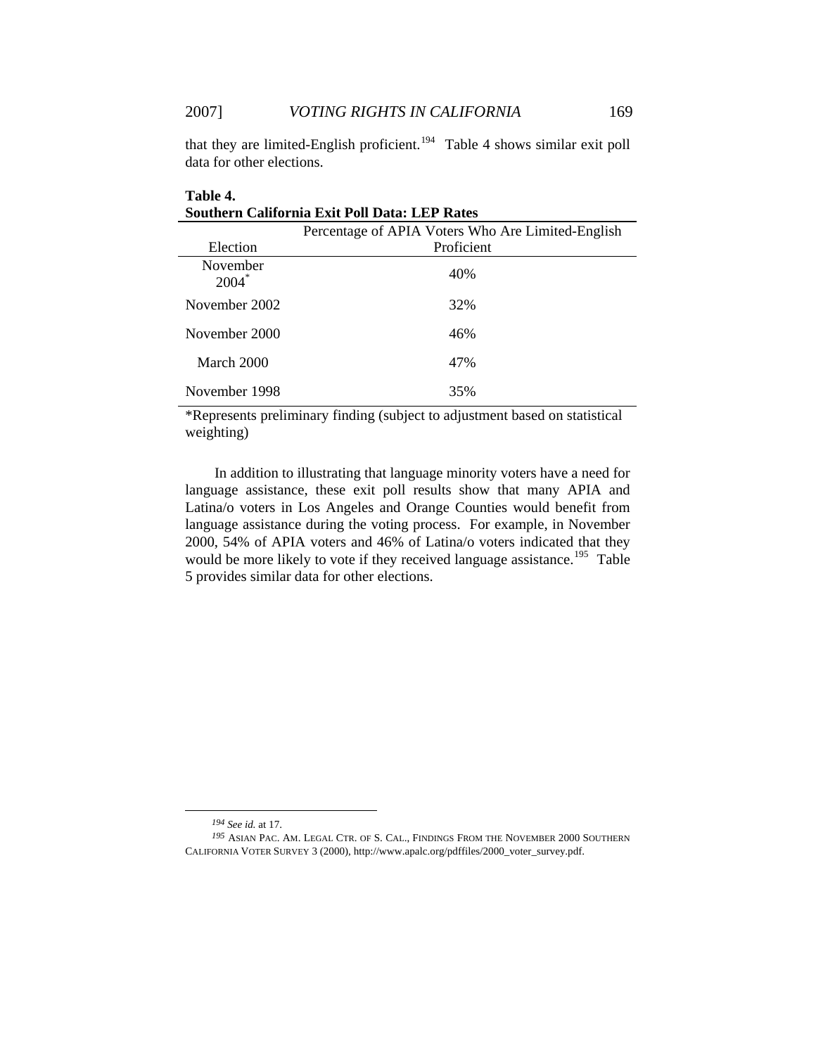that they are limited-English proficient.[194] Table 4 shows similar exit poll data for other elections.

**Table 4.**
**Southern California Exit Poll Data: LEP Rates**

| Election | Percentage of APIA Voters Who Are Limited-English Proficient |
|---|---|
| November 2004* | 40% |
| November 2002 | 32% |
| November 2000 | 46% |
| March 2000 | 47% |
| November 1998 | 35% |

*Represents preliminary finding (subject to adjustment based on statistical weighting)

In addition to illustrating that language minority voters have a need for language assistance, these exit poll results show that many APIA and Latina/o voters in Los Angeles and Orange Counties would benefit from language assistance during the voting process. For example, in November 2000, 54% of APIA voters and 46% of Latina/o voters indicated that they would be more likely to vote if they received language assistance.[195] Table 5 provides similar data for other elections.

---

[194] *See id.* at 17.

[195] ASIAN PAC. AM. LEGAL CTR. OF S. CAL., FINDINGS FROM THE NOVEMBER 2000 SOUTHERN CALIFORNIA VOTER SURVEY 3 (2000), http://www.apalc.org/pdffiles/2000_voter_survey.pdf.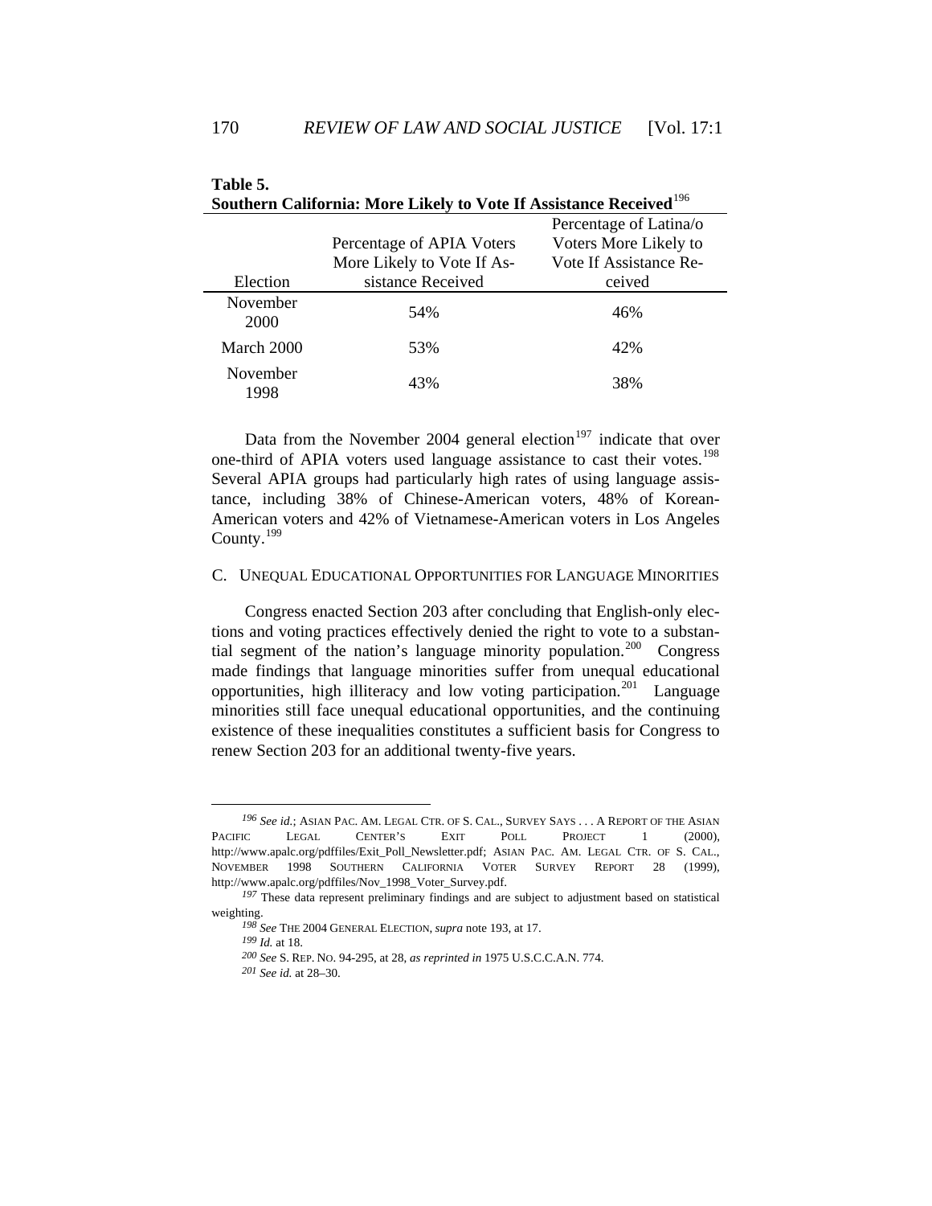**Table 5.**
**Southern California: More Likely to Vote If Assistance Received**[196]

| Election | Percentage of APIA Voters More Likely to Vote If Assistance Received | Percentage of Latina/o Voters More Likely to Vote If Assistance Received |
|---|---|---|
| November 2000 | 54% | 46% |
| March 2000 | 53% | 42% |
| November 1998 | 43% | 38% |

Data from the November 2004 general election[197] indicate that over one-third of APIA voters used language assistance to cast their votes.[198] Several APIA groups had particularly high rates of using language assistance, including 38% of Chinese-American voters, 48% of Korean-American voters and 42% of Vietnamese-American voters in Los Angeles County.[199]

### C. UNEQUAL EDUCATIONAL OPPORTUNITIES FOR LANGUAGE MINORITIES

Congress enacted Section 203 after concluding that English-only elections and voting practices effectively denied the right to vote to a substantial segment of the nation's language minority population.[200] Congress made findings that language minorities suffer from unequal educational opportunities, high illiteracy and low voting participation.[201] Language minorities still face unequal educational opportunities, and the continuing existence of these inequalities constitutes a sufficient basis for Congress to renew Section 203 for an additional twenty-five years.

---

196 *See id.*; ASIAN PAC. AM. LEGAL CTR. OF S. CAL., SURVEY SAYS . . . A REPORT OF THE ASIAN PACIFIC LEGAL CENTER'S EXIT POLL PROJECT 1 (2000), http://www.apalc.org/pdffiles/Exit_Poll_Newsletter.pdf; ASIAN PAC. AM. LEGAL CTR. OF S. CAL., NOVEMBER 1998 SOUTHERN CALIFORNIA VOTER SURVEY REPORT 28 (1999), http://www.apalc.org/pdffiles/Nov_1998_Voter_Survey.pdf.

197 These data represent preliminary findings and are subject to adjustment based on statistical weighting.

198 *See* THE 2004 GENERAL ELECTION, *supra* note 193, at 17.

199 *Id.* at 18.

200 *See* S. REP. NO. 94-295, at 28, *as reprinted in* 1975 U.S.C.C.A.N. 774.

201 *See id.* at 28–30.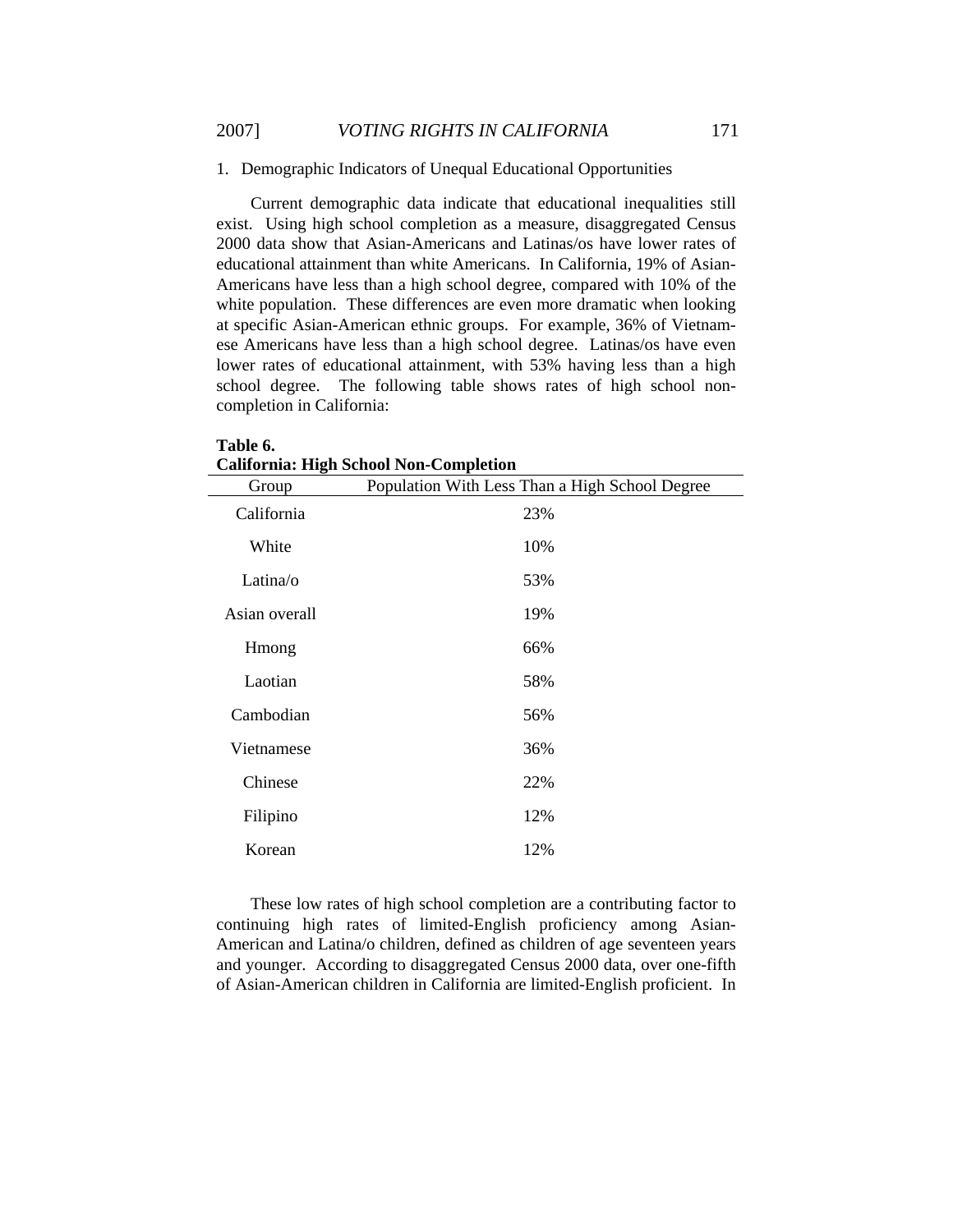1. Demographic Indicators of Unequal Educational Opportunities

Current demographic data indicate that educational inequalities still exist. Using high school completion as a measure, disaggregated Census 2000 data show that Asian-Americans and Latinas/os have lower rates of educational attainment than white Americans. In California, 19% of Asian-Americans have less than a high school degree, compared with 10% of the white population. These differences are even more dramatic when looking at specific Asian-American ethnic groups. For example, 36% of Vietnamese Americans have less than a high school degree. Latinas/os have even lower rates of educational attainment, with 53% having less than a high school degree. The following table shows rates of high school non-completion in California:

**Table 6.**
**California: High School Non-Completion**

| Group | Population With Less Than a High School Degree |
|---|---|
| California | 23% |
| White | 10% |
| Latina/o | 53% |
| Asian overall | 19% |
| Hmong | 66% |
| Laotian | 58% |
| Cambodian | 56% |
| Vietnamese | 36% |
| Chinese | 22% |
| Filipino | 12% |
| Korean | 12% |

These low rates of high school completion are a contributing factor to continuing high rates of limited-English proficiency among Asian-American and Latina/o children, defined as children of age seventeen years and younger. According to disaggregated Census 2000 data, over one-fifth of Asian-American children in California are limited-English proficient. In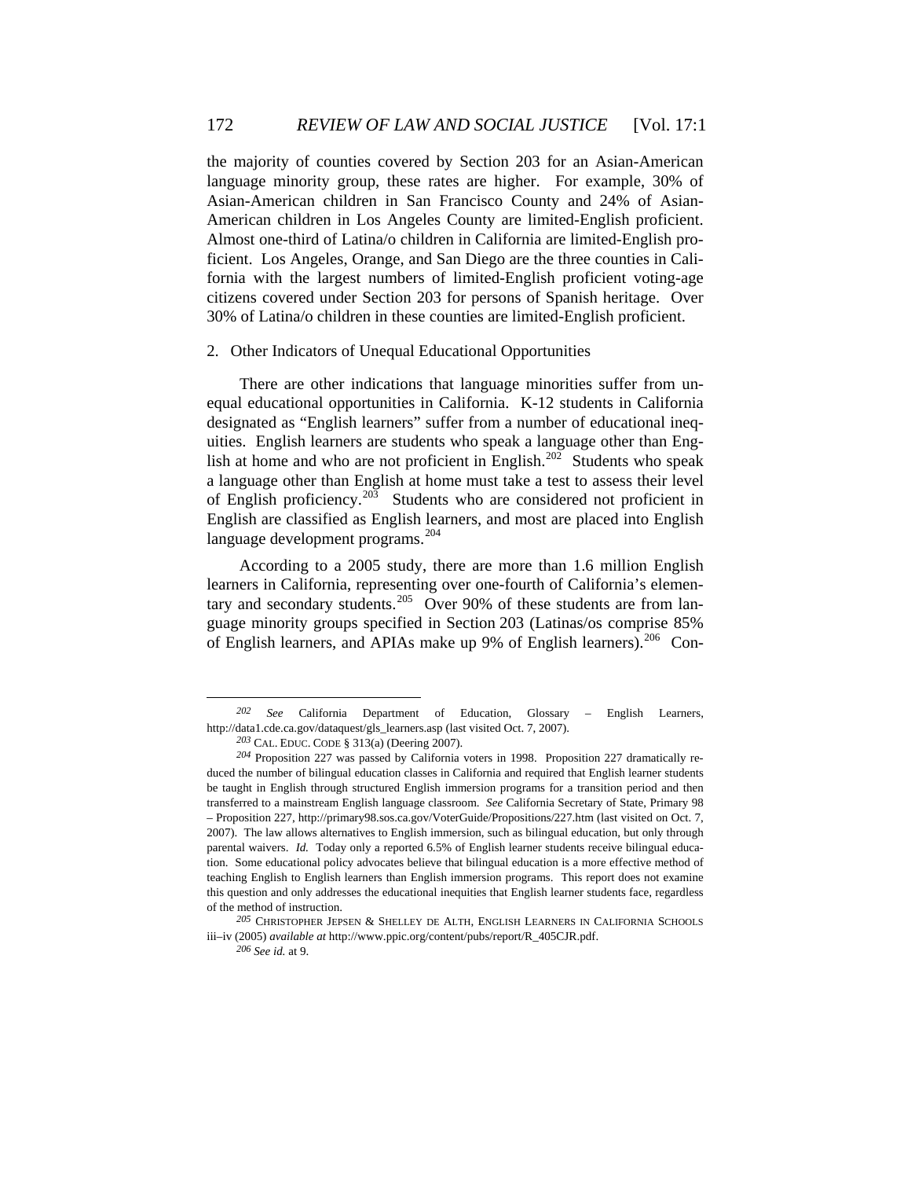the majority of counties covered by Section 203 for an Asian-American language minority group, these rates are higher. For example, 30% of Asian-American children in San Francisco County and 24% of Asian-American children in Los Angeles County are limited-English proficient. Almost one-third of Latina/o children in California are limited-English proficient. Los Angeles, Orange, and San Diego are the three counties in California with the largest numbers of limited-English proficient voting-age citizens covered under Section 203 for persons of Spanish heritage. Over 30% of Latina/o children in these counties are limited-English proficient.

2. Other Indicators of Unequal Educational Opportunities

There are other indications that language minorities suffer from unequal educational opportunities in California. K-12 students in California designated as "English learners" suffer from a number of educational inequities. English learners are students who speak a language other than English at home and who are not proficient in English.[202] Students who speak a language other than English at home must take a test to assess their level of English proficiency.[203] Students who are considered not proficient in English are classified as English learners, and most are placed into English language development programs.[204]

According to a 2005 study, there are more than 1.6 million English learners in California, representing over one-fourth of California's elementary and secondary students.[205] Over 90% of these students are from language minority groups specified in Section 203 (Latinas/os comprise 85% of English learners, and APIAs make up 9% of English learners).[206] Con-

---

[202] *See* California Department of Education, Glossary – English Learners, http://data1.cde.ca.gov/dataquest/gls_learners.asp (last visited Oct. 7, 2007).

[203] CAL. EDUC. CODE § 313(a) (Deering 2007).

[204] Proposition 227 was passed by California voters in 1998. Proposition 227 dramatically reduced the number of bilingual education classes in California and required that English learner students be taught in English through structured English immersion programs for a transition period and then transferred to a mainstream English language classroom. *See* California Secretary of State, Primary 98 – Proposition 227, http://primary98.sos.ca.gov/VoterGuide/Propositions/227.htm (last visited on Oct. 7, 2007). The law allows alternatives to English immersion, such as bilingual education, but only through parental waivers. *Id.* Today only a reported 6.5% of English learner students receive bilingual education. Some educational policy advocates believe that bilingual education is a more effective method of teaching English to English learners than English immersion programs. This report does not examine this question and only addresses the educational inequities that English learner students face, regardless of the method of instruction.

[205] CHRISTOPHER JEPSEN & SHELLEY DE ALTH, ENGLISH LEARNERS IN CALIFORNIA SCHOOLS iii–iv (2005) *available at* http://www.ppic.org/content/pubs/report/R_405CJR.pdf.

[206] *See id.* at 9.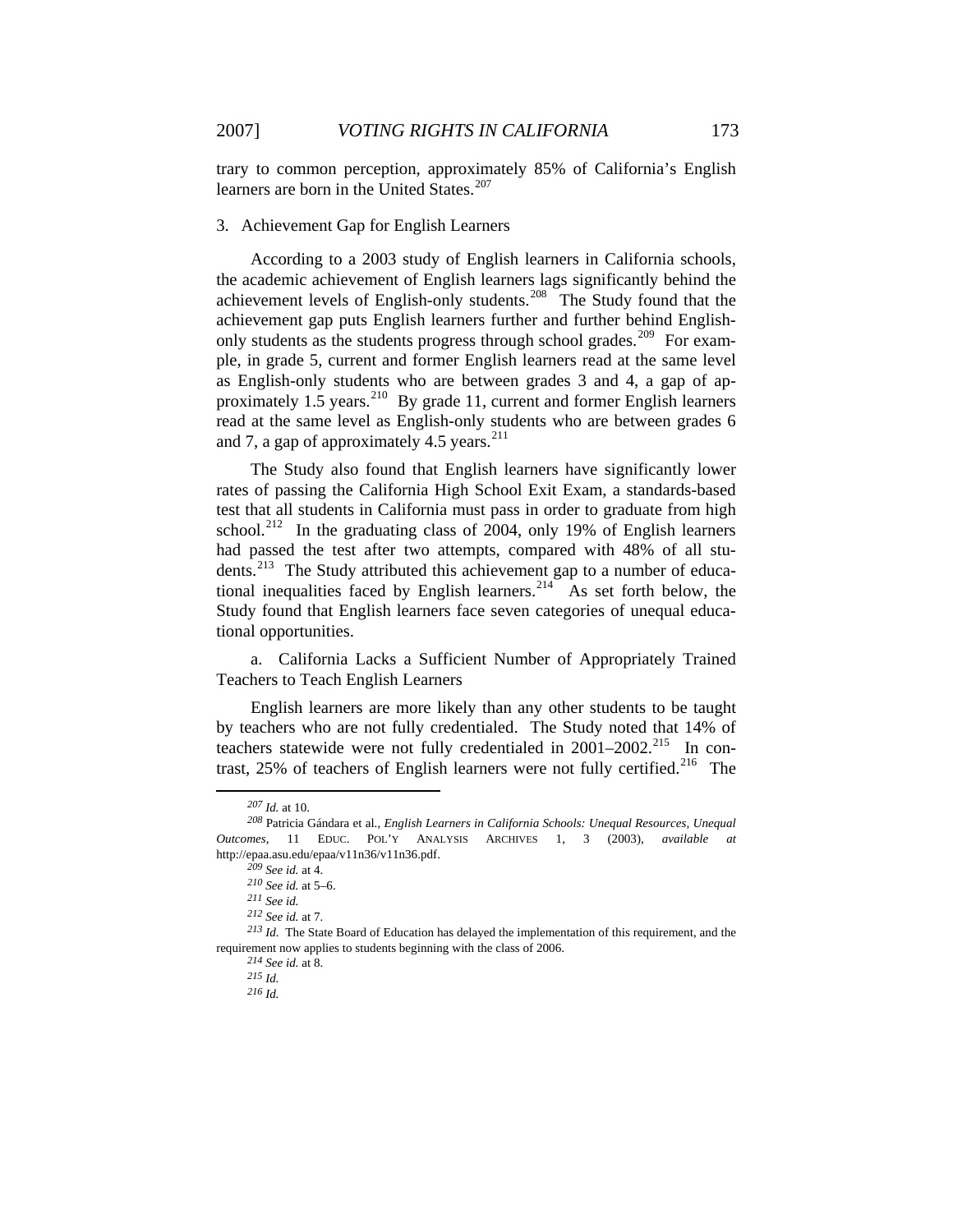trary to common perception, approximately 85% of California's English learners are born in the United States.[207]

### 3. Achievement Gap for English Learners

According to a 2003 study of English learners in California schools, the academic achievement of English learners lags significantly behind the achievement levels of English-only students.[208] The Study found that the achievement gap puts English learners further and further behind English-only students as the students progress through school grades.[209] For example, in grade 5, current and former English learners read at the same level as English-only students who are between grades 3 and 4, a gap of approximately 1.5 years.[210] By grade 11, current and former English learners read at the same level as English-only students who are between grades 6 and 7, a gap of approximately 4.5 years.[211]

The Study also found that English learners have significantly lower rates of passing the California High School Exit Exam, a standards-based test that all students in California must pass in order to graduate from high school.[212] In the graduating class of 2004, only 19% of English learners had passed the test after two attempts, compared with 48% of all students.[213] The Study attributed this achievement gap to a number of educational inequalities faced by English learners.[214] As set forth below, the Study found that English learners face seven categories of unequal educational opportunities.

#### a. California Lacks a Sufficient Number of Appropriately Trained Teachers to Teach English Learners

English learners are more likely than any other students to be taught by teachers who are not fully credentialed. The Study noted that 14% of teachers statewide were not fully credentialed in 2001–2002.[215] In contrast, 25% of teachers of English learners were not fully certified.[216] The

---

[207] *Id.* at 10.

[208] Patricia Gándara et al., *English Learners in California Schools: Unequal Resources, Unequal Outcomes*, 11 EDUC. POL'Y ANALYSIS ARCHIVES 1, 3 (2003), *available at* http://epaa.asu.edu/epaa/v11n36/v11n36.pdf.

[209] *See id.* at 4.

[210] *See id.* at 5–6.

[211] *See id.*

[212] *See id.* at 7.

[213] *Id.* The State Board of Education has delayed the implementation of this requirement, and the requirement now applies to students beginning with the class of 2006.

[214] *See id.* at 8.

[215] *Id.*

[216] *Id.*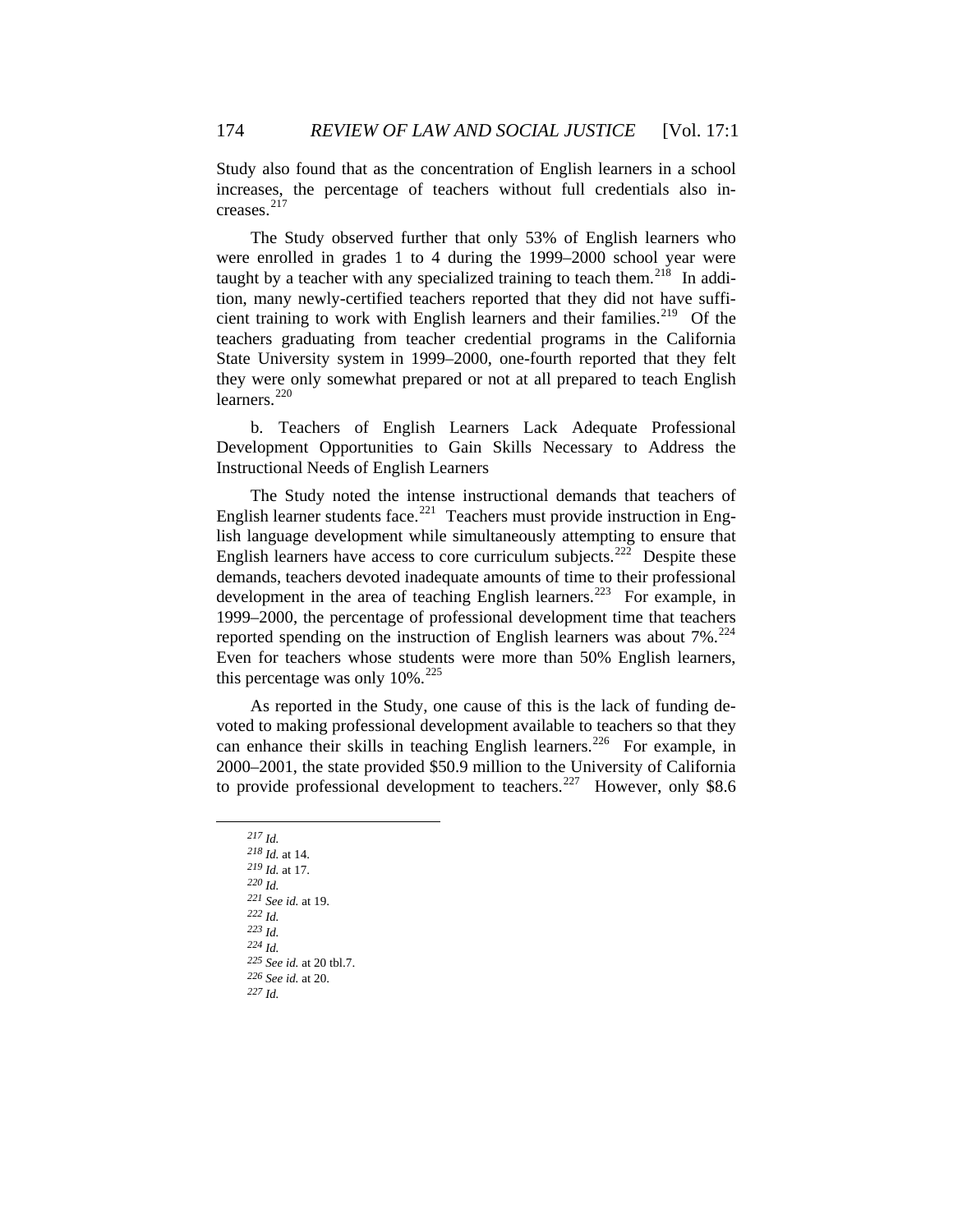Study also found that as the concentration of English learners in a school increases, the percentage of teachers without full credentials also increases.[217]

The Study observed further that only 53% of English learners who were enrolled in grades 1 to 4 during the 1999–2000 school year were taught by a teacher with any specialized training to teach them.[218] In addition, many newly-certified teachers reported that they did not have sufficient training to work with English learners and their families.[219] Of the teachers graduating from teacher credential programs in the California State University system in 1999–2000, one-fourth reported that they felt they were only somewhat prepared or not at all prepared to teach English learners.[220]

b. Teachers of English Learners Lack Adequate Professional Development Opportunities to Gain Skills Necessary to Address the Instructional Needs of English Learners

The Study noted the intense instructional demands that teachers of English learner students face.[221] Teachers must provide instruction in English language development while simultaneously attempting to ensure that English learners have access to core curriculum subjects.[222] Despite these demands, teachers devoted inadequate amounts of time to their professional development in the area of teaching English learners.[223] For example, in 1999–2000, the percentage of professional development time that teachers reported spending on the instruction of English learners was about 7%.[224] Even for teachers whose students were more than 50% English learners, this percentage was only 10%.[225]

As reported in the Study, one cause of this is the lack of funding devoted to making professional development available to teachers so that they can enhance their skills in teaching English learners.[226] For example, in 2000–2001, the state provided $50.9 million to the University of California to provide professional development to teachers.[227] However, only $8.6

---

[217] *Id.*
[218] *Id.* at 14.
[219] *Id.* at 17.
[220] *Id.*
[221] *See id.* at 19.
[222] *Id.*
[223] *Id.*
[224] *Id.*
[225] *See id.* at 20 tbl.7.
[226] *See id.* at 20.
[227] *Id.*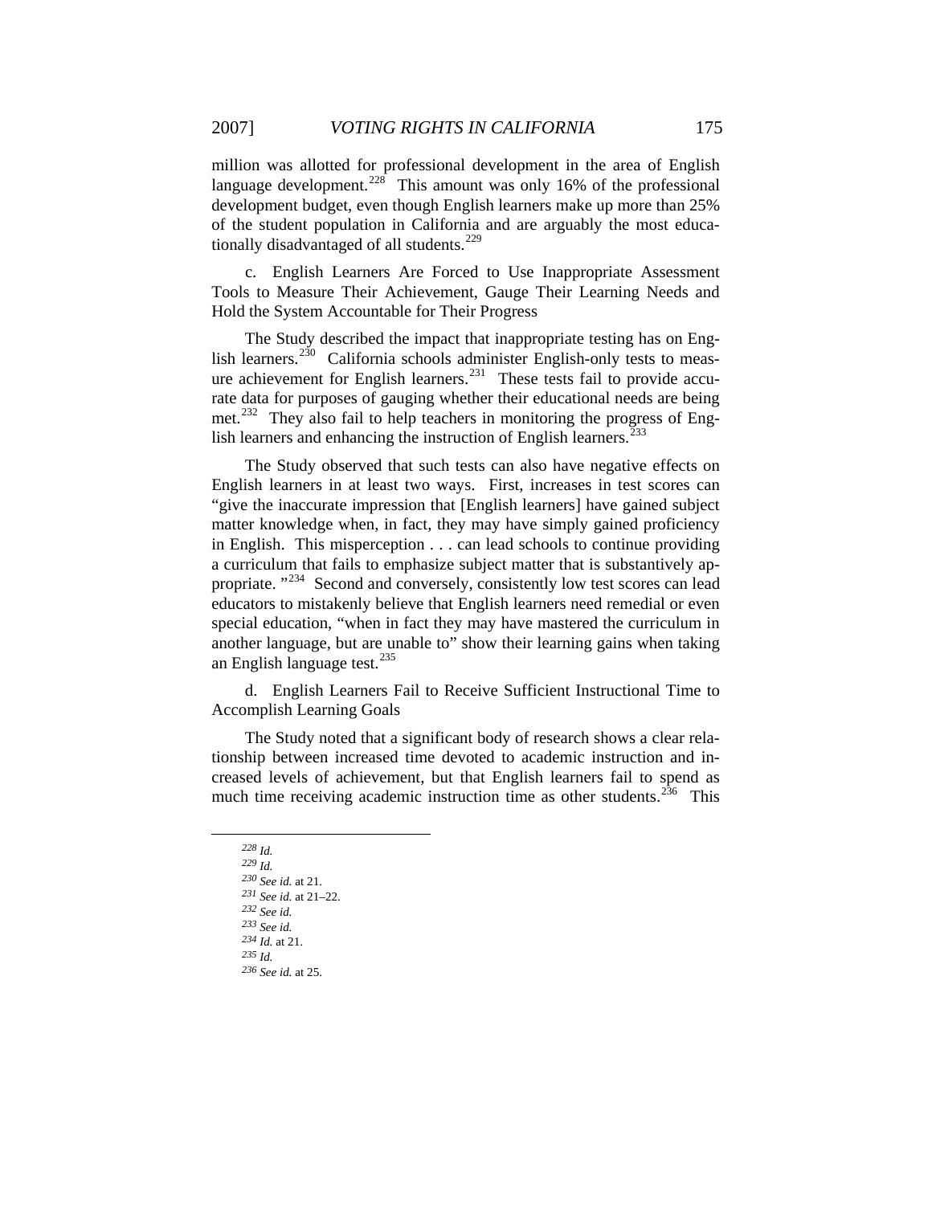million was allotted for professional development in the area of English language development.[228] This amount was only 16% of the professional development budget, even though English learners make up more than 25% of the student population in California and are arguably the most educationally disadvantaged of all students.[229]

c. English Learners Are Forced to Use Inappropriate Assessment Tools to Measure Their Achievement, Gauge Their Learning Needs and Hold the System Accountable for Their Progress

The Study described the impact that inappropriate testing has on English learners.[230] California schools administer English-only tests to measure achievement for English learners.[231] These tests fail to provide accurate data for purposes of gauging whether their educational needs are being met.[232] They also fail to help teachers in monitoring the progress of English learners and enhancing the instruction of English learners.[233]

The Study observed that such tests can also have negative effects on English learners in at least two ways. First, increases in test scores can "give the inaccurate impression that [English learners] have gained subject matter knowledge when, in fact, they may have simply gained proficiency in English. This misperception . . . can lead schools to continue providing a curriculum that fails to emphasize subject matter that is substantively appropriate."[234] Second and conversely, consistently low test scores can lead educators to mistakenly believe that English learners need remedial or even special education, "when in fact they may have mastered the curriculum in another language, but are unable to" show their learning gains when taking an English language test.[235]

d. English Learners Fail to Receive Sufficient Instructional Time to Accomplish Learning Goals

The Study noted that a significant body of research shows a clear relationship between increased time devoted to academic instruction and increased levels of achievement, but that English learners fail to spend as much time receiving academic instruction time as other students.[236] This

---

[228] *Id.*

[229] *Id.*

[230] *See id.* at 21.

[231] *See id.* at 21–22.

[232] *See id.*

[233] *See id.*

[234] *Id.* at 21.

[235] *Id.*

[236] *See id.* at 25.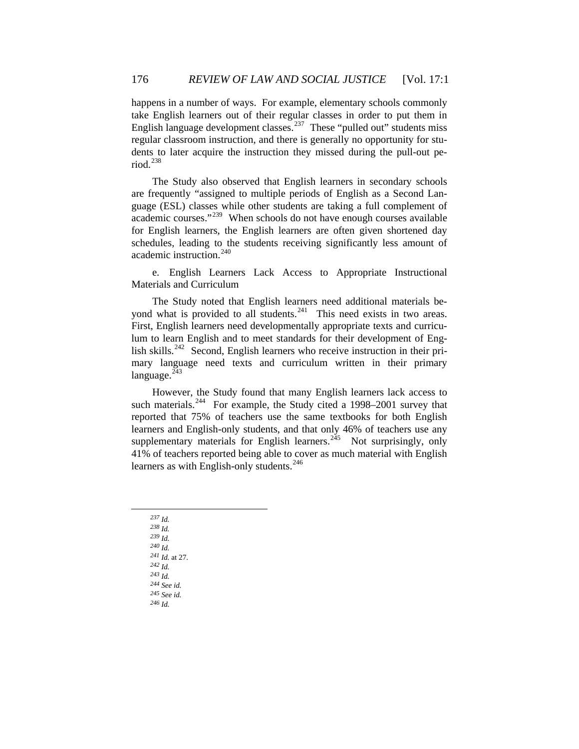happens in a number of ways. For example, elementary schools commonly take English learners out of their regular classes in order to put them in English language development classes.[237] These "pulled out" students miss regular classroom instruction, and there is generally no opportunity for students to later acquire the instruction they missed during the pull-out period.[238]

The Study also observed that English learners in secondary schools are frequently "assigned to multiple periods of English as a Second Language (ESL) classes while other students are taking a full complement of academic courses."[239] When schools do not have enough courses available for English learners, the English learners are often given shortened day schedules, leading to the students receiving significantly less amount of academic instruction.[240]

e. English Learners Lack Access to Appropriate Instructional Materials and Curriculum

The Study noted that English learners need additional materials beyond what is provided to all students.[241] This need exists in two areas. First, English learners need developmentally appropriate texts and curriculum to learn English and to meet standards for their development of English skills.[242] Second, English learners who receive instruction in their primary language need texts and curriculum written in their primary language.[243]

However, the Study found that many English learners lack access to such materials.[244] For example, the Study cited a 1998–2001 survey that reported that 75% of teachers use the same textbooks for both English learners and English-only students, and that only 46% of teachers use any supplementary materials for English learners.[245] Not surprisingly, only 41% of teachers reported being able to cover as much material with English learners as with English-only students.[246]

---

[237] *Id.*
[238] *Id.*
[239] *Id.*
[240] *Id.*
[241] *Id.* at 27.
[242] *Id.*
[243] *Id.*
[244] *See id.*
[245] *See id.*
[246] *Id.*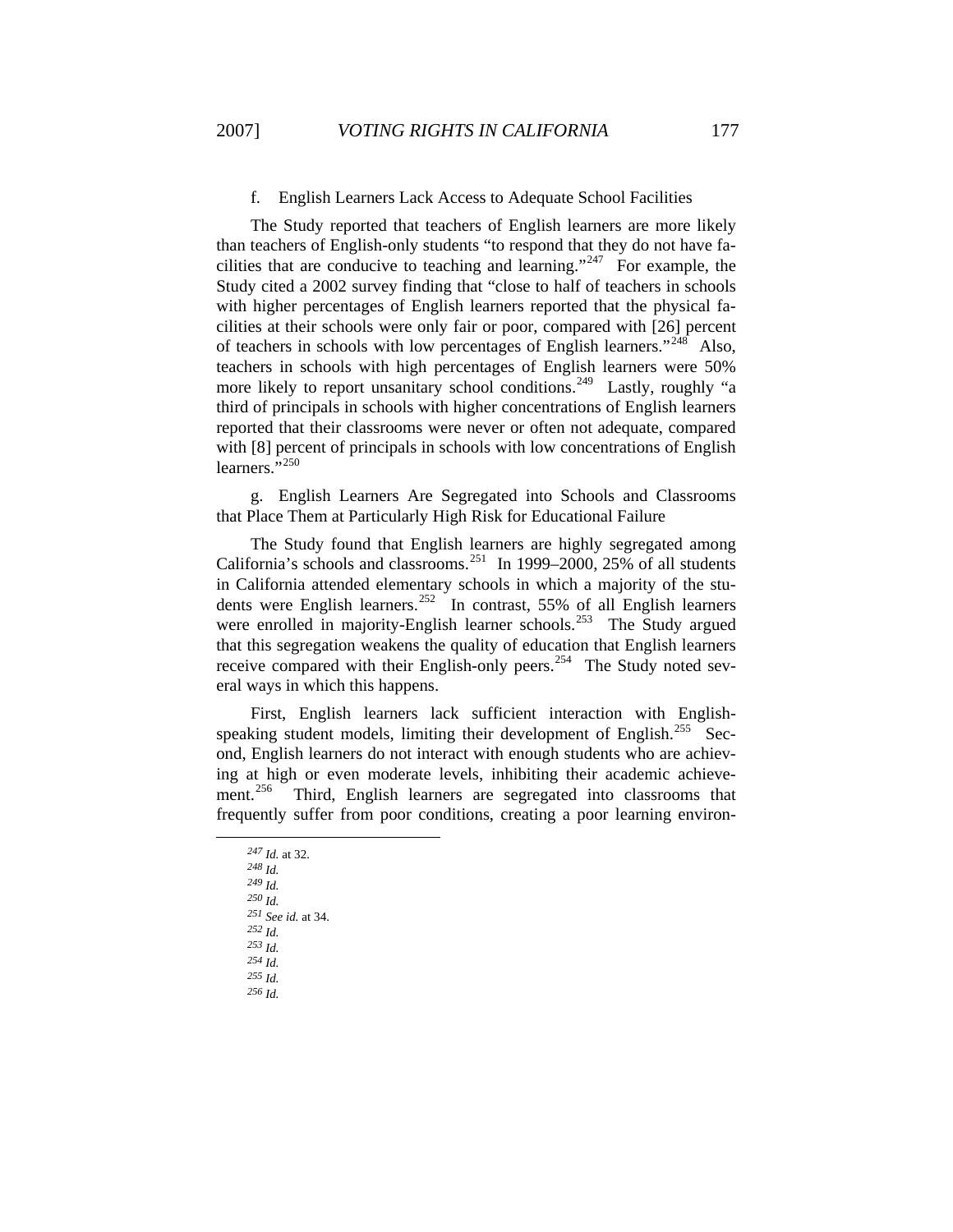f. English Learners Lack Access to Adequate School Facilities

The Study reported that teachers of English learners are more likely than teachers of English-only students "to respond that they do not have facilities that are conducive to teaching and learning."[247] For example, the Study cited a 2002 survey finding that "close to half of teachers in schools with higher percentages of English learners reported that the physical facilities at their schools were only fair or poor, compared with [26] percent of teachers in schools with low percentages of English learners."[248] Also, teachers in schools with high percentages of English learners were 50% more likely to report unsanitary school conditions.[249] Lastly, roughly "a third of principals in schools with higher concentrations of English learners reported that their classrooms were never or often not adequate, compared with [8] percent of principals in schools with low concentrations of English learners."[250]

g. English Learners Are Segregated into Schools and Classrooms that Place Them at Particularly High Risk for Educational Failure

The Study found that English learners are highly segregated among California's schools and classrooms.[251] In 1999–2000, 25% of all students in California attended elementary schools in which a majority of the students were English learners.[252] In contrast, 55% of all English learners were enrolled in majority-English learner schools.[253] The Study argued that this segregation weakens the quality of education that English learners receive compared with their English-only peers.[254] The Study noted several ways in which this happens.

First, English learners lack sufficient interaction with English-speaking student models, limiting their development of English.[255] Second, English learners do not interact with enough students who are achieving at high or even moderate levels, inhibiting their academic achievement.[256] Third, English learners are segregated into classrooms that frequently suffer from poor conditions, creating a poor learning environ-

---

[247] *Id.* at 32.
[248] *Id.*
[249] *Id.*
[250] *Id.*
[251] *See id.* at 34.
[252] *Id.*
[253] *Id.*
[254] *Id.*
[255] *Id.*
[256] *Id.*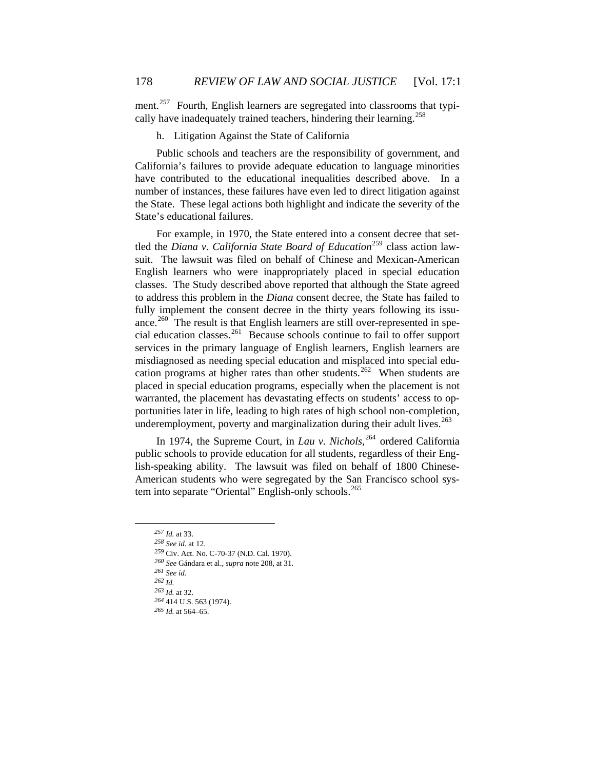ment.[257] Fourth, English learners are segregated into classrooms that typically have inadequately trained teachers, hindering their learning.[258]

h. Litigation Against the State of California

Public schools and teachers are the responsibility of government, and California's failures to provide adequate education to language minorities have contributed to the educational inequalities described above. In a number of instances, these failures have even led to direct litigation against the State. These legal actions both highlight and indicate the severity of the State's educational failures.

For example, in 1970, the State entered into a consent decree that settled the *Diana v. California State Board of Education*[259] class action lawsuit. The lawsuit was filed on behalf of Chinese and Mexican-American English learners who were inappropriately placed in special education classes. The Study described above reported that although the State agreed to address this problem in the *Diana* consent decree, the State has failed to fully implement the consent decree in the thirty years following its issuance.[260] The result is that English learners are still over-represented in special education classes.[261] Because schools continue to fail to offer support services in the primary language of English learners, English learners are misdiagnosed as needing special education and misplaced into special education programs at higher rates than other students.[262] When students are placed in special education programs, especially when the placement is not warranted, the placement has devastating effects on students' access to opportunities later in life, leading to high rates of high school non-completion, underemployment, poverty and marginalization during their adult lives.[263]

In 1974, the Supreme Court, in *Lau v. Nichols*,[264] ordered California public schools to provide education for all students, regardless of their English-speaking ability. The lawsuit was filed on behalf of 1800 Chinese-American students who were segregated by the San Francisco school system into separate "Oriental" English-only schools.[265]

---

[257] *Id.* at 33.
[258] *See id.* at 12.
[259] Civ. Act. No. C-70-37 (N.D. Cal. 1970).
[260] *See* Gándara et al., *supra* note 208, at 31.
[261] *See id.*
[262] *Id.*
[263] *Id.* at 32.
[264] 414 U.S. 563 (1974).
[265] *Id.* at 564–65.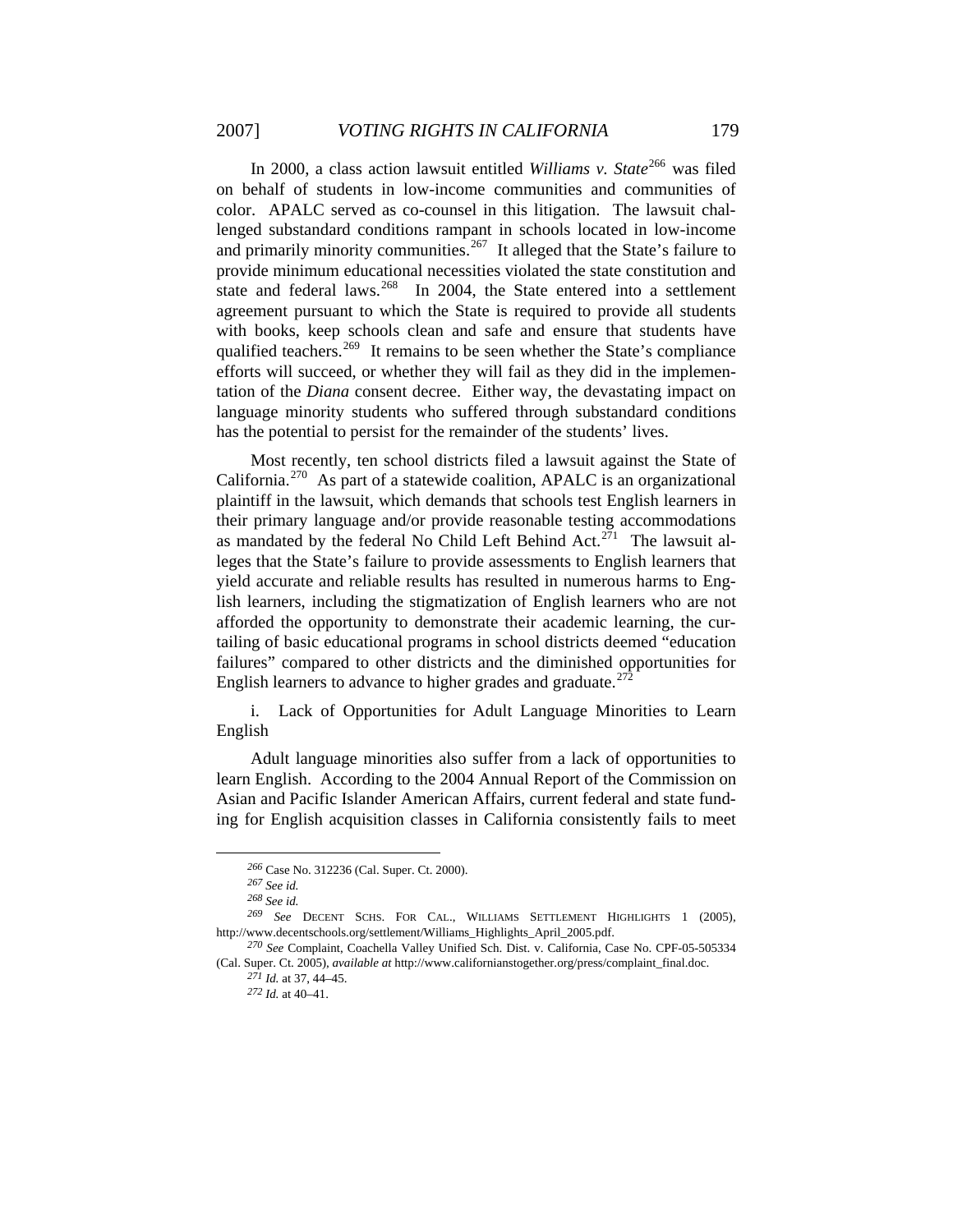In 2000, a class action lawsuit entitled *Williams v. State*[266] was filed on behalf of students in low-income communities and communities of color. APALC served as co-counsel in this litigation. The lawsuit challenged substandard conditions rampant in schools located in low-income and primarily minority communities.[267] It alleged that the State's failure to provide minimum educational necessities violated the state constitution and state and federal laws.[268] In 2004, the State entered into a settlement agreement pursuant to which the State is required to provide all students with books, keep schools clean and safe and ensure that students have qualified teachers.[269] It remains to be seen whether the State's compliance efforts will succeed, or whether they will fail as they did in the implementation of the *Diana* consent decree. Either way, the devastating impact on language minority students who suffered through substandard conditions has the potential to persist for the remainder of the students' lives.

Most recently, ten school districts filed a lawsuit against the State of California.[270] As part of a statewide coalition, APALC is an organizational plaintiff in the lawsuit, which demands that schools test English learners in their primary language and/or provide reasonable testing accommodations as mandated by the federal No Child Left Behind Act.[271] The lawsuit alleges that the State's failure to provide assessments to English learners that yield accurate and reliable results has resulted in numerous harms to English learners, including the stigmatization of English learners who are not afforded the opportunity to demonstrate their academic learning, the curtailing of basic educational programs in school districts deemed "education failures" compared to other districts and the diminished opportunities for English learners to advance to higher grades and graduate.[272]

i. Lack of Opportunities for Adult Language Minorities to Learn English

Adult language minorities also suffer from a lack of opportunities to learn English. According to the 2004 Annual Report of the Commission on Asian and Pacific Islander American Affairs, current federal and state funding for English acquisition classes in California consistently fails to meet

---

[266] Case No. 312236 (Cal. Super. Ct. 2000).

[267] *See id.*

[268] *See id.*

[269] *See* DECENT SCHS. FOR CAL., WILLIAMS SETTLEMENT HIGHLIGHTS 1 (2005), http://www.decentschools.org/settlement/Williams_Highlights_April_2005.pdf.

[270] *See* Complaint, Coachella Valley Unified Sch. Dist. v. California, Case No. CPF-05-505334 (Cal. Super. Ct. 2005), *available at* http://www.californianstogether.org/press/complaint_final.doc.

[271] *Id.* at 37, 44–45.

[272] *Id.* at 40–41.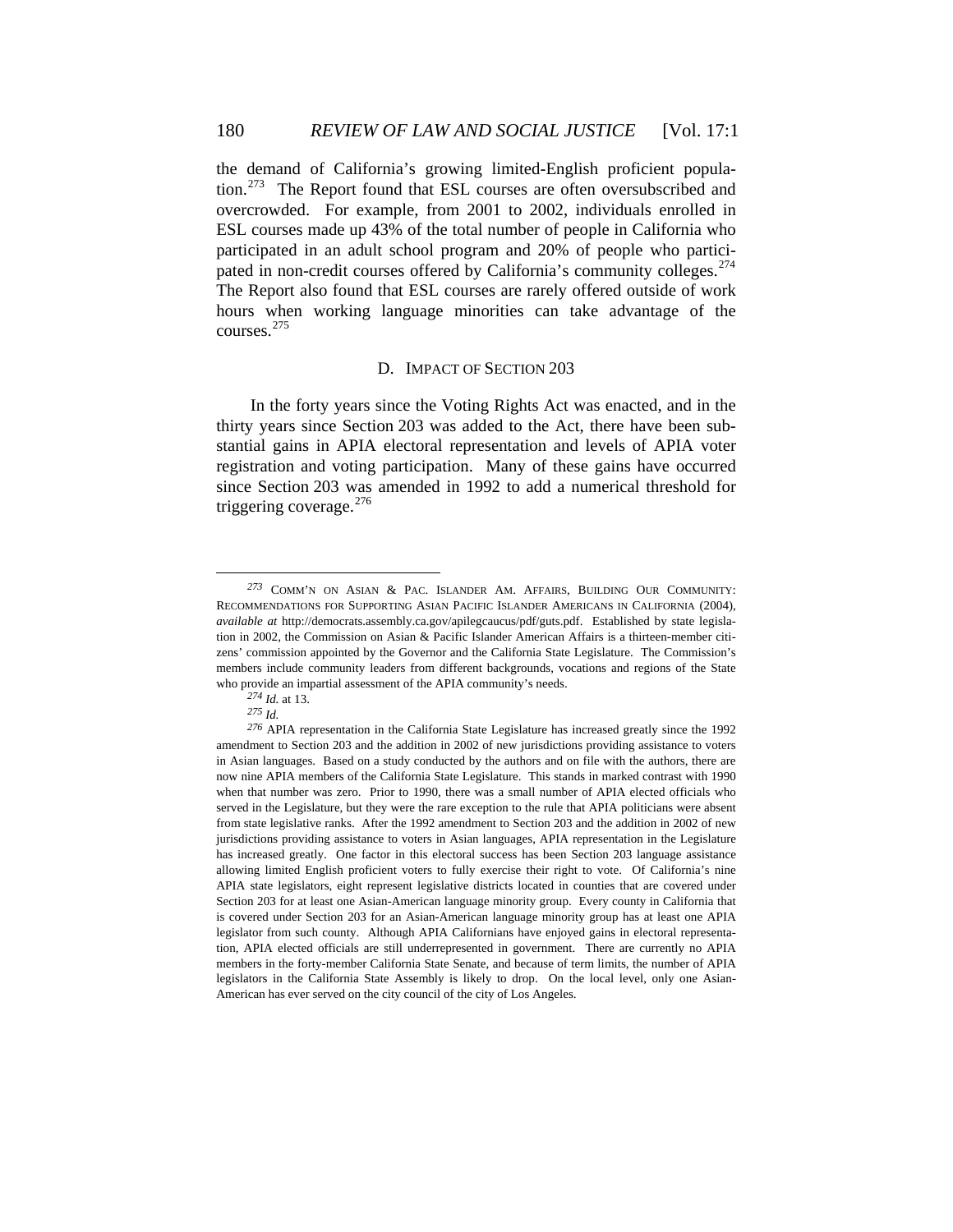the demand of California's growing limited-English proficient population.[273] The Report found that ESL courses are often oversubscribed and overcrowded. For example, from 2001 to 2002, individuals enrolled in ESL courses made up 43% of the total number of people in California who participated in an adult school program and 20% of people who participated in non-credit courses offered by California's community colleges.[274] The Report also found that ESL courses are rarely offered outside of work hours when working language minorities can take advantage of the courses.[275]

### D. IMPACT OF SECTION 203

In the forty years since the Voting Rights Act was enacted, and in the thirty years since Section 203 was added to the Act, there have been substantial gains in APIA electoral representation and levels of APIA voter registration and voting participation. Many of these gains have occurred since Section 203 was amended in 1992 to add a numerical threshold for triggering coverage.[276]

---

[273] COMM'N ON ASIAN & PAC. ISLANDER AM. AFFAIRS, BUILDING OUR COMMUNITY: RECOMMENDATIONS FOR SUPPORTING ASIAN PACIFIC ISLANDER AMERICANS IN CALIFORNIA (2004), *available at* http://democrats.assembly.ca.gov/apilegcaucus/pdf/guts.pdf. Established by state legislation in 2002, the Commission on Asian & Pacific Islander American Affairs is a thirteen-member citizens' commission appointed by the Governor and the California State Legislature. The Commission's members include community leaders from different backgrounds, vocations and regions of the State who provide an impartial assessment of the APIA community's needs.

[274] *Id.* at 13.

[275] *Id.*

[276] APIA representation in the California State Legislature has increased greatly since the 1992 amendment to Section 203 and the addition in 2002 of new jurisdictions providing assistance to voters in Asian languages. Based on a study conducted by the authors and on file with the authors, there are now nine APIA members of the California State Legislature. This stands in marked contrast with 1990 when that number was zero. Prior to 1990, there was a small number of APIA elected officials who served in the Legislature, but they were the rare exception to the rule that APIA politicians were absent from state legislative ranks. After the 1992 amendment to Section 203 and the addition in 2002 of new jurisdictions providing assistance to voters in Asian languages, APIA representation in the Legislature has increased greatly. One factor in this electoral success has been Section 203 language assistance allowing limited English proficient voters to fully exercise their right to vote. Of California's nine APIA state legislators, eight represent legislative districts located in counties that are covered under Section 203 for at least one Asian-American language minority group. Every county in California that is covered under Section 203 for an Asian-American language minority group has at least one APIA legislator from such county. Although APIA Californians have enjoyed gains in electoral representation, APIA elected officials are still underrepresented in government. There are currently no APIA members in the forty-member California State Senate, and because of term limits, the number of APIA legislators in the California State Assembly is likely to drop. On the local level, only one Asian-American has ever served on the city council of the city of Los Angeles.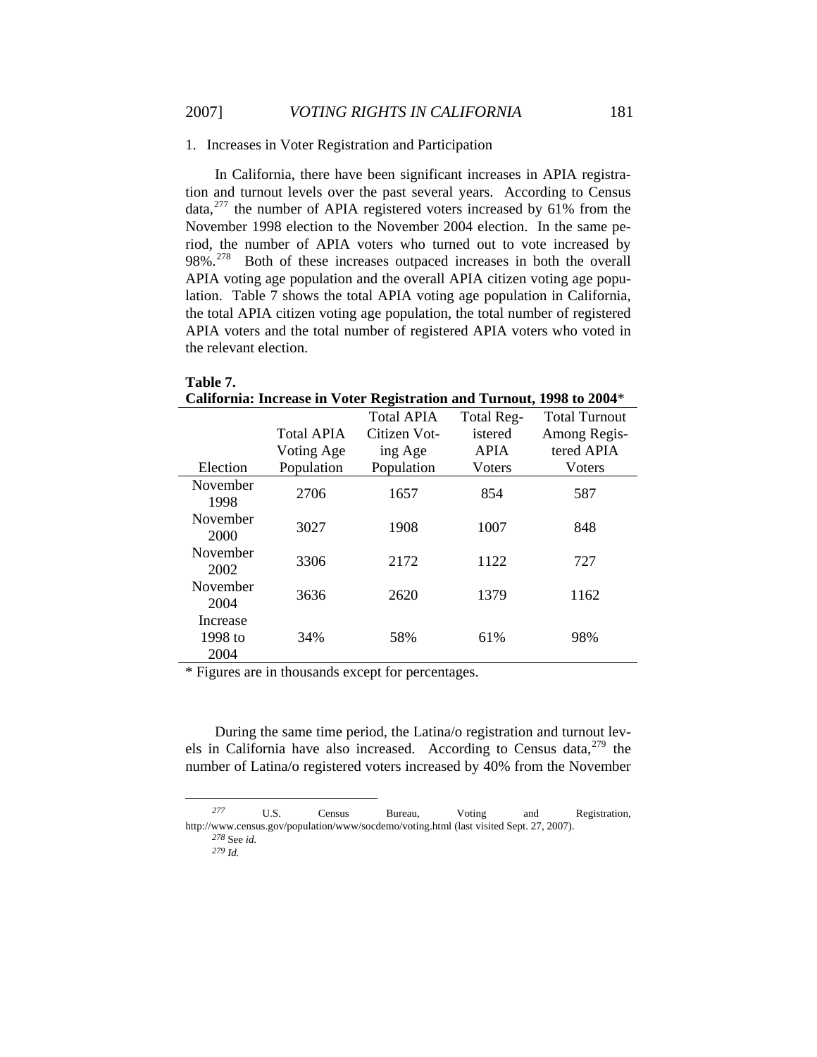1. Increases in Voter Registration and Participation

In California, there have been significant increases in APIA registration and turnout levels over the past several years. According to Census data,[277] the number of APIA registered voters increased by 61% from the November 1998 election to the November 2004 election. In the same period, the number of APIA voters who turned out to vote increased by 98%.[278] Both of these increases outpaced increases in both the overall APIA voting age population and the overall APIA citizen voting age population. Table 7 shows the total APIA voting age population in California, the total APIA citizen voting age population, the total number of registered APIA voters and the total number of registered APIA voters who voted in the relevant election.

**Table 7.**
**California: Increase in Voter Registration and Turnout, 1998 to 2004***

| Election | Total APIA Voting Age Population | Total APIA Citizen Voting Age Population | Total Registered APIA Voters | Total Turnout Among Registered APIA Voters |
|---|---|---|---|---|
| November 1998 | 2706 | 1657 | 854 | 587 |
| November 2000 | 3027 | 1908 | 1007 | 848 |
| November 2002 | 3306 | 2172 | 1122 | 727 |
| November 2004 | 3636 | 2620 | 1379 | 1162 |
| Increase 1998 to 2004 | 34% | 58% | 61% | 98% |

* Figures are in thousands except for percentages.

During the same time period, the Latina/o registration and turnout levels in California have also increased. According to Census data,[279] the number of Latina/o registered voters increased by 40% from the November

---

[277] U.S. Census Bureau, Voting and Registration, http://www.census.gov/population/www/socdemo/voting.html (last visited Sept. 27, 2007).

[278] See *id.*

[279] *Id.*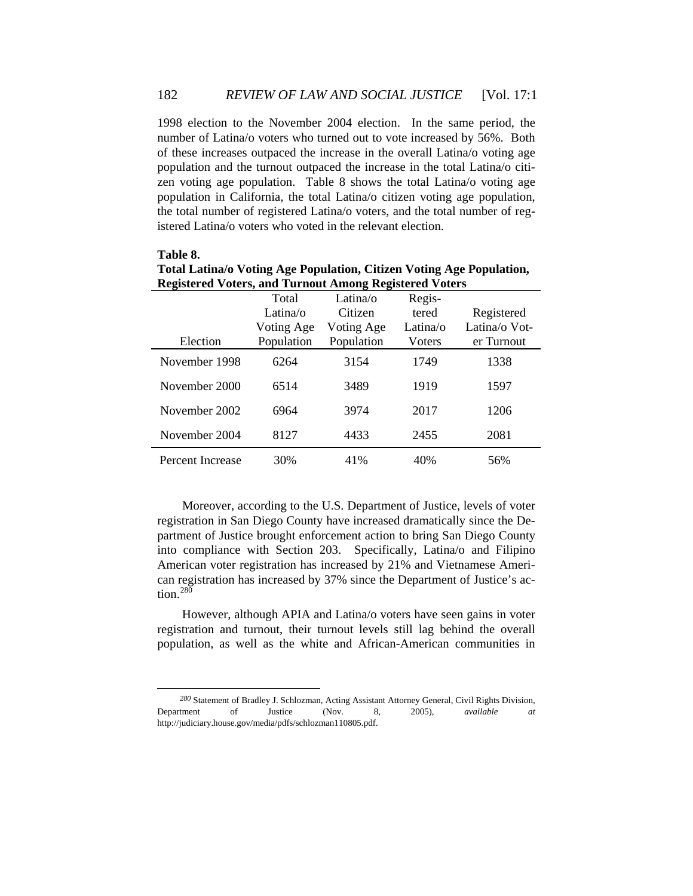1998 election to the November 2004 election. In the same period, the number of Latina/o voters who turned out to vote increased by 56%. Both of these increases outpaced the increase in the overall Latina/o voting age population and the turnout outpaced the increase in the total Latina/o citizen voting age population. Table 8 shows the total Latina/o voting age population in California, the total Latina/o citizen voting age population, the total number of registered Latina/o voters, and the total number of registered Latina/o voters who voted in the relevant election.

**Table 8.**
**Total Latina/o Voting Age Population, Citizen Voting Age Population, Registered Voters, and Turnout Among Registered Voters**

| Election | Total Latina/o Voting Age Population | Latina/o Citizen Voting Age Population | Registered Latina/o Voters | Registered Latina/o Voter Turnout |
|---|---|---|---|---|
| November 1998 | 6264 | 3154 | 1749 | 1338 |
| November 2000 | 6514 | 3489 | 1919 | 1597 |
| November 2002 | 6964 | 3974 | 2017 | 1206 |
| November 2004 | 8127 | 4433 | 2455 | 2081 |
| Percent Increase | 30% | 41% | 40% | 56% |

Moreover, according to the U.S. Department of Justice, levels of voter registration in San Diego County have increased dramatically since the Department of Justice brought enforcement action to bring San Diego County into compliance with Section 203. Specifically, Latina/o and Filipino American voter registration has increased by 21% and Vietnamese American registration has increased by 37% since the Department of Justice's action.[280]

However, although APIA and Latina/o voters have seen gains in voter registration and turnout, their turnout levels still lag behind the overall population, as well as the white and African-American communities in

[280] Statement of Bradley J. Schlozman, Acting Assistant Attorney General, Civil Rights Division, Department of Justice (Nov. 8, 2005), *available at* http://judiciary.house.gov/media/pdfs/schlozman110805.pdf.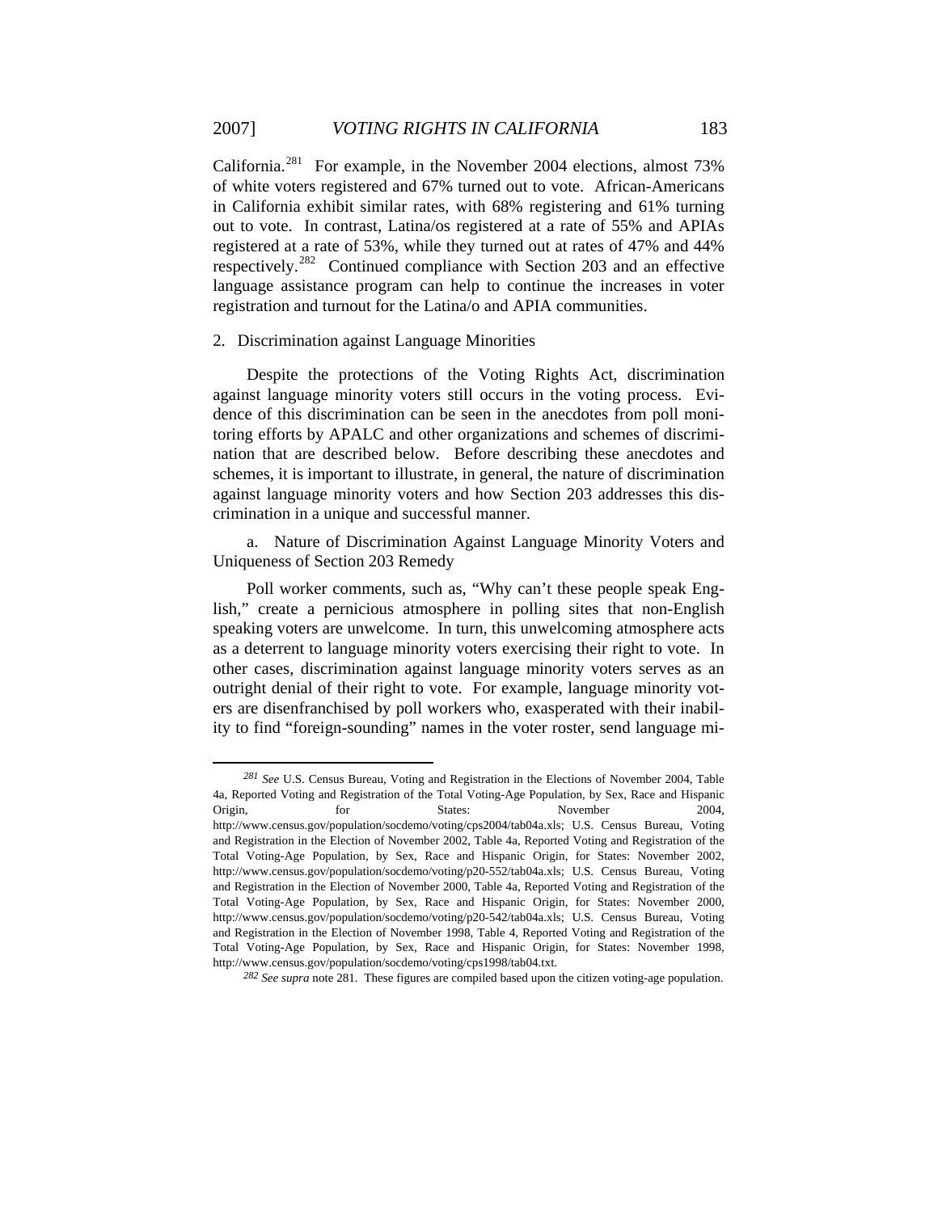California.[281] For example, in the November 2004 elections, almost 73% of white voters registered and 67% turned out to vote. African-Americans in California exhibit similar rates, with 68% registering and 61% turning out to vote. In contrast, Latina/os registered at a rate of 55% and APIAs registered at a rate of 53%, while they turned out at rates of 47% and 44% respectively.[282] Continued compliance with Section 203 and an effective language assistance program can help to continue the increases in voter registration and turnout for the Latina/o and APIA communities.

2. Discrimination against Language Minorities

Despite the protections of the Voting Rights Act, discrimination against language minority voters still occurs in the voting process. Evidence of this discrimination can be seen in the anecdotes from poll monitoring efforts by APALC and other organizations and schemes of discrimination that are described below. Before describing these anecdotes and schemes, it is important to illustrate, in general, the nature of discrimination against language minority voters and how Section 203 addresses this discrimination in a unique and successful manner.

a. Nature of Discrimination Against Language Minority Voters and Uniqueness of Section 203 Remedy

Poll worker comments, such as, "Why can't these people speak English," create a pernicious atmosphere in polling sites that non-English speaking voters are unwelcome. In turn, this unwelcoming atmosphere acts as a deterrent to language minority voters exercising their right to vote. In other cases, discrimination against language minority voters serves as an outright denial of their right to vote. For example, language minority voters are disenfranchised by poll workers who, exasperated with their inability to find "foreign-sounding" names in the voter roster, send language mi-

---

[281] *See* U.S. Census Bureau, Voting and Registration in the Elections of November 2004, Table 4a, Reported Voting and Registration of the Total Voting-Age Population, by Sex, Race and Hispanic Origin, for States: November 2004, http://www.census.gov/population/socdemo/voting/cps2004/tab04a.xls; U.S. Census Bureau, Voting and Registration in the Election of November 2002, Table 4a, Reported Voting and Registration of the Total Voting-Age Population, by Sex, Race and Hispanic Origin, for States: November 2002, http://www.census.gov/population/socdemo/voting/p20-552/tab04a.xls; U.S. Census Bureau, Voting and Registration in the Election of November 2000, Table 4a, Reported Voting and Registration of the Total Voting-Age Population, by Sex, Race and Hispanic Origin, for States: November 2000, http://www.census.gov/population/socdemo/voting/p20-542/tab04a.xls; U.S. Census Bureau, Voting and Registration in the Election of November 1998, Table 4, Reported Voting and Registration of the Total Voting-Age Population, by Sex, Race and Hispanic Origin, for States: November 1998, http://www.census.gov/population/socdemo/voting/cps1998/tab04.txt.

[282] *See supra* note 281. These figures are compiled based upon the citizen voting-age population.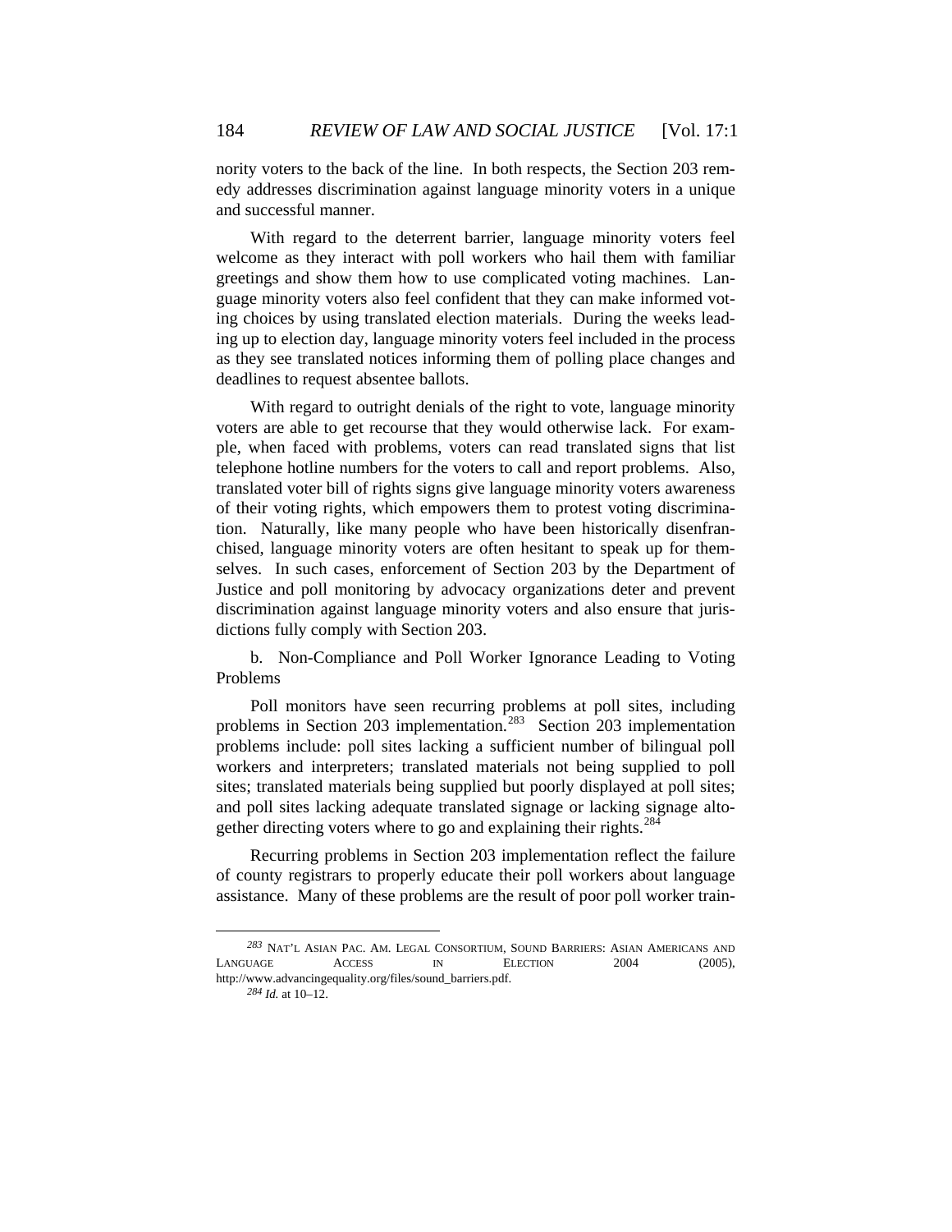nority voters to the back of the line. In both respects, the Section 203 remedy addresses discrimination against language minority voters in a unique and successful manner.

With regard to the deterrent barrier, language minority voters feel welcome as they interact with poll workers who hail them with familiar greetings and show them how to use complicated voting machines. Language minority voters also feel confident that they can make informed voting choices by using translated election materials. During the weeks leading up to election day, language minority voters feel included in the process as they see translated notices informing them of polling place changes and deadlines to request absentee ballots.

With regard to outright denials of the right to vote, language minority voters are able to get recourse that they would otherwise lack. For example, when faced with problems, voters can read translated signs that list telephone hotline numbers for the voters to call and report problems. Also, translated voter bill of rights signs give language minority voters awareness of their voting rights, which empowers them to protest voting discrimination. Naturally, like many people who have been historically disenfranchised, language minority voters are often hesitant to speak up for themselves. In such cases, enforcement of Section 203 by the Department of Justice and poll monitoring by advocacy organizations deter and prevent discrimination against language minority voters and also ensure that jurisdictions fully comply with Section 203.

b. Non-Compliance and Poll Worker Ignorance Leading to Voting Problems

Poll monitors have seen recurring problems at poll sites, including problems in Section 203 implementation.[283] Section 203 implementation problems include: poll sites lacking a sufficient number of bilingual poll workers and interpreters; translated materials not being supplied to poll sites; translated materials being supplied but poorly displayed at poll sites; and poll sites lacking adequate translated signage or lacking signage altogether directing voters where to go and explaining their rights.[284]

Recurring problems in Section 203 implementation reflect the failure of county registrars to properly educate their poll workers about language assistance. Many of these problems are the result of poor poll worker train-

---

[283] NAT'L ASIAN PAC. AM. LEGAL CONSORTIUM, SOUND BARRIERS: ASIAN AMERICANS AND LANGUAGE ACCESS IN ELECTION 2004 (2005), http://www.advancingequality.org/files/sound_barriers.pdf.

[284] *Id.* at 10–12.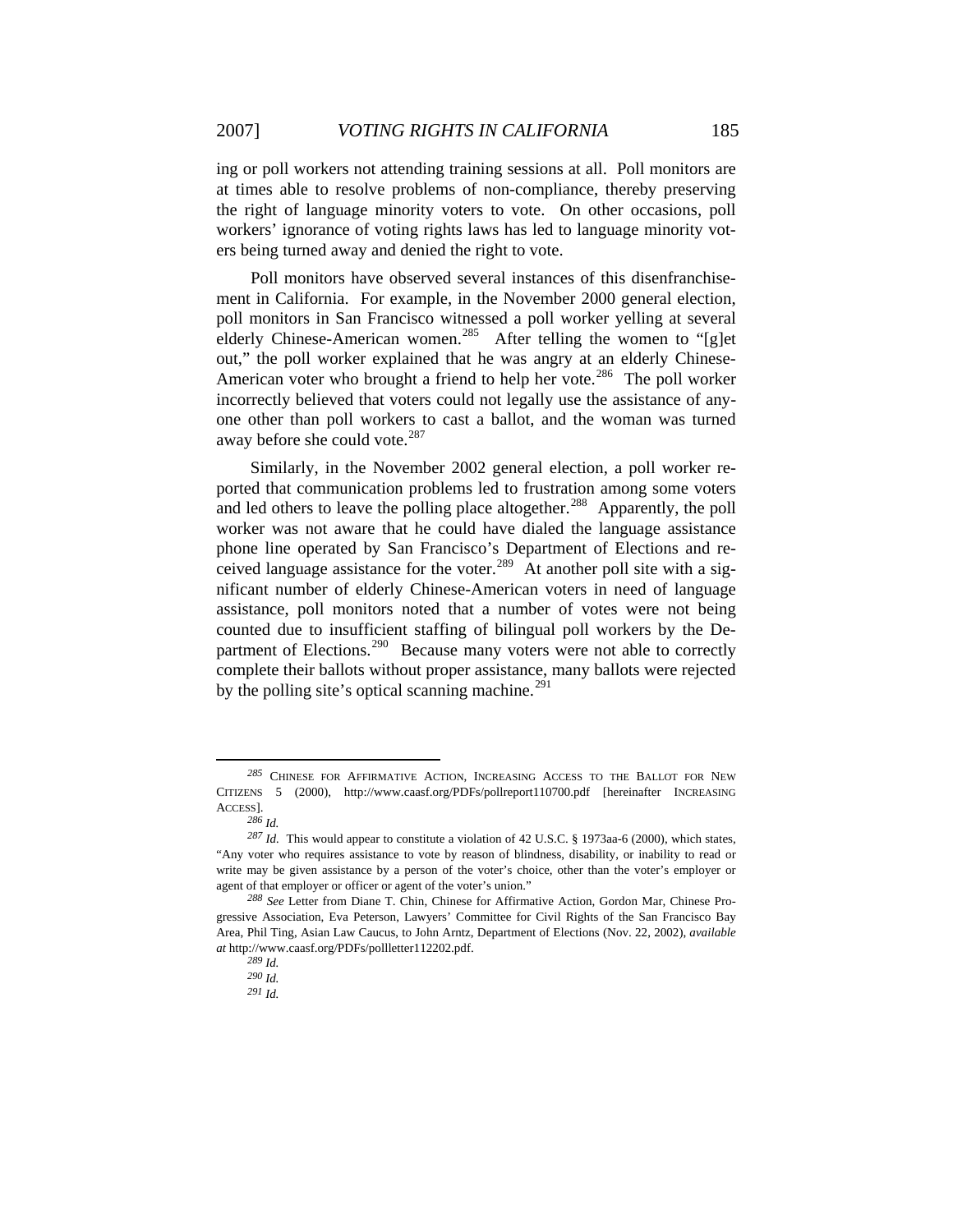ing or poll workers not attending training sessions at all. Poll monitors are at times able to resolve problems of non-compliance, thereby preserving the right of language minority voters to vote. On other occasions, poll workers' ignorance of voting rights laws has led to language minority voters being turned away and denied the right to vote.

Poll monitors have observed several instances of this disenfranchisement in California. For example, in the November 2000 general election, poll monitors in San Francisco witnessed a poll worker yelling at several elderly Chinese-American women.[285] After telling the women to "[g]et out," the poll worker explained that he was angry at an elderly Chinese-American voter who brought a friend to help her vote.[286] The poll worker incorrectly believed that voters could not legally use the assistance of anyone other than poll workers to cast a ballot, and the woman was turned away before she could vote.[287]

Similarly, in the November 2002 general election, a poll worker reported that communication problems led to frustration among some voters and led others to leave the polling place altogether.[288] Apparently, the poll worker was not aware that he could have dialed the language assistance phone line operated by San Francisco's Department of Elections and received language assistance for the voter.[289] At another poll site with a significant number of elderly Chinese-American voters in need of language assistance, poll monitors noted that a number of votes were not being counted due to insufficient staffing of bilingual poll workers by the Department of Elections.[290] Because many voters were not able to correctly complete their ballots without proper assistance, many ballots were rejected by the polling site's optical scanning machine.[291]

---

[285] CHINESE FOR AFFIRMATIVE ACTION, INCREASING ACCESS TO THE BALLOT FOR NEW CITIZENS 5 (2000), http://www.caasf.org/PDFs/pollreport110700.pdf [hereinafter INCREASING ACCESS].

[286] *Id.*

[287] *Id.* This would appear to constitute a violation of 42 U.S.C. § 1973aa-6 (2000), which states, "Any voter who requires assistance to vote by reason of blindness, disability, or inability to read or write may be given assistance by a person of the voter's choice, other than the voter's employer or agent of that employer or officer or agent of the voter's union."

[288] *See* Letter from Diane T. Chin, Chinese for Affirmative Action, Gordon Mar, Chinese Progressive Association, Eva Peterson, Lawyers' Committee for Civil Rights of the San Francisco Bay Area, Phil Ting, Asian Law Caucus, to John Arntz, Department of Elections (Nov. 22, 2002), *available at* http://www.caasf.org/PDFs/pollletter112202.pdf.

[289] *Id.*

[290] *Id.*

[291] *Id.*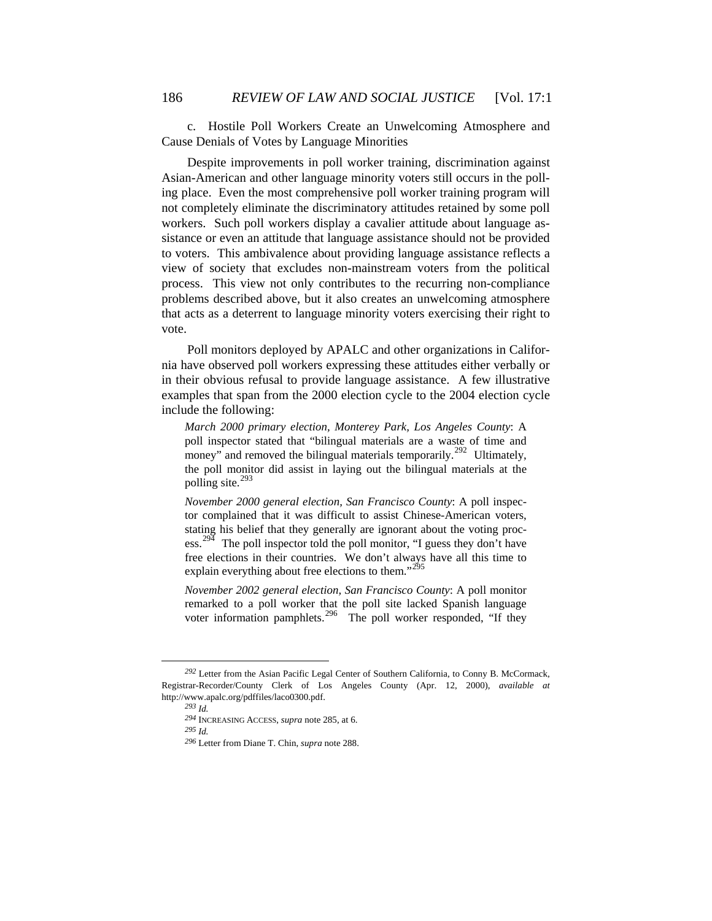c. Hostile Poll Workers Create an Unwelcoming Atmosphere and Cause Denials of Votes by Language Minorities

Despite improvements in poll worker training, discrimination against Asian-American and other language minority voters still occurs in the polling place. Even the most comprehensive poll worker training program will not completely eliminate the discriminatory attitudes retained by some poll workers. Such poll workers display a cavalier attitude about language assistance or even an attitude that language assistance should not be provided to voters. This ambivalence about providing language assistance reflects a view of society that excludes non-mainstream voters from the political process. This view not only contributes to the recurring non-compliance problems described above, but it also creates an unwelcoming atmosphere that acts as a deterrent to language minority voters exercising their right to vote.

Poll monitors deployed by APALC and other organizations in California have observed poll workers expressing these attitudes either verbally or in their obvious refusal to provide language assistance. A few illustrative examples that span from the 2000 election cycle to the 2004 election cycle include the following:

> *March 2000 primary election, Monterey Park, Los Angeles County*: A poll inspector stated that "bilingual materials are a waste of time and money" and removed the bilingual materials temporarily.[292] Ultimately, the poll monitor did assist in laying out the bilingual materials at the polling site.[293]
>
> *November 2000 general election, San Francisco County*: A poll inspector complained that it was difficult to assist Chinese-American voters, stating his belief that they generally are ignorant about the voting process.[294] The poll inspector told the poll monitor, "I guess they don't have free elections in their countries. We don't always have all this time to explain everything about free elections to them."[295]
>
> *November 2002 general election, San Francisco County*: A poll monitor remarked to a poll worker that the poll site lacked Spanish language voter information pamphlets.[296] The poll worker responded, "If they

---

[292] Letter from the Asian Pacific Legal Center of Southern California, to Conny B. McCormack, Registrar-Recorder/County Clerk of Los Angeles County (Apr. 12, 2000), *available at* http://www.apalc.org/pdffiles/laco0300.pdf.

[293] *Id.*

[294] INCREASING ACCESS, *supra* note 285, at 6.

[295] *Id.*

[296] Letter from Diane T. Chin, *supra* note 288.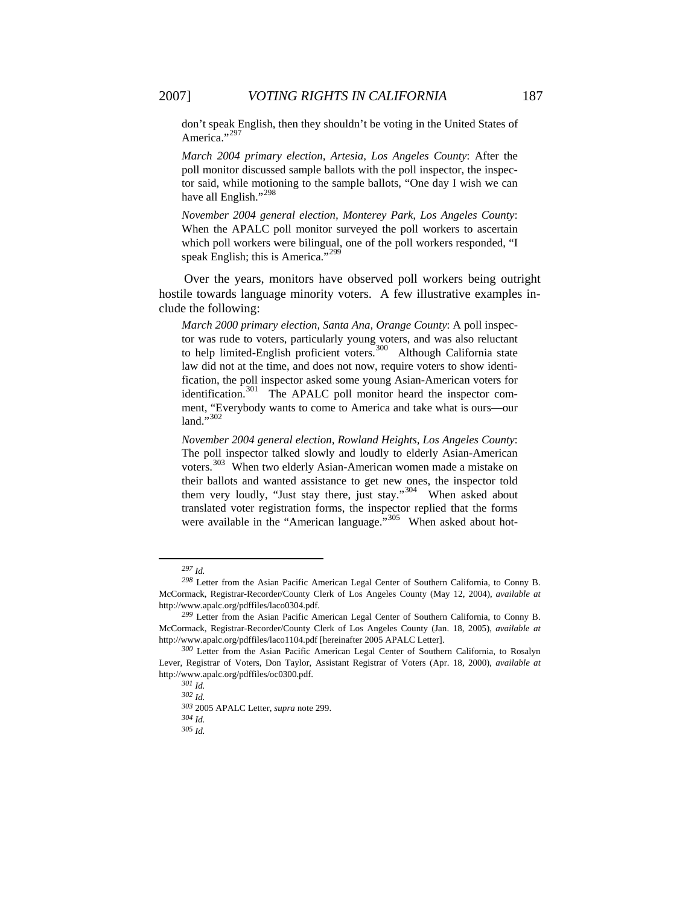> don't speak English, then they shouldn't be voting in the United States of America."[297]
>
> *March 2004 primary election, Artesia, Los Angeles County*: After the poll monitor discussed sample ballots with the poll inspector, the inspector said, while motioning to the sample ballots, "One day I wish we can have all English."[298]
>
> *November 2004 general election, Monterey Park, Los Angeles County*: When the APALC poll monitor surveyed the poll workers to ascertain which poll workers were bilingual, one of the poll workers responded, "I speak English; this is America."[299]

Over the years, monitors have observed poll workers being outright hostile towards language minority voters. A few illustrative examples include the following:

> *March 2000 primary election, Santa Ana, Orange County*: A poll inspector was rude to voters, particularly young voters, and was also reluctant to help limited-English proficient voters.[300] Although California state law did not at the time, and does not now, require voters to show identification, the poll inspector asked some young Asian-American voters for identification.[301] The APALC poll monitor heard the inspector comment, "Everybody wants to come to America and take what is ours—our land."[302]
>
> *November 2004 general election, Rowland Heights, Los Angeles County*: The poll inspector talked slowly and loudly to elderly Asian-American voters.[303] When two elderly Asian-American women made a mistake on their ballots and wanted assistance to get new ones, the inspector told them very loudly, "Just stay there, just stay."[304] When asked about translated voter registration forms, the inspector replied that the forms were available in the "American language."[305] When asked about hot-

---

[297] *Id.*

[298] Letter from the Asian Pacific American Legal Center of Southern California, to Conny B. McCormack, Registrar-Recorder/County Clerk of Los Angeles County (May 12, 2004), *available at* http://www.apalc.org/pdffiles/laco0304.pdf.

[299] Letter from the Asian Pacific American Legal Center of Southern California, to Conny B. McCormack, Registrar-Recorder/County Clerk of Los Angeles County (Jan. 18, 2005), *available at* http://www.apalc.org/pdffiles/laco1104.pdf [hereinafter 2005 APALC Letter].

[300] Letter from the Asian Pacific American Legal Center of Southern California, to Rosalyn Lever, Registrar of Voters, Don Taylor, Assistant Registrar of Voters (Apr. 18, 2000), *available at* http://www.apalc.org/pdffiles/oc0300.pdf.

[301] *Id.*

[302] *Id.*

[303] 2005 APALC Letter, *supra* note 299.

[304] *Id.*

[305] *Id.*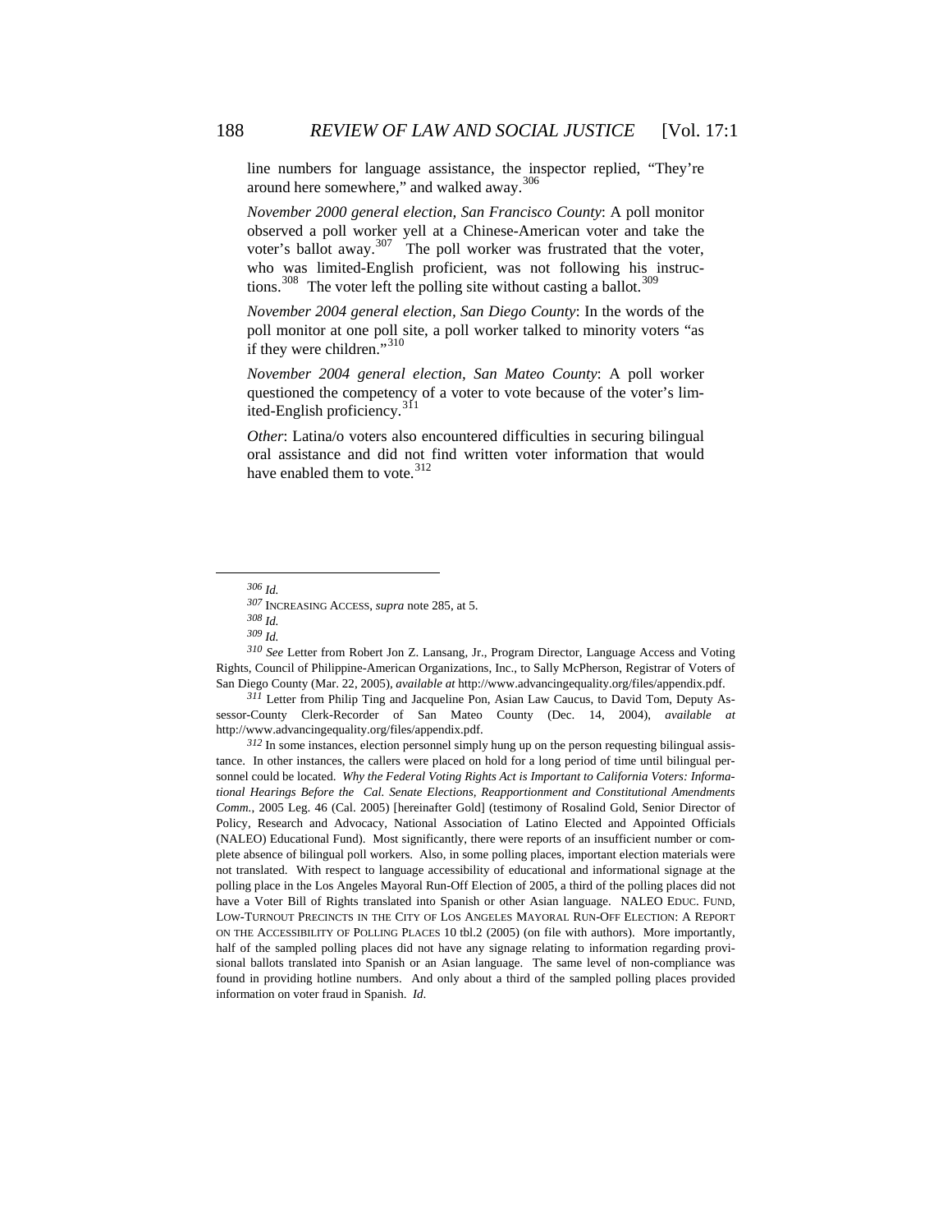line numbers for language assistance, the inspector replied, "They're around here somewhere," and walked away.[306]

*November 2000 general election, San Francisco County*: A poll monitor observed a poll worker yell at a Chinese-American voter and take the voter's ballot away.[307] The poll worker was frustrated that the voter, who was limited-English proficient, was not following his instructions.[308] The voter left the polling site without casting a ballot.[309]

*November 2004 general election, San Diego County*: In the words of the poll monitor at one poll site, a poll worker talked to minority voters "as if they were children."[310]

*November 2004 general election, San Mateo County*: A poll worker questioned the competency of a voter to vote because of the voter's limited-English proficiency.[311]

*Other*: Latina/o voters also encountered difficulties in securing bilingual oral assistance and did not find written voter information that would have enabled them to vote.[312]

---

[306] *Id.*

[307] INCREASING ACCESS, *supra* note 285, at 5.

[308] *Id.*

[309] *Id.*

[310] *See* Letter from Robert Jon Z. Lansang, Jr., Program Director, Language Access and Voting Rights, Council of Philippine-American Organizations, Inc., to Sally McPherson, Registrar of Voters of San Diego County (Mar. 22, 2005), *available at* http://www.advancingequality.org/files/appendix.pdf.

[311] Letter from Philip Ting and Jacqueline Pon, Asian Law Caucus, to David Tom, Deputy Assessor-County Clerk-Recorder of San Mateo County (Dec. 14, 2004), *available at* http://www.advancingequality.org/files/appendix.pdf.

[312] In some instances, election personnel simply hung up on the person requesting bilingual assistance. In other instances, the callers were placed on hold for a long period of time until bilingual personnel could be located. *Why the Federal Voting Rights Act is Important to California Voters: Informational Hearings Before the Cal. Senate Elections, Reapportionment and Constitutional Amendments Comm.*, 2005 Leg. 46 (Cal. 2005) [hereinafter Gold] (testimony of Rosalind Gold, Senior Director of Policy, Research and Advocacy, National Association of Latino Elected and Appointed Officials (NALEO) Educational Fund). Most significantly, there were reports of an insufficient number or complete absence of bilingual poll workers. Also, in some polling places, important election materials were not translated. With respect to language accessibility of educational and informational signage at the polling place in the Los Angeles Mayoral Run-Off Election of 2005, a third of the polling places did not have a Voter Bill of Rights translated into Spanish or other Asian language. NALEO EDUC. FUND, LOW-TURNOUT PRECINCTS IN THE CITY OF LOS ANGELES MAYORAL RUN-OFF ELECTION: A REPORT ON THE ACCESSIBILITY OF POLLING PLACES 10 tbl.2 (2005) (on file with authors). More importantly, half of the sampled polling places did not have any signage relating to information regarding provisional ballots translated into Spanish or an Asian language. The same level of non-compliance was found in providing hotline numbers. And only about a third of the sampled polling places provided information on voter fraud in Spanish. *Id.*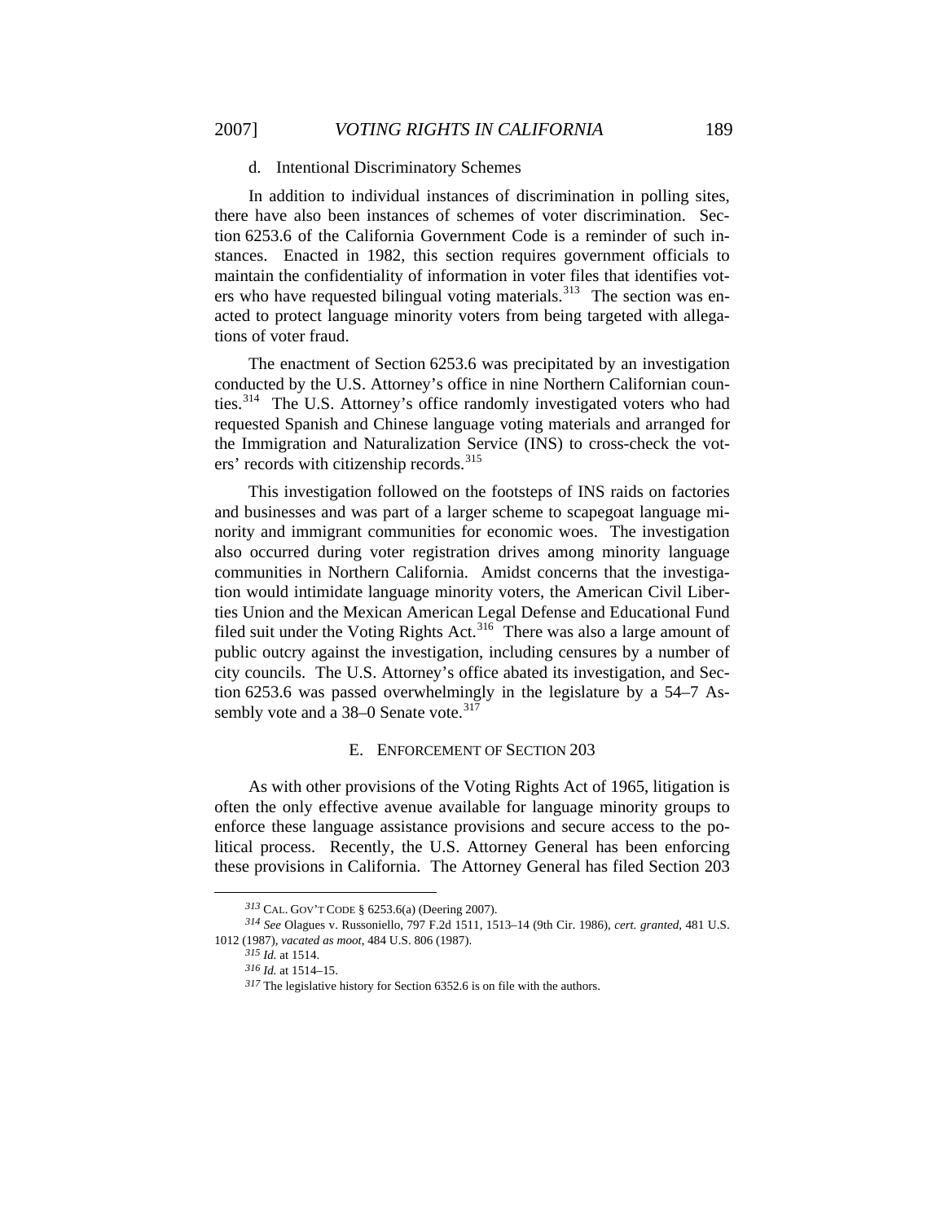#### d. Intentional Discriminatory Schemes

In addition to individual instances of discrimination in polling sites, there have also been instances of schemes of voter discrimination. Section 6253.6 of the California Government Code is a reminder of such instances. Enacted in 1982, this section requires government officials to maintain the confidentiality of information in voter files that identifies voters who have requested bilingual voting materials.[313] The section was enacted to protect language minority voters from being targeted with allegations of voter fraud.

The enactment of Section 6253.6 was precipitated by an investigation conducted by the U.S. Attorney's office in nine Northern Californian counties.[314] The U.S. Attorney's office randomly investigated voters who had requested Spanish and Chinese language voting materials and arranged for the Immigration and Naturalization Service (INS) to cross-check the voters' records with citizenship records.[315]

This investigation followed on the footsteps of INS raids on factories and businesses and was part of a larger scheme to scapegoat language minority and immigrant communities for economic woes. The investigation also occurred during voter registration drives among minority language communities in Northern California. Amidst concerns that the investigation would intimidate language minority voters, the American Civil Liberties Union and the Mexican American Legal Defense and Educational Fund filed suit under the Voting Rights Act.[316] There was also a large amount of public outcry against the investigation, including censures by a number of city councils. The U.S. Attorney's office abated its investigation, and Section 6253.6 was passed overwhelmingly in the legislature by a 54–7 Assembly vote and a 38–0 Senate vote.[317]

### E. ENFORCEMENT OF SECTION 203

As with other provisions of the Voting Rights Act of 1965, litigation is often the only effective avenue available for language minority groups to enforce these language assistance provisions and secure access to the political process. Recently, the U.S. Attorney General has been enforcing these provisions in California. The Attorney General has filed Section 203

---

[313] CAL. GOV'T CODE § 6253.6(a) (Deering 2007).

[314] *See* Olagues v. Russoniello, 797 F.2d 1511, 1513–14 (9th Cir. 1986), *cert. granted*, 481 U.S. 1012 (1987), *vacated as moot*, 484 U.S. 806 (1987).

[315] *Id.* at 1514.

[316] *Id.* at 1514–15.

[317] The legislative history for Section 6352.6 is on file with the authors.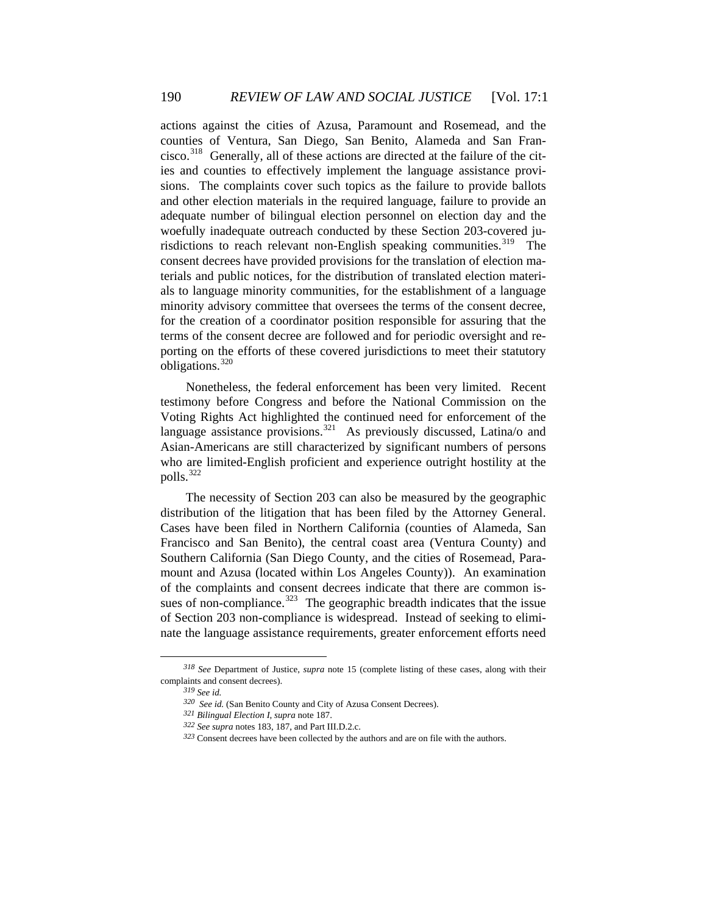actions against the cities of Azusa, Paramount and Rosemead, and the counties of Ventura, San Diego, San Benito, Alameda and San Francisco.[318] Generally, all of these actions are directed at the failure of the cities and counties to effectively implement the language assistance provisions. The complaints cover such topics as the failure to provide ballots and other election materials in the required language, failure to provide an adequate number of bilingual election personnel on election day and the woefully inadequate outreach conducted by these Section 203-covered jurisdictions to reach relevant non-English speaking communities.[319] The consent decrees have provided provisions for the translation of election materials and public notices, for the distribution of translated election materials to language minority communities, for the establishment of a language minority advisory committee that oversees the terms of the consent decree, for the creation of a coordinator position responsible for assuring that the terms of the consent decree are followed and for periodic oversight and reporting on the efforts of these covered jurisdictions to meet their statutory obligations.[320]

Nonetheless, the federal enforcement has been very limited. Recent testimony before Congress and before the National Commission on the Voting Rights Act highlighted the continued need for enforcement of the language assistance provisions.[321] As previously discussed, Latina/o and Asian-Americans are still characterized by significant numbers of persons who are limited-English proficient and experience outright hostility at the polls.[322]

The necessity of Section 203 can also be measured by the geographic distribution of the litigation that has been filed by the Attorney General. Cases have been filed in Northern California (counties of Alameda, San Francisco and San Benito), the central coast area (Ventura County) and Southern California (San Diego County, and the cities of Rosemead, Paramount and Azusa (located within Los Angeles County)). An examination of the complaints and consent decrees indicate that there are common issues of non-compliance.[323] The geographic breadth indicates that the issue of Section 203 non-compliance is widespread. Instead of seeking to eliminate the language assistance requirements, greater enforcement efforts need

---

318 *See* Department of Justice, *supra* note 15 (complete listing of these cases, along with their complaints and consent decrees).

319 *See id.*

320 *See id.* (San Benito County and City of Azusa Consent Decrees).

321 *Bilingual Election I*, *supra* note 187.

322 *See supra* notes 183, 187, and Part III.D.2.c.

323 Consent decrees have been collected by the authors and are on file with the authors.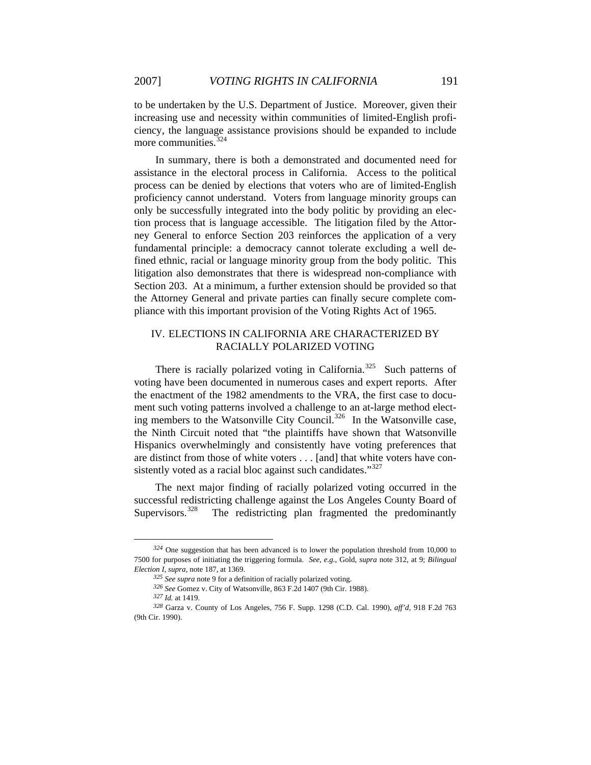to be undertaken by the U.S. Department of Justice. Moreover, given their increasing use and necessity within communities of limited-English proficiency, the language assistance provisions should be expanded to include more communities.[324]

In summary, there is both a demonstrated and documented need for assistance in the electoral process in California. Access to the political process can be denied by elections that voters who are of limited-English proficiency cannot understand. Voters from language minority groups can only be successfully integrated into the body politic by providing an election process that is language accessible. The litigation filed by the Attorney General to enforce Section 203 reinforces the application of a very fundamental principle: a democracy cannot tolerate excluding a well defined ethnic, racial or language minority group from the body politic. This litigation also demonstrates that there is widespread non-compliance with Section 203. At a minimum, a further extension should be provided so that the Attorney General and private parties can finally secure complete compliance with this important provision of the Voting Rights Act of 1965.

## IV. ELECTIONS IN CALIFORNIA ARE CHARACTERIZED BY RACIALLY POLARIZED VOTING

There is racially polarized voting in California.[325] Such patterns of voting have been documented in numerous cases and expert reports. After the enactment of the 1982 amendments to the VRA, the first case to document such voting patterns involved a challenge to an at-large method electing members to the Watsonville City Council.[326] In the Watsonville case, the Ninth Circuit noted that "the plaintiffs have shown that Watsonville Hispanics overwhelmingly and consistently have voting preferences that are distinct from those of white voters . . . [and] that white voters have consistently voted as a racial bloc against such candidates."[327]

The next major finding of racially polarized voting occurred in the successful redistricting challenge against the Los Angeles County Board of Supervisors.[328] The redistricting plan fragmented the predominantly

---

[324] One suggestion that has been advanced is to lower the population threshold from 10,000 to 7500 for purposes of initiating the triggering formula. *See, e.g.*, Gold, *supra* note 312, at 9; *Bilingual Election I*, *supra*, note 187, at 1369.

[325] *See supra* note 9 for a definition of racially polarized voting.

[326] *See* Gomez v. City of Watsonville, 863 F.2d 1407 (9th Cir. 1988).

[327] *Id.* at 1419.

[328] Garza v. County of Los Angeles, 756 F. Supp. 1298 (C.D. Cal. 1990), *aff'd*, 918 F.2d 763 (9th Cir. 1990).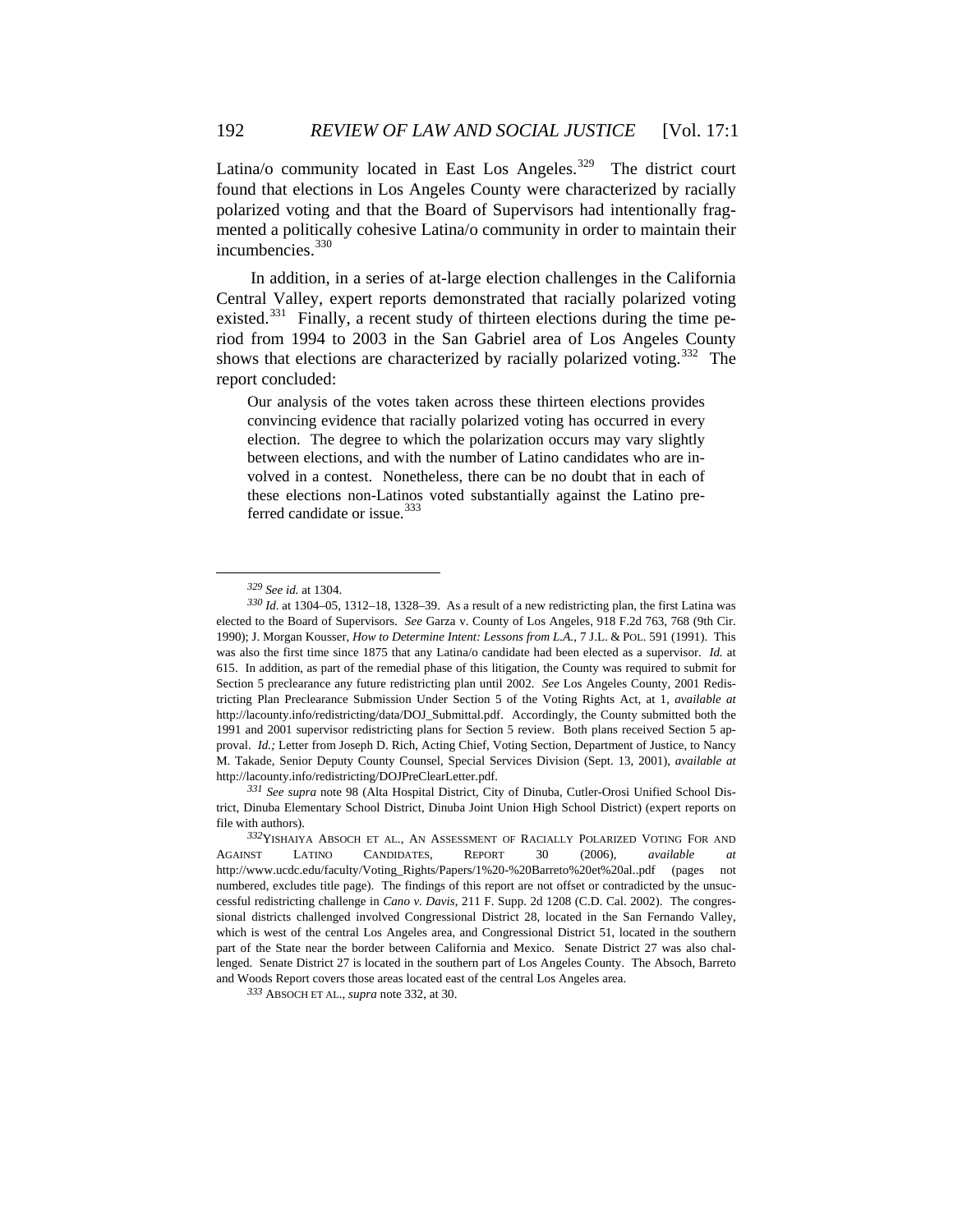Latina/o community located in East Los Angeles.[329] The district court found that elections in Los Angeles County were characterized by racially polarized voting and that the Board of Supervisors had intentionally fragmented a politically cohesive Latina/o community in order to maintain their incumbencies.[330]

In addition, in a series of at-large election challenges in the California Central Valley, expert reports demonstrated that racially polarized voting existed.[331] Finally, a recent study of thirteen elections during the time period from 1994 to 2003 in the San Gabriel area of Los Angeles County shows that elections are characterized by racially polarized voting.[332] The report concluded:

> Our analysis of the votes taken across these thirteen elections provides convincing evidence that racially polarized voting has occurred in every election. The degree to which the polarization occurs may vary slightly between elections, and with the number of Latino candidates who are involved in a contest. Nonetheless, there can be no doubt that in each of these elections non-Latinos voted substantially against the Latino preferred candidate or issue.[333]

---

[329] *See id.* at 1304.

[330] *Id.* at 1304–05, 1312–18, 1328–39. As a result of a new redistricting plan, the first Latina was elected to the Board of Supervisors. *See* Garza v. County of Los Angeles, 918 F.2d 763, 768 (9th Cir. 1990); J. Morgan Kousser, *How to Determine Intent: Lessons from L.A.*, 7 J.L. & POL. 591 (1991). This was also the first time since 1875 that any Latina/o candidate had been elected as a supervisor. *Id.* at 615. In addition, as part of the remedial phase of this litigation, the County was required to submit for Section 5 preclearance any future redistricting plan until 2002. *See* Los Angeles County, 2001 Redistricting Plan Preclearance Submission Under Section 5 of the Voting Rights Act, at 1, *available at* http://lacounty.info/redistricting/data/DOJ_Submittal.pdf. Accordingly, the County submitted both the 1991 and 2001 supervisor redistricting plans for Section 5 review. Both plans received Section 5 approval. *Id.;* Letter from Joseph D. Rich, Acting Chief, Voting Section, Department of Justice, to Nancy M. Takade, Senior Deputy County Counsel, Special Services Division (Sept. 13, 2001), *available at* http://lacounty.info/redistricting/DOJPreClearLetter.pdf.

[331] *See supra* note 98 (Alta Hospital District, City of Dinuba, Cutler-Orosi Unified School District, Dinuba Elementary School District, Dinuba Joint Union High School District) (expert reports on file with authors).

[332] YISHAIYA ABSOCH ET AL., AN ASSESSMENT OF RACIALLY POLARIZED VOTING FOR AND AGAINST LATINO CANDIDATES, REPORT 30 (2006), *available at* http://www.ucdc.edu/faculty/Voting_Rights/Papers/1%20-%20Barreto%20et%20al..pdf (pages not numbered, excludes title page). The findings of this report are not offset or contradicted by the unsuccessful redistricting challenge in *Cano v. Davis*, 211 F. Supp. 2d 1208 (C.D. Cal. 2002). The congressional districts challenged involved Congressional District 28, located in the San Fernando Valley, which is west of the central Los Angeles area, and Congressional District 51, located in the southern part of the State near the border between California and Mexico. Senate District 27 was also challenged. Senate District 27 is located in the southern part of Los Angeles County. The Absoch, Barreto and Woods Report covers those areas located east of the central Los Angeles area.

[333] ABSOCH ET AL., *supra* note 332, at 30.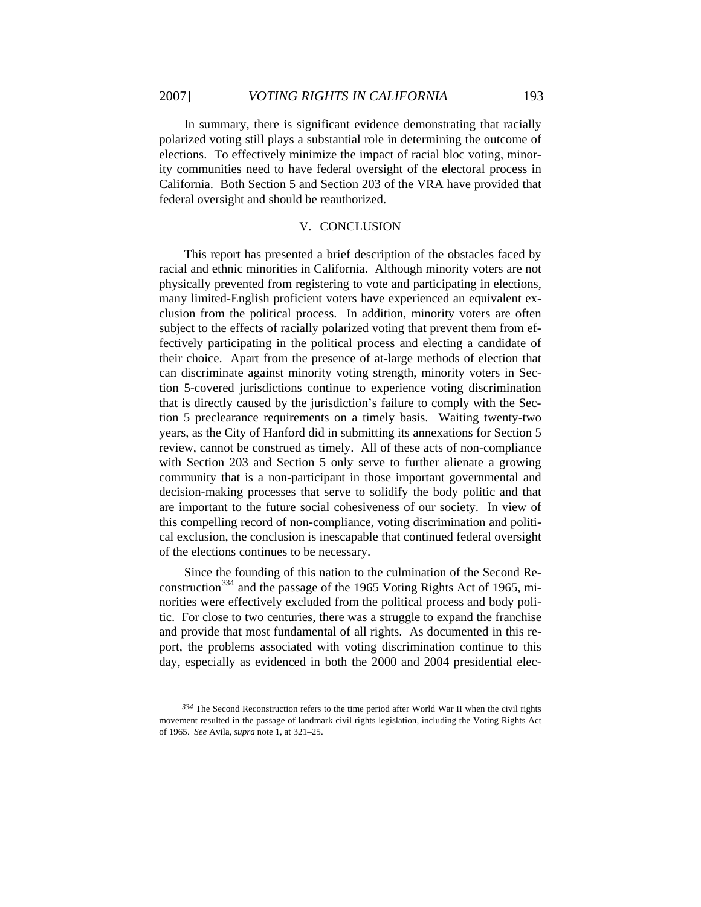In summary, there is significant evidence demonstrating that racially polarized voting still plays a substantial role in determining the outcome of elections. To effectively minimize the impact of racial bloc voting, minority communities need to have federal oversight of the electoral process in California. Both Section 5 and Section 203 of the VRA have provided that federal oversight and should be reauthorized.

## V. CONCLUSION

This report has presented a brief description of the obstacles faced by racial and ethnic minorities in California. Although minority voters are not physically prevented from registering to vote and participating in elections, many limited-English proficient voters have experienced an equivalent exclusion from the political process. In addition, minority voters are often subject to the effects of racially polarized voting that prevent them from effectively participating in the political process and electing a candidate of their choice. Apart from the presence of at-large methods of election that can discriminate against minority voting strength, minority voters in Section 5-covered jurisdictions continue to experience voting discrimination that is directly caused by the jurisdiction's failure to comply with the Section 5 preclearance requirements on a timely basis. Waiting twenty-two years, as the City of Hanford did in submitting its annexations for Section 5 review, cannot be construed as timely. All of these acts of non-compliance with Section 203 and Section 5 only serve to further alienate a growing community that is a non-participant in those important governmental and decision-making processes that serve to solidify the body politic and that are important to the future social cohesiveness of our society. In view of this compelling record of non-compliance, voting discrimination and political exclusion, the conclusion is inescapable that continued federal oversight of the elections continues to be necessary.

Since the founding of this nation to the culmination of the Second Reconstruction[334] and the passage of the 1965 Voting Rights Act of 1965, minorities were effectively excluded from the political process and body politic. For close to two centuries, there was a struggle to expand the franchise and provide that most fundamental of all rights. As documented in this report, the problems associated with voting discrimination continue to this day, especially as evidenced in both the 2000 and 2004 presidential elec-

[334] The Second Reconstruction refers to the time period after World War II when the civil rights movement resulted in the passage of landmark civil rights legislation, including the Voting Rights Act of 1965. *See* Avila, *supra* note 1, at 321–25.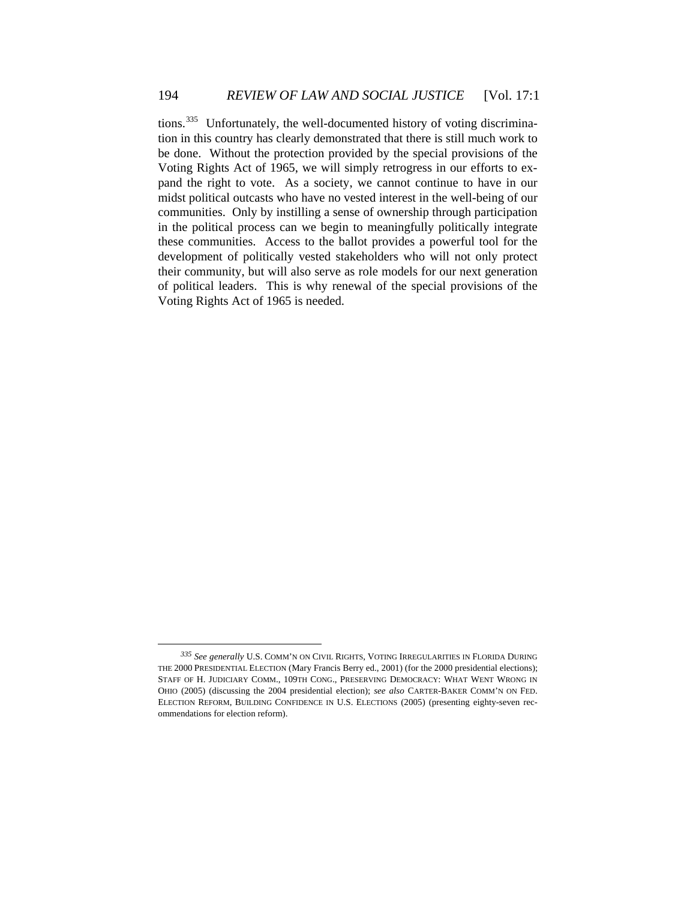tions.[335] Unfortunately, the well-documented history of voting discrimination in this country has clearly demonstrated that there is still much work to be done. Without the protection provided by the special provisions of the Voting Rights Act of 1965, we will simply retrogress in our efforts to expand the right to vote. As a society, we cannot continue to have in our midst political outcasts who have no vested interest in the well-being of our communities. Only by instilling a sense of ownership through participation in the political process can we begin to meaningfully politically integrate these communities. Access to the ballot provides a powerful tool for the development of politically vested stakeholders who will not only protect their community, but will also serve as role models for our next generation of political leaders. This is why renewal of the special provisions of the Voting Rights Act of 1965 is needed.

---

[335] *See generally* U.S. COMM'N ON CIVIL RIGHTS, VOTING IRREGULARITIES IN FLORIDA DURING THE 2000 PRESIDENTIAL ELECTION (Mary Francis Berry ed., 2001) (for the 2000 presidential elections); STAFF OF H. JUDICIARY COMM., 109TH CONG., PRESERVING DEMOCRACY: WHAT WENT WRONG IN OHIO (2005) (discussing the 2004 presidential election); *see also* CARTER-BAKER COMM'N ON FED. ELECTION REFORM, BUILDING CONFIDENCE IN U.S. ELECTIONS (2005) (presenting eighty-seven recommendations for election reform).